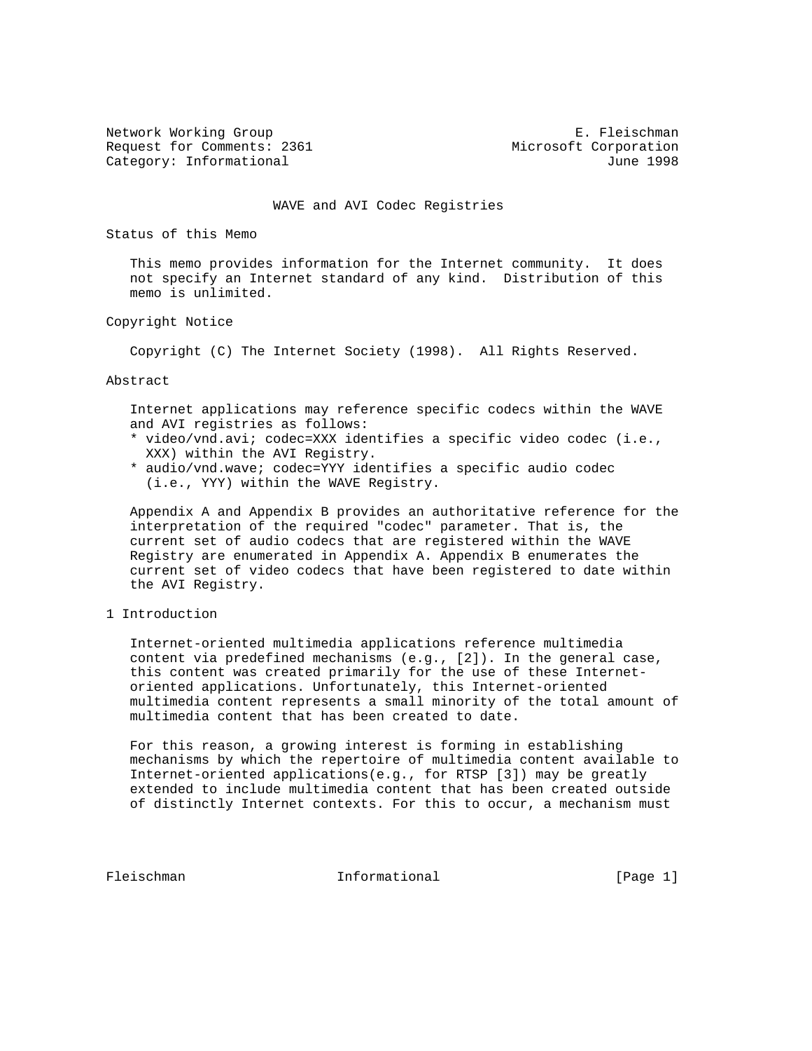Network Working Group E. Fleischman
Request for Comments: 2361 Microsoft Corporation
Category: Informational June 1998

# WAVE and AVI Codec Registries

## Status of this Memo

This memo provides information for the Internet community. It does not specify an Internet standard of any kind. Distribution of this memo is unlimited.

## Copyright Notice

Copyright (C) The Internet Society (1998). All Rights Reserved.

## Abstract

Internet applications may reference specific codecs within the WAVE and AVI registries as follows:

* video/vnd.avi; codec=XXX identifies a specific video codec (i.e., XXX) within the AVI Registry.
* audio/vnd.wave; codec=YYY identifies a specific audio codec (i.e., YYY) within the WAVE Registry.

Appendix A and Appendix B provides an authoritative reference for the interpretation of the required "codec" parameter. That is, the current set of audio codecs that are registered within the WAVE Registry are enumerated in Appendix A. Appendix B enumerates the current set of video codecs that have been registered to date within the AVI Registry.

## 1 Introduction

Internet-oriented multimedia applications reference multimedia content via predefined mechanisms (e.g., [2]). In the general case, this content was created primarily for the use of these Internet-oriented applications. Unfortunately, this Internet-oriented multimedia content represents a small minority of the total amount of multimedia content that has been created to date.

For this reason, a growing interest is forming in establishing mechanisms by which the repertoire of multimedia content available to Internet-oriented applications(e.g., for RTSP [3]) may be greatly extended to include multimedia content that has been created outside of distinctly Internet contexts. For this to occur, a mechanism must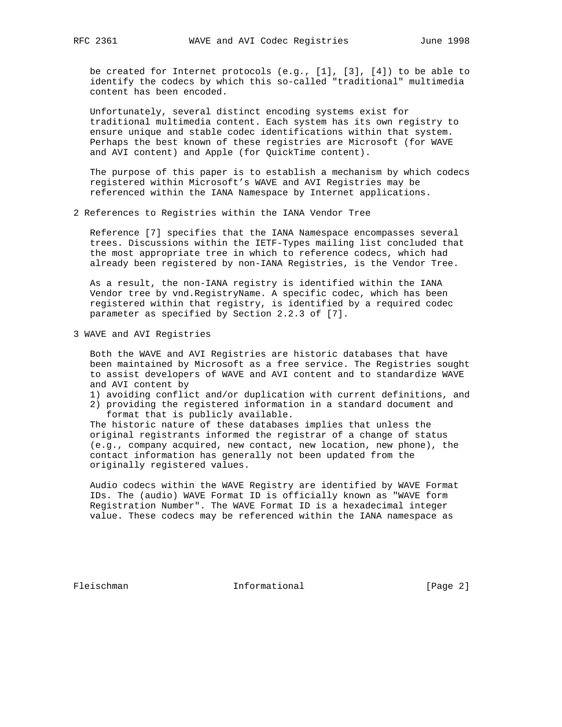be created for Internet protocols (e.g., [1], [3], [4]) to be able to identify the codecs by which this so-called "traditional" multimedia content has been encoded.

Unfortunately, several distinct encoding systems exist for traditional multimedia content. Each system has its own registry to ensure unique and stable codec identifications within that system. Perhaps the best known of these registries are Microsoft (for WAVE and AVI content) and Apple (for QuickTime content).

The purpose of this paper is to establish a mechanism by which codecs registered within Microsoft's WAVE and AVI Registries may be referenced within the IANA Namespace by Internet applications.

## 2 References to Registries within the IANA Vendor Tree

Reference [7] specifies that the IANA Namespace encompasses several trees. Discussions within the IETF-Types mailing list concluded that the most appropriate tree in which to reference codecs, which had already been registered by non-IANA Registries, is the Vendor Tree.

As a result, the non-IANA registry is identified within the IANA Vendor tree by vnd.RegistryName. A specific codec, which has been registered within that registry, is identified by a required codec parameter as specified by Section 2.2.3 of [7].

## 3 WAVE and AVI Registries

Both the WAVE and AVI Registries are historic databases that have been maintained by Microsoft as a free service. The Registries sought to assist developers of WAVE and AVI content and to standardize WAVE and AVI content by

1) avoiding conflict and/or duplication with current definitions, and
2) providing the registered information in a standard document and format that is publicly available.

The historic nature of these databases implies that unless the original registrants informed the registrar of a change of status (e.g., company acquired, new contact, new location, new phone), the contact information has generally not been updated from the originally registered values.

Audio codecs within the WAVE Registry are identified by WAVE Format IDs. The (audio) WAVE Format ID is officially known as "WAVE form Registration Number". The WAVE Format ID is a hexadecimal integer value. These codecs may be referenced within the IANA namespace as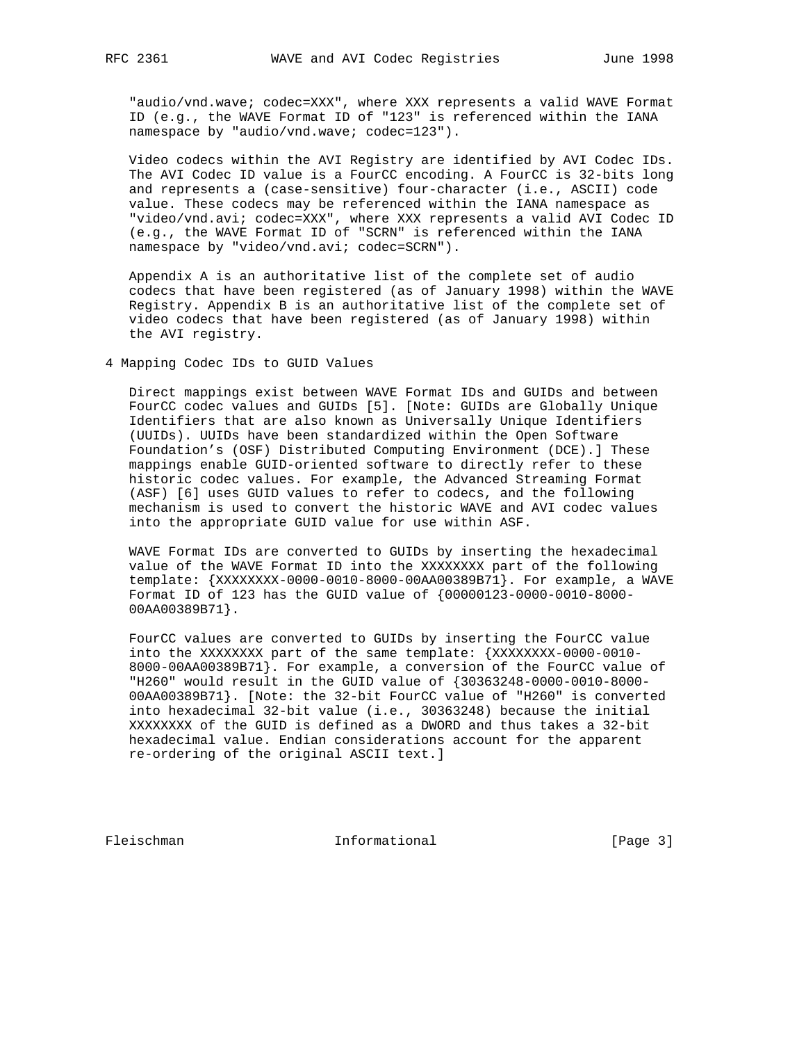"audio/vnd.wave; codec=XXX", where XXX represents a valid WAVE Format ID (e.g., the WAVE Format ID of "123" is referenced within the IANA namespace by "audio/vnd.wave; codec=123").

Video codecs within the AVI Registry are identified by AVI Codec IDs. The AVI Codec ID value is a FourCC encoding. A FourCC is 32-bits long and represents a (case-sensitive) four-character (i.e., ASCII) code value. These codecs may be referenced within the IANA namespace as "video/vnd.avi; codec=XXX", where XXX represents a valid AVI Codec ID (e.g., the WAVE Format ID of "SCRN" is referenced within the IANA namespace by "video/vnd.avi; codec=SCRN").

Appendix A is an authoritative list of the complete set of audio codecs that have been registered (as of January 1998) within the WAVE Registry. Appendix B is an authoritative list of the complete set of video codecs that have been registered (as of January 1998) within the AVI registry.

## 4 Mapping Codec IDs to GUID Values

Direct mappings exist between WAVE Format IDs and GUIDs and between FourCC codec values and GUIDs [5]. [Note: GUIDs are Globally Unique Identifiers that are also known as Universally Unique Identifiers (UUIDs). UUIDs have been standardized within the Open Software Foundation's (OSF) Distributed Computing Environment (DCE).] These mappings enable GUID-oriented software to directly refer to these historic codec values. For example, the Advanced Streaming Format (ASF) [6] uses GUID values to refer to codecs, and the following mechanism is used to convert the historic WAVE and AVI codec values into the appropriate GUID value for use within ASF.

WAVE Format IDs are converted to GUIDs by inserting the hexadecimal value of the WAVE Format ID into the XXXXXXXX part of the following template: {XXXXXXXX-0000-0010-8000-00AA00389B71}. For example, a WAVE Format ID of 123 has the GUID value of {00000123-0000-0010-8000-00AA00389B71}.

FourCC values are converted to GUIDs by inserting the FourCC value into the XXXXXXXX part of the same template: {XXXXXXXX-0000-0010-8000-00AA00389B71}. For example, a conversion of the FourCC value of "H260" would result in the GUID value of {30363248-0000-0010-8000-00AA00389B71}. [Note: the 32-bit FourCC value of "H260" is converted into hexadecimal 32-bit value (i.e., 30363248) because the initial XXXXXXXX of the GUID is defined as a DWORD and thus takes a 32-bit hexadecimal value. Endian considerations account for the apparent re-ordering of the original ASCII text.]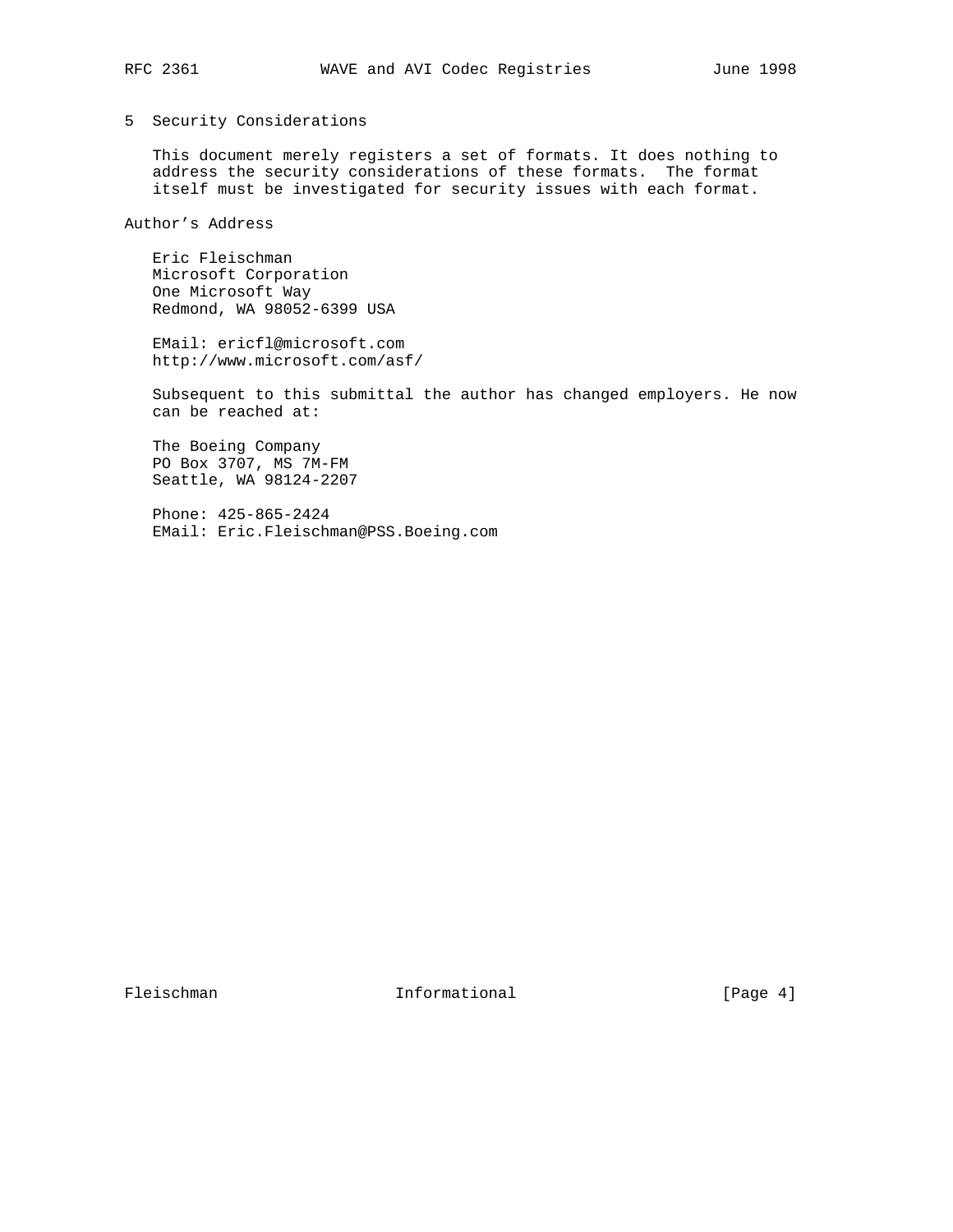## 5 Security Considerations

This document merely registers a set of formats. It does nothing to address the security considerations of these formats. The format itself must be investigated for security issues with each format.

## Author's Address

Eric Fleischman
Microsoft Corporation
One Microsoft Way
Redmond, WA 98052-6399 USA

EMail: ericfl@microsoft.com
http://www.microsoft.com/asf/

Subsequent to this submittal the author has changed employers. He now can be reached at:

The Boeing Company
PO Box 3707, MS 7M-FM
Seattle, WA 98124-2207

Phone: 425-865-2424
EMail: Eric.Fleischman@PSS.Boeing.com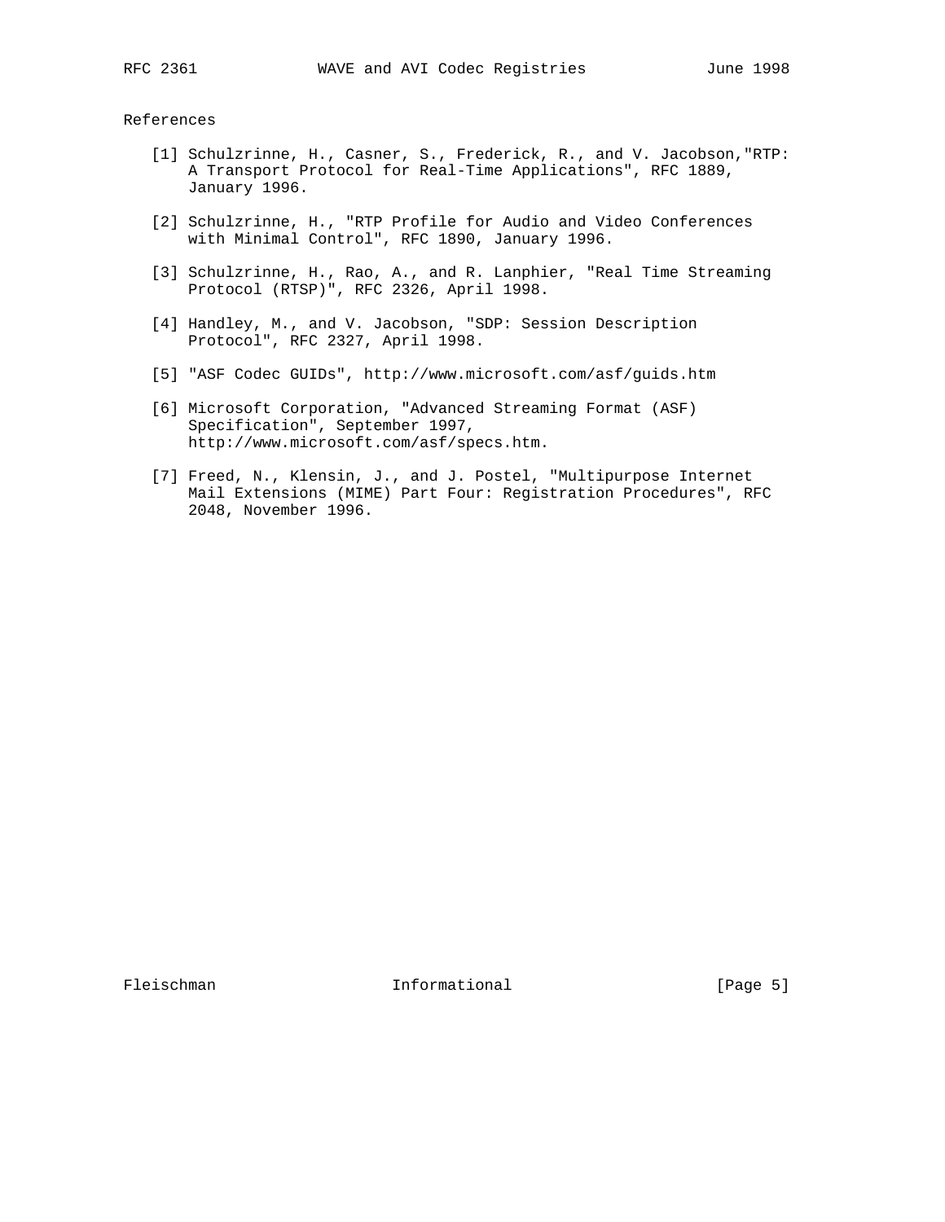## References

[1] Schulzrinne, H., Casner, S., Frederick, R., and V. Jacobson,"RTP: A Transport Protocol for Real-Time Applications", RFC 1889, January 1996.

[2] Schulzrinne, H., "RTP Profile for Audio and Video Conferences with Minimal Control", RFC 1890, January 1996.

[3] Schulzrinne, H., Rao, A., and R. Lanphier, "Real Time Streaming Protocol (RTSP)", RFC 2326, April 1998.

[4] Handley, M., and V. Jacobson, "SDP: Session Description Protocol", RFC 2327, April 1998.

[5] "ASF Codec GUIDs", http://www.microsoft.com/asf/guids.htm

[6] Microsoft Corporation, "Advanced Streaming Format (ASF) Specification", September 1997, http://www.microsoft.com/asf/specs.htm.

[7] Freed, N., Klensin, J., and J. Postel, "Multipurpose Internet Mail Extensions (MIME) Part Four: Registration Procedures", RFC 2048, November 1996.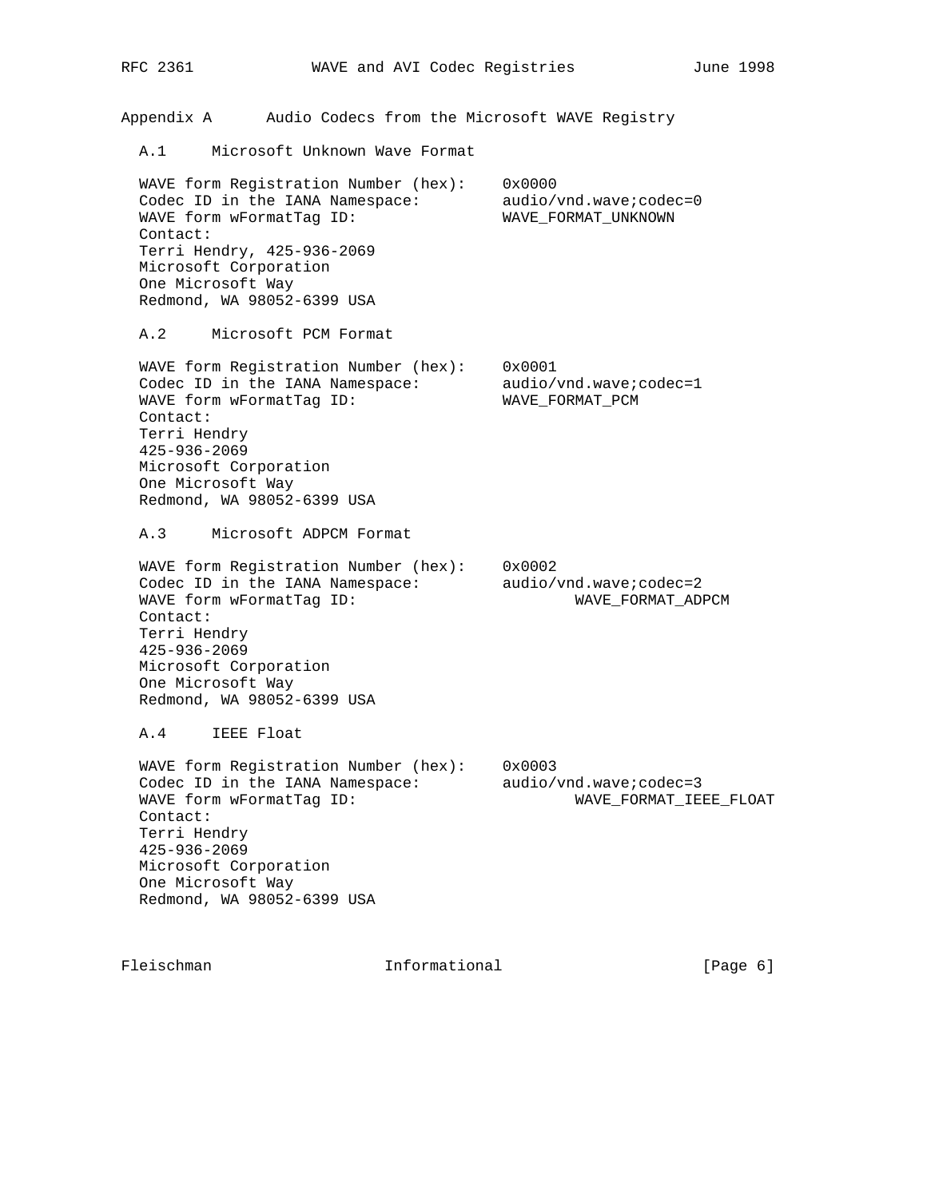# Appendix A Audio Codecs from the Microsoft WAVE Registry

## A.1 Microsoft Unknown Wave Format

WAVE form Registration Number (hex): 0x0000
Codec ID in the IANA Namespace: audio/vnd.wave;codec=0
WAVE form wFormatTag ID: WAVE_FORMAT_UNKNOWN
Contact:
Terri Hendry, 425-936-2069
Microsoft Corporation
One Microsoft Way
Redmond, WA 98052-6399 USA

## A.2 Microsoft PCM Format

WAVE form Registration Number (hex): 0x0001
Codec ID in the IANA Namespace: audio/vnd.wave;codec=1
WAVE form wFormatTag ID: WAVE_FORMAT_PCM
Contact:
Terri Hendry
425-936-2069
Microsoft Corporation
One Microsoft Way
Redmond, WA 98052-6399 USA

## A.3 Microsoft ADPCM Format

WAVE form Registration Number (hex): 0x0002
Codec ID in the IANA Namespace: audio/vnd.wave;codec=2
WAVE form wFormatTag ID: WAVE_FORMAT_ADPCM
Contact:
Terri Hendry
425-936-2069
Microsoft Corporation
One Microsoft Way
Redmond, WA 98052-6399 USA

## A.4 IEEE Float

WAVE form Registration Number (hex): 0x0003
Codec ID in the IANA Namespace: audio/vnd.wave;codec=3
WAVE form wFormatTag ID: WAVE_FORMAT_IEEE_FLOAT
Contact:
Terri Hendry
425-936-2069
Microsoft Corporation
One Microsoft Way
Redmond, WA 98052-6399 USA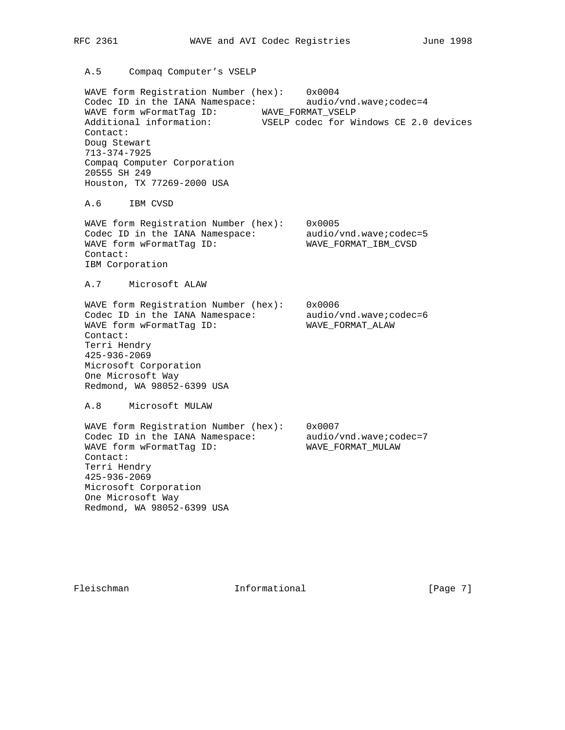### A.5 Compaq Computer's VSELP

WAVE form Registration Number (hex): 0x0004
Codec ID in the IANA Namespace: audio/vnd.wave;codec=4
WAVE form wFormatTag ID: WAVE_FORMAT_VSELP
Additional information: VSELP codec for Windows CE 2.0 devices
Contact:
Doug Stewart
713-374-7925
Compaq Computer Corporation
20555 SH 249
Houston, TX 77269-2000 USA

### A.6 IBM CVSD

WAVE form Registration Number (hex): 0x0005
Codec ID in the IANA Namespace: audio/vnd.wave;codec=5
WAVE form wFormatTag ID: WAVE_FORMAT_IBM_CVSD
Contact:
IBM Corporation

### A.7 Microsoft ALAW

WAVE form Registration Number (hex): 0x0006
Codec ID in the IANA Namespace: audio/vnd.wave;codec=6
WAVE form wFormatTag ID: WAVE_FORMAT_ALAW
Contact:
Terri Hendry
425-936-2069
Microsoft Corporation
One Microsoft Way
Redmond, WA 98052-6399 USA

### A.8 Microsoft MULAW

WAVE form Registration Number (hex): 0x0007
Codec ID in the IANA Namespace: audio/vnd.wave;codec=7
WAVE form wFormatTag ID: WAVE_FORMAT_MULAW
Contact:
Terri Hendry
425-936-2069
Microsoft Corporation
One Microsoft Way
Redmond, WA 98052-6399 USA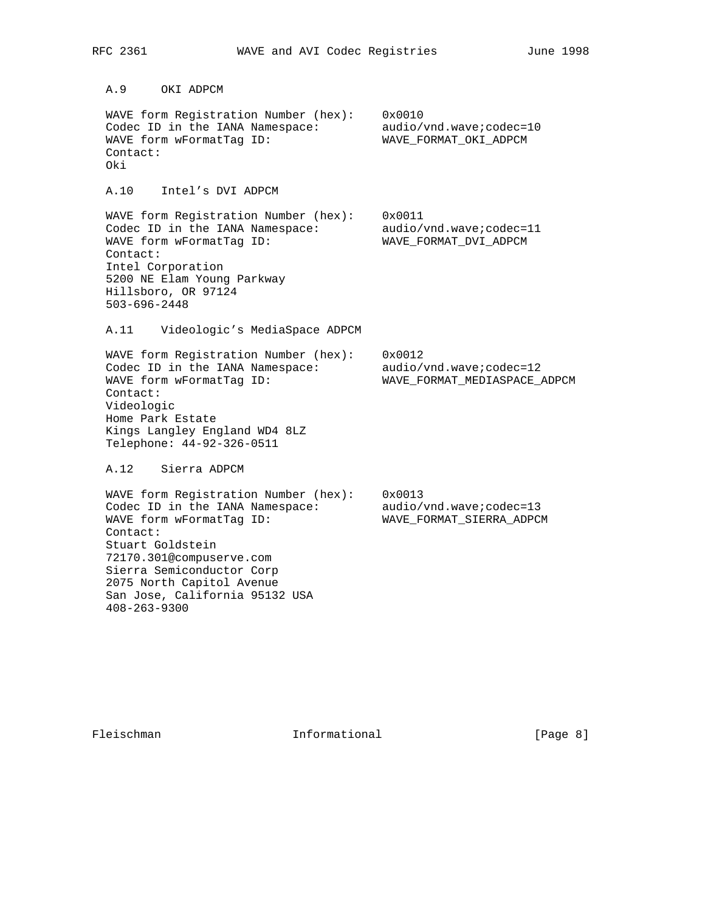### A.9 OKI ADPCM

```
WAVE form Registration Number (hex):    0x0010
Codec ID in the IANA Namespace:         audio/vnd.wave;codec=10
WAVE form wFormatTag ID:                WAVE_FORMAT_OKI_ADPCM
Contact:
Oki
```

### A.10 Intel's DVI ADPCM

```
WAVE form Registration Number (hex):    0x0011
Codec ID in the IANA Namespace:         audio/vnd.wave;codec=11
WAVE form wFormatTag ID:                WAVE_FORMAT_DVI_ADPCM
Contact:
Intel Corporation
5200 NE Elam Young Parkway
Hillsboro, OR 97124
503-696-2448
```

### A.11 Videologic's MediaSpace ADPCM

```
WAVE form Registration Number (hex):    0x0012
Codec ID in the IANA Namespace:         audio/vnd.wave;codec=12
WAVE form wFormatTag ID:                WAVE_FORMAT_MEDIASPACE_ADPCM
Contact:
Videologic
Home Park Estate
Kings Langley England WD4 8LZ
Telephone: 44-92-326-0511
```

### A.12 Sierra ADPCM

```
WAVE form Registration Number (hex):    0x0013
Codec ID in the IANA Namespace:         audio/vnd.wave;codec=13
WAVE form wFormatTag ID:                WAVE_FORMAT_SIERRA_ADPCM
Contact:
Stuart Goldstein
72170.301@compuserve.com
Sierra Semiconductor Corp
2075 North Capitol Avenue
San Jose, California 95132 USA
408-263-9300
```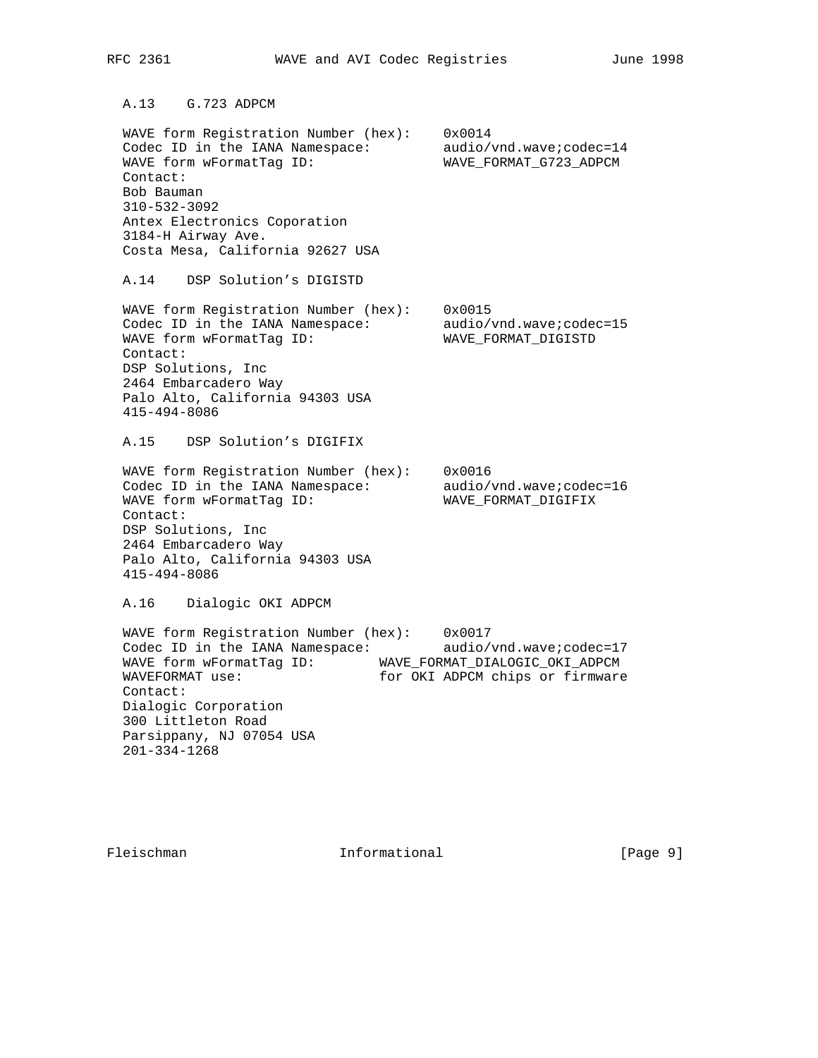### A.13 G.723 ADPCM

```
WAVE form Registration Number (hex):    0x0014
Codec ID in the IANA Namespace:         audio/vnd.wave;codec=14
WAVE form wFormatTag ID:                WAVE_FORMAT_G723_ADPCM
Contact:
Bob Bauman
310-532-3092
Antex Electronics Coporation
3184-H Airway Ave.
Costa Mesa, California 92627 USA
```

### A.14 DSP Solution’s DIGISTD

```
WAVE form Registration Number (hex):    0x0015
Codec ID in the IANA Namespace:         audio/vnd.wave;codec=15
WAVE form wFormatTag ID:                WAVE_FORMAT_DIGISTD
Contact:
DSP Solutions, Inc
2464 Embarcadero Way
Palo Alto, California 94303 USA
415-494-8086
```

### A.15 DSP Solution’s DIGIFIX

```
WAVE form Registration Number (hex):    0x0016
Codec ID in the IANA Namespace:         audio/vnd.wave;codec=16
WAVE form wFormatTag ID:                WAVE_FORMAT_DIGIFIX
Contact:
DSP Solutions, Inc
2464 Embarcadero Way
Palo Alto, California 94303 USA
415-494-8086
```

### A.16 Dialogic OKI ADPCM

```
WAVE form Registration Number (hex):    0x0017
Codec ID in the IANA Namespace:         audio/vnd.wave;codec=17
WAVE form wFormatTag ID:        WAVE_FORMAT_DIALOGIC_OKI_ADPCM
WAVEFORMAT use:                 for OKI ADPCM chips or firmware
Contact:
Dialogic Corporation
300 Littleton Road
Parsippany, NJ 07054 USA
201-334-1268
```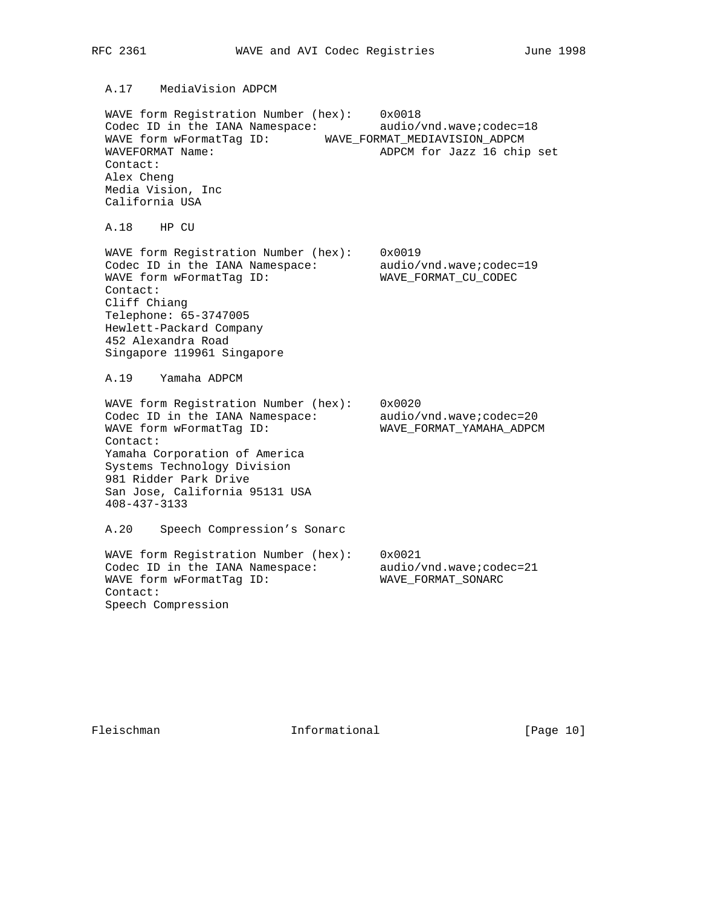### A.17 MediaVision ADPCM

WAVE form Registration Number (hex): 0x0018
Codec ID in the IANA Namespace: audio/vnd.wave;codec=18
WAVE form wFormatTag ID: WAVE_FORMAT_MEDIAVISION_ADPCM
WAVEFORMAT Name: ADPCM for Jazz 16 chip set
Contact:
Alex Cheng
Media Vision, Inc
California USA

### A.18 HP CU

WAVE form Registration Number (hex): 0x0019
Codec ID in the IANA Namespace: audio/vnd.wave;codec=19
WAVE form wFormatTag ID: WAVE_FORMAT_CU_CODEC
Contact:
Cliff Chiang
Telephone: 65-3747005
Hewlett-Packard Company
452 Alexandra Road
Singapore 119961 Singapore

### A.19 Yamaha ADPCM

WAVE form Registration Number (hex): 0x0020
Codec ID in the IANA Namespace: audio/vnd.wave;codec=20
WAVE form wFormatTag ID: WAVE_FORMAT_YAMAHA_ADPCM
Contact:
Yamaha Corporation of America
Systems Technology Division
981 Ridder Park Drive
San Jose, California 95131 USA
408-437-3133

### A.20 Speech Compression's Sonarc

WAVE form Registration Number (hex): 0x0021
Codec ID in the IANA Namespace: audio/vnd.wave;codec=21
WAVE form wFormatTag ID: WAVE_FORMAT_SONARC
Contact:
Speech Compression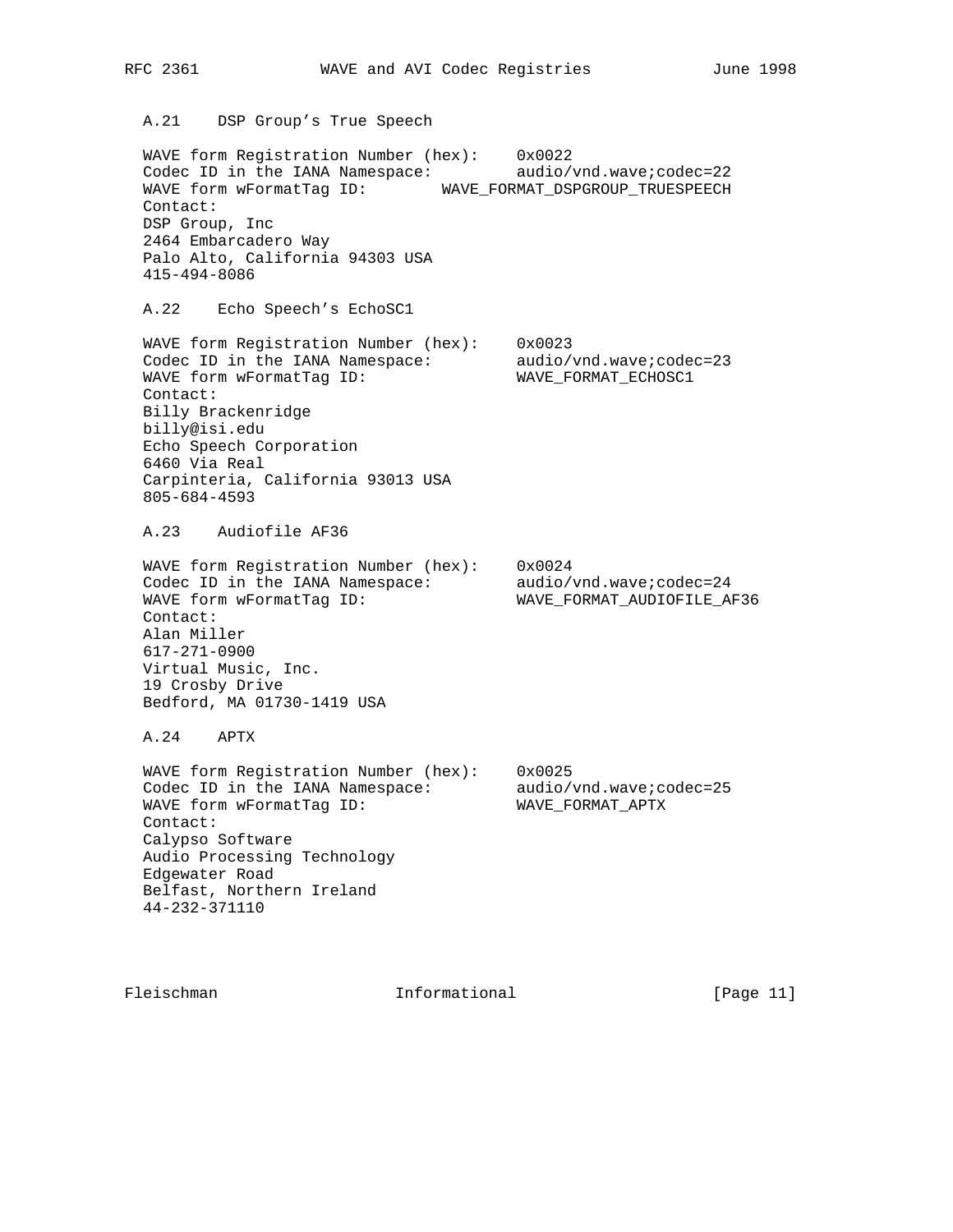### A.21 DSP Group's True Speech

WAVE form Registration Number (hex): 0x0022
Codec ID in the IANA Namespace: audio/vnd.wave;codec=22
WAVE form wFormatTag ID: WAVE_FORMAT_DSPGROUP_TRUESPEECH
Contact:
DSP Group, Inc
2464 Embarcadero Way
Palo Alto, California 94303 USA
415-494-8086

### A.22 Echo Speech's EchoSC1

WAVE form Registration Number (hex): 0x0023
Codec ID in the IANA Namespace: audio/vnd.wave;codec=23
WAVE form wFormatTag ID: WAVE_FORMAT_ECHOSC1
Contact:
Billy Brackenridge
billy@isi.edu
Echo Speech Corporation
6460 Via Real
Carpinteria, California 93013 USA
805-684-4593

### A.23 Audiofile AF36

WAVE form Registration Number (hex): 0x0024
Codec ID in the IANA Namespace: audio/vnd.wave;codec=24
WAVE form wFormatTag ID: WAVE_FORMAT_AUDIOFILE_AF36
Contact:
Alan Miller
617-271-0900
Virtual Music, Inc.
19 Crosby Drive
Bedford, MA 01730-1419 USA

### A.24 APTX

WAVE form Registration Number (hex): 0x0025
Codec ID in the IANA Namespace: audio/vnd.wave;codec=25
WAVE form wFormatTag ID: WAVE_FORMAT_APTX
Contact:
Calypso Software
Audio Processing Technology
Edgewater Road
Belfast, Northern Ireland
44-232-371110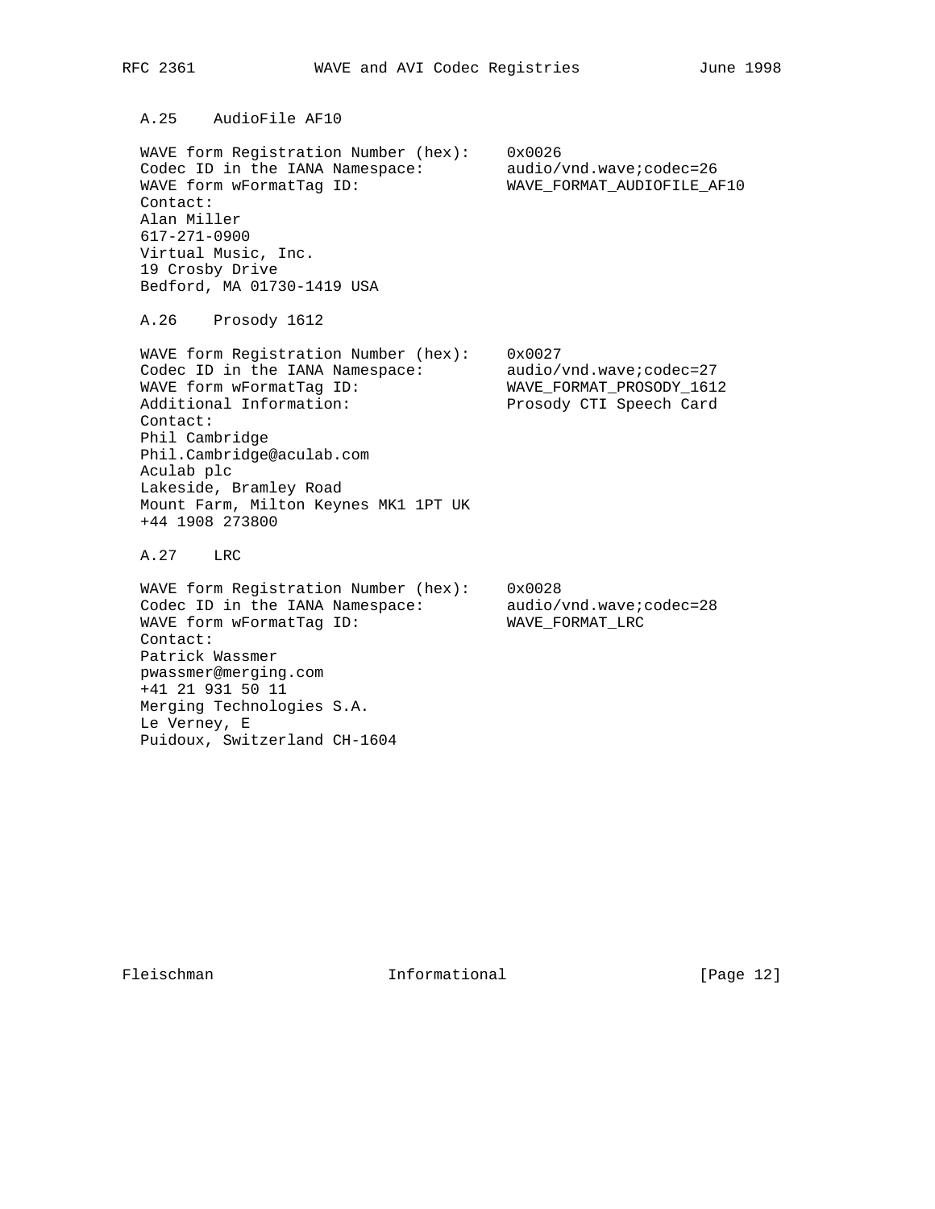### A.25 AudioFile AF10

WAVE form Registration Number (hex): 0x0026
Codec ID in the IANA Namespace: audio/vnd.wave;codec=26
WAVE form wFormatTag ID: WAVE_FORMAT_AUDIOFILE_AF10
Contact:
Alan Miller
617-271-0900
Virtual Music, Inc.
19 Crosby Drive
Bedford, MA 01730-1419 USA

### A.26 Prosody 1612

WAVE form Registration Number (hex): 0x0027
Codec ID in the IANA Namespace: audio/vnd.wave;codec=27
WAVE form wFormatTag ID: WAVE_FORMAT_PROSODY_1612
Additional Information: Prosody CTI Speech Card
Contact:
Phil Cambridge
Phil.Cambridge@aculab.com
Aculab plc
Lakeside, Bramley Road
Mount Farm, Milton Keynes MK1 1PT UK
+44 1908 273800

### A.27 LRC

WAVE form Registration Number (hex): 0x0028
Codec ID in the IANA Namespace: audio/vnd.wave;codec=28
WAVE form wFormatTag ID: WAVE_FORMAT_LRC
Contact:
Patrick Wassmer
pwassmer@merging.com
+41 21 931 50 11
Merging Technologies S.A.
Le Verney, E
Puidoux, Switzerland CH-1604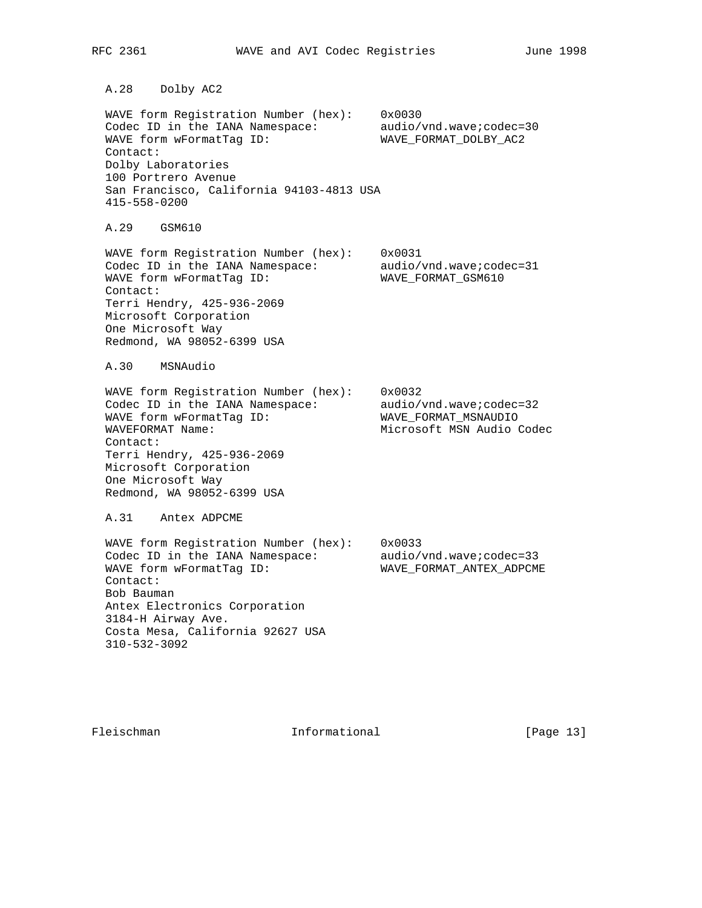### A.28 Dolby AC2

```
WAVE form Registration Number (hex):    0x0030
Codec ID in the IANA Namespace:         audio/vnd.wave;codec=30
WAVE form wFormatTag ID:                WAVE_FORMAT_DOLBY_AC2
Contact:
Dolby Laboratories
100 Portrero Avenue
San Francisco, California 94103-4813 USA
415-558-0200
```

### A.29 GSM610

```
WAVE form Registration Number (hex):    0x0031
Codec ID in the IANA Namespace:         audio/vnd.wave;codec=31
WAVE form wFormatTag ID:                WAVE_FORMAT_GSM610
Contact:
Terri Hendry, 425-936-2069
Microsoft Corporation
One Microsoft Way
Redmond, WA 98052-6399 USA
```

### A.30 MSNAudio

```
WAVE form Registration Number (hex):    0x0032
Codec ID in the IANA Namespace:         audio/vnd.wave;codec=32
WAVE form wFormatTag ID:                WAVE_FORMAT_MSNAUDIO
WAVEFORMAT Name:                        Microsoft MSN Audio Codec
Contact:
Terri Hendry, 425-936-2069
Microsoft Corporation
One Microsoft Way
Redmond, WA 98052-6399 USA
```

### A.31 Antex ADPCME

```
WAVE form Registration Number (hex):    0x0033
Codec ID in the IANA Namespace:         audio/vnd.wave;codec=33
WAVE form wFormatTag ID:                WAVE_FORMAT_ANTEX_ADPCME
Contact:
Bob Bauman
Antex Electronics Corporation
3184-H Airway Ave.
Costa Mesa, California 92627 USA
310-532-3092
```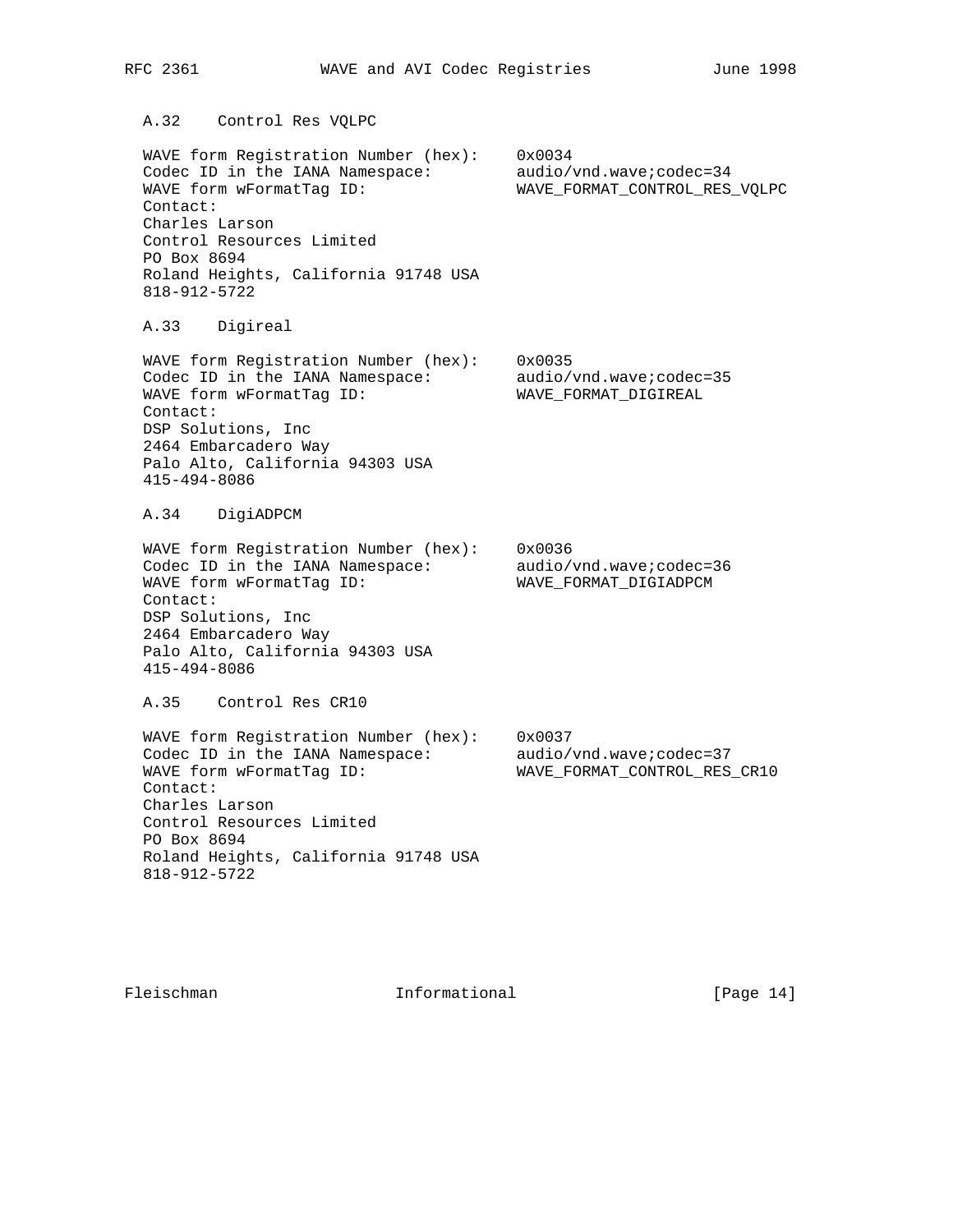### A.32 Control Res VQLPC

WAVE form Registration Number (hex): 0x0034
Codec ID in the IANA Namespace: audio/vnd.wave;codec=34
WAVE form wFormatTag ID: WAVE_FORMAT_CONTROL_RES_VQLPC
Contact:
Charles Larson
Control Resources Limited
PO Box 8694
Roland Heights, California 91748 USA
818-912-5722

### A.33 Digireal

WAVE form Registration Number (hex): 0x0035
Codec ID in the IANA Namespace: audio/vnd.wave;codec=35
WAVE form wFormatTag ID: WAVE_FORMAT_DIGIREAL
Contact:
DSP Solutions, Inc
2464 Embarcadero Way
Palo Alto, California 94303 USA
415-494-8086

### A.34 DigiADPCM

WAVE form Registration Number (hex): 0x0036
Codec ID in the IANA Namespace: audio/vnd.wave;codec=36
WAVE form wFormatTag ID: WAVE_FORMAT_DIGIADPCM
Contact:
DSP Solutions, Inc
2464 Embarcadero Way
Palo Alto, California 94303 USA
415-494-8086

### A.35 Control Res CR10

WAVE form Registration Number (hex): 0x0037
Codec ID in the IANA Namespace: audio/vnd.wave;codec=37
WAVE form wFormatTag ID: WAVE_FORMAT_CONTROL_RES_CR10
Contact:
Charles Larson
Control Resources Limited
PO Box 8694
Roland Heights, California 91748 USA
818-912-5722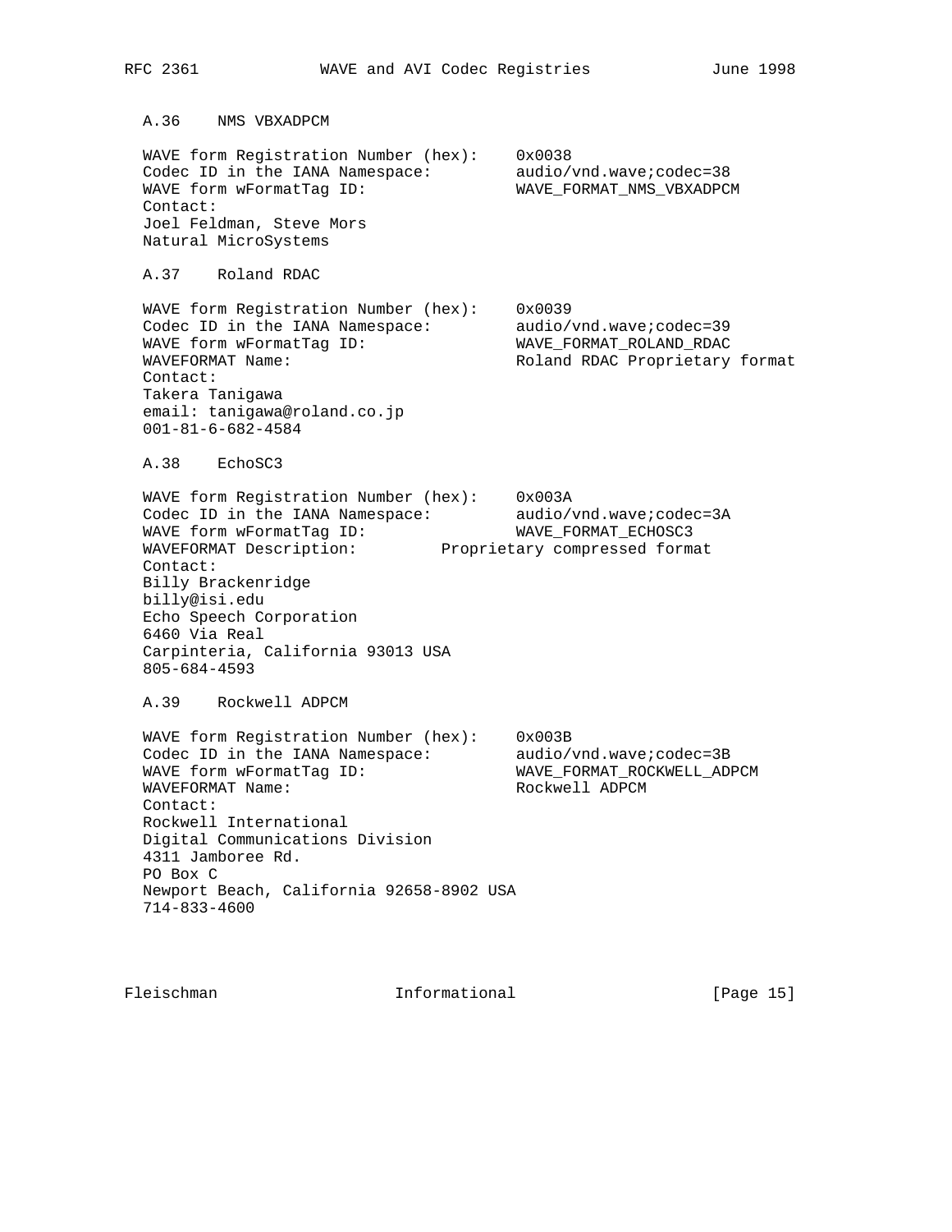### A.36 NMS VBXADPCM

```
WAVE form Registration Number (hex):    0x0038
Codec ID in the IANA Namespace:         audio/vnd.wave;codec=38
WAVE form wFormatTag ID:                WAVE_FORMAT_NMS_VBXADPCM
Contact:
Joel Feldman, Steve Mors
Natural MicroSystems
```

### A.37 Roland RDAC

```
WAVE form Registration Number (hex):    0x0039
Codec ID in the IANA Namespace:         audio/vnd.wave;codec=39
WAVE form wFormatTag ID:                WAVE_FORMAT_ROLAND_RDAC
WAVEFORMAT Name:                        Roland RDAC Proprietary format
Contact:
Takera Tanigawa
email: tanigawa@roland.co.jp
001-81-6-682-4584
```

### A.38 EchoSC3

```
WAVE form Registration Number (hex):    0x003A
Codec ID in the IANA Namespace:         audio/vnd.wave;codec=3A
WAVE form wFormatTag ID:                WAVE_FORMAT_ECHOSC3
WAVEFORMAT Description:         Proprietary compressed format
Contact:
Billy Brackenridge
billy@isi.edu
Echo Speech Corporation
6460 Via Real
Carpinteria, California 93013 USA
805-684-4593
```

### A.39 Rockwell ADPCM

```
WAVE form Registration Number (hex):    0x003B
Codec ID in the IANA Namespace:         audio/vnd.wave;codec=3B
WAVE form wFormatTag ID:                WAVE_FORMAT_ROCKWELL_ADPCM
WAVEFORMAT Name:                        Rockwell ADPCM
Contact:
Rockwell International
Digital Communications Division
4311 Jamboree Rd.
PO Box C
Newport Beach, California 92658-8902 USA
714-833-4600
```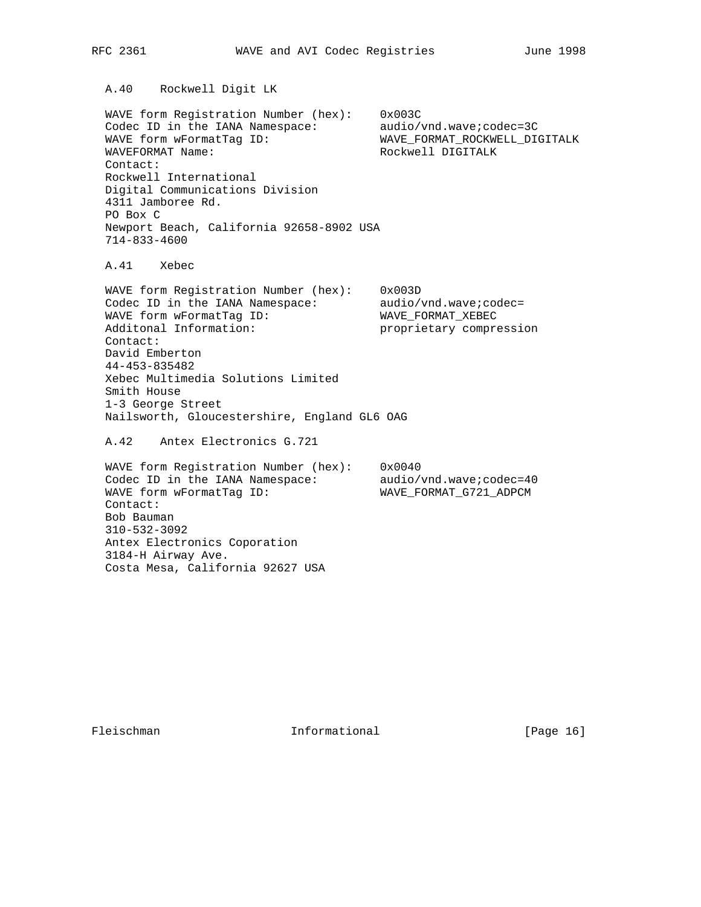### A.40 Rockwell Digit LK

```
WAVE form Registration Number (hex):    0x003C
Codec ID in the IANA Namespace:         audio/vnd.wave;codec=3C
WAVE form wFormatTag ID:                WAVE_FORMAT_ROCKWELL_DIGITALK
WAVEFORMAT Name:                        Rockwell DIGITALK
Contact:
Rockwell International
Digital Communications Division
4311 Jamboree Rd.
PO Box C
Newport Beach, California 92658-8902 USA
714-833-4600
```

### A.41 Xebec

```
WAVE form Registration Number (hex):    0x003D
Codec ID in the IANA Namespace:         audio/vnd.wave;codec=
WAVE form wFormatTag ID:                WAVE_FORMAT_XEBEC
Additonal Information:                  proprietary compression
Contact:
David Emberton
44-453-835482
Xebec Multimedia Solutions Limited
Smith House
1-3 George Street
Nailsworth, Gloucestershire, England GL6 OAG
```

### A.42 Antex Electronics G.721

```
WAVE form Registration Number (hex):    0x0040
Codec ID in the IANA Namespace:         audio/vnd.wave;codec=40
WAVE form wFormatTag ID:                WAVE_FORMAT_G721_ADPCM
Contact:
Bob Bauman
310-532-3092
Antex Electronics Coporation
3184-H Airway Ave.
Costa Mesa, California 92627 USA
```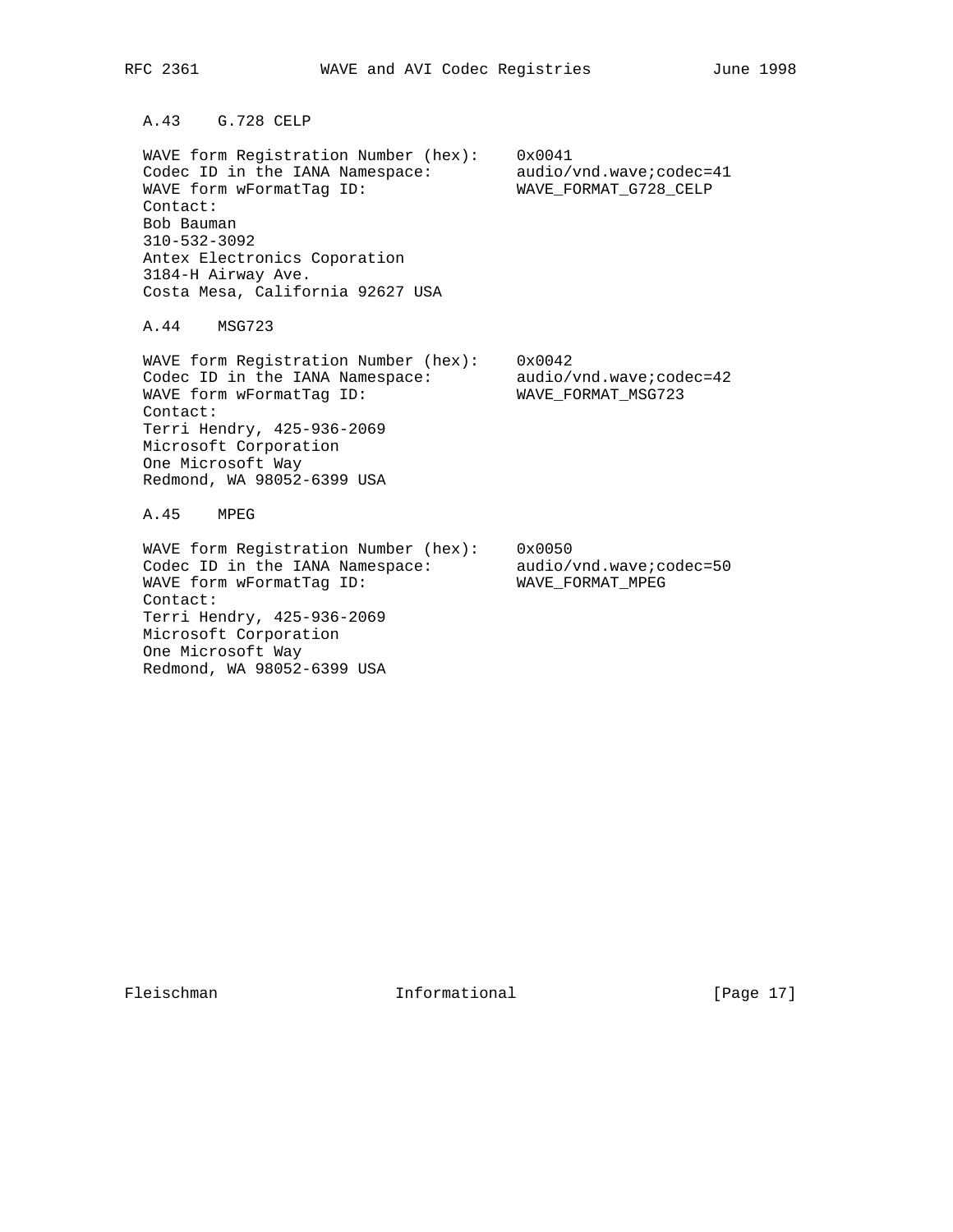### A.43 G.728 CELP

WAVE form Registration Number (hex): 0x0041
Codec ID in the IANA Namespace: audio/vnd.wave;codec=41
WAVE form wFormatTag ID: WAVE_FORMAT_G728_CELP
Contact:
Bob Bauman
310-532-3092
Antex Electronics Coporation
3184-H Airway Ave.
Costa Mesa, California 92627 USA

### A.44 MSG723

WAVE form Registration Number (hex): 0x0042
Codec ID in the IANA Namespace: audio/vnd.wave;codec=42
WAVE form wFormatTag ID: WAVE_FORMAT_MSG723
Contact:
Terri Hendry, 425-936-2069
Microsoft Corporation
One Microsoft Way
Redmond, WA 98052-6399 USA

### A.45 MPEG

WAVE form Registration Number (hex): 0x0050
Codec ID in the IANA Namespace: audio/vnd.wave;codec=50
WAVE form wFormatTag ID: WAVE_FORMAT_MPEG
Contact:
Terri Hendry, 425-936-2069
Microsoft Corporation
One Microsoft Way
Redmond, WA 98052-6399 USA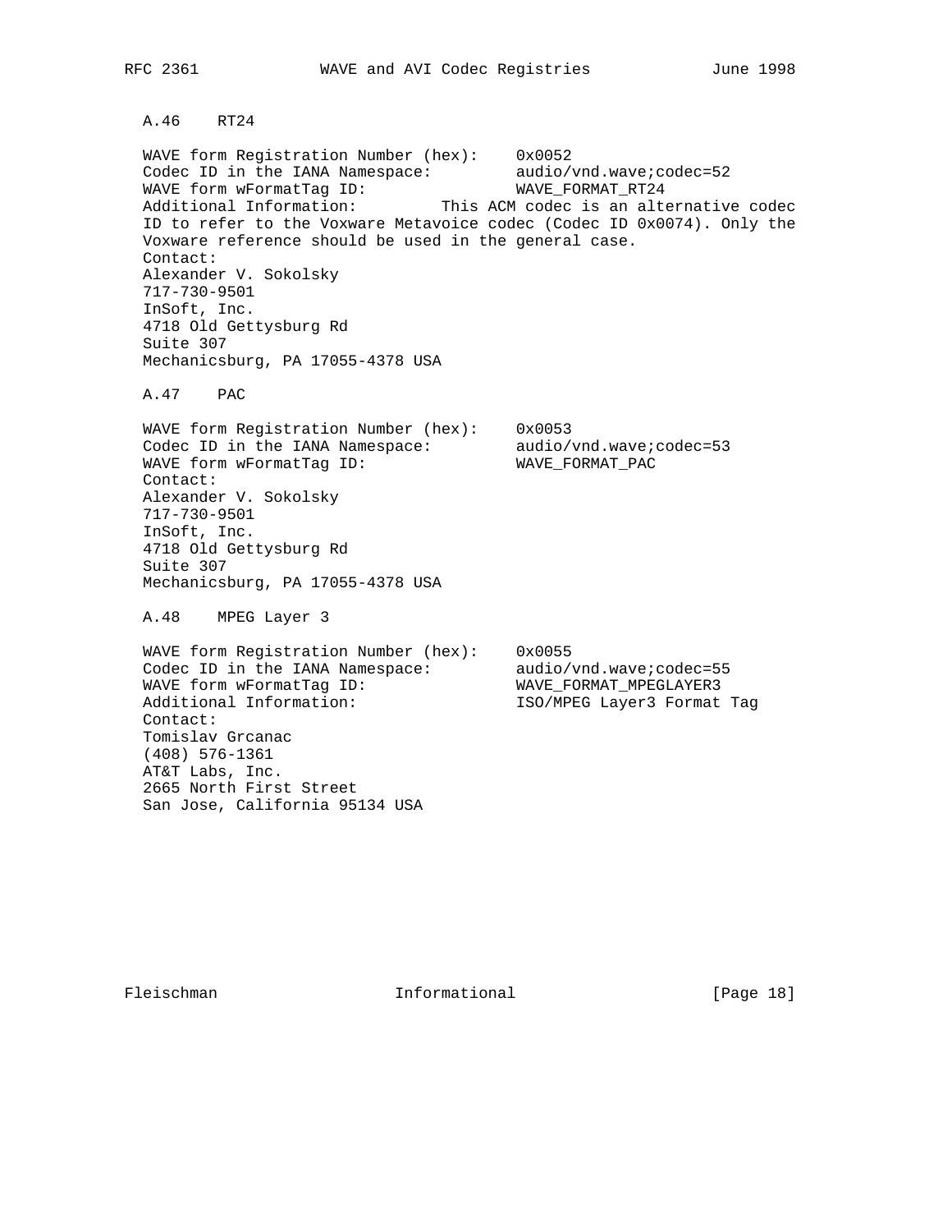### A.46 RT24

WAVE form Registration Number (hex): 0x0052
Codec ID in the IANA Namespace: audio/vnd.wave;codec=52
WAVE form wFormatTag ID: WAVE_FORMAT_RT24
Additional Information: This ACM codec is an alternative codec ID to refer to the Voxware Metavoice codec (Codec ID 0x0074). Only the Voxware reference should be used in the general case.
Contact:
Alexander V. Sokolsky
717-730-9501
InSoft, Inc.
4718 Old Gettysburg Rd
Suite 307
Mechanicsburg, PA 17055-4378 USA

### A.47 PAC

WAVE form Registration Number (hex): 0x0053
Codec ID in the IANA Namespace: audio/vnd.wave;codec=53
WAVE form wFormatTag ID: WAVE_FORMAT_PAC
Contact:
Alexander V. Sokolsky
717-730-9501
InSoft, Inc.
4718 Old Gettysburg Rd
Suite 307
Mechanicsburg, PA 17055-4378 USA

### A.48 MPEG Layer 3

WAVE form Registration Number (hex): 0x0055
Codec ID in the IANA Namespace: audio/vnd.wave;codec=55
WAVE form wFormatTag ID: WAVE_FORMAT_MPEGLAYER3
Additional Information: ISO/MPEG Layer3 Format Tag
Contact:
Tomislav Grcanac
(408) 576-1361
AT&T Labs, Inc.
2665 North First Street
San Jose, California 95134 USA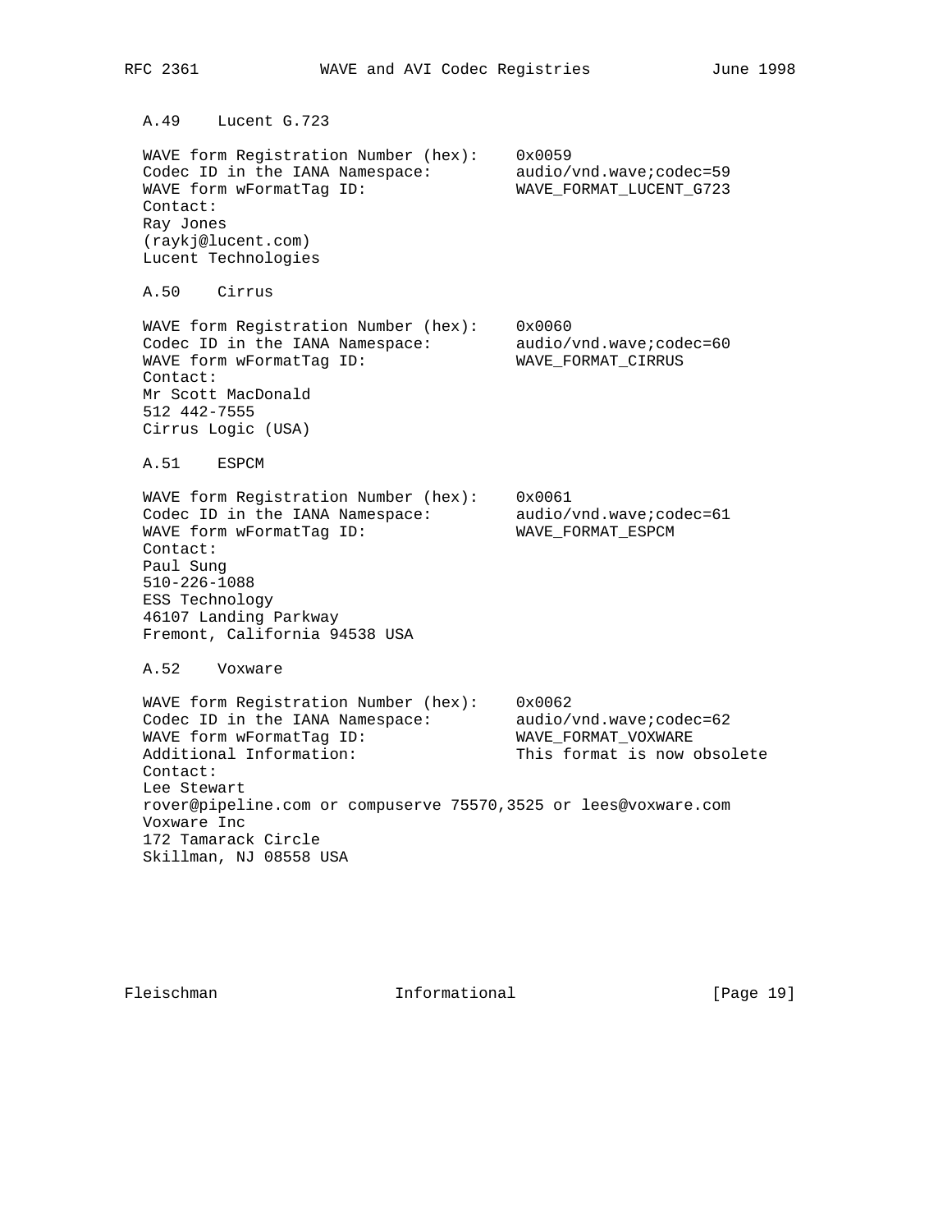### A.49 Lucent G.723

WAVE form Registration Number (hex): 0x0059
Codec ID in the IANA Namespace: audio/vnd.wave;codec=59
WAVE form wFormatTag ID: WAVE_FORMAT_LUCENT_G723
Contact:
Ray Jones
(raykj@lucent.com)
Lucent Technologies

### A.50 Cirrus

WAVE form Registration Number (hex): 0x0060
Codec ID in the IANA Namespace: audio/vnd.wave;codec=60
WAVE form wFormatTag ID: WAVE_FORMAT_CIRRUS
Contact:
Mr Scott MacDonald
512 442-7555
Cirrus Logic (USA)

### A.51 ESPCM

WAVE form Registration Number (hex): 0x0061
Codec ID in the IANA Namespace: audio/vnd.wave;codec=61
WAVE form wFormatTag ID: WAVE_FORMAT_ESPCM
Contact:
Paul Sung
510-226-1088
ESS Technology
46107 Landing Parkway
Fremont, California 94538 USA

### A.52 Voxware

WAVE form Registration Number (hex): 0x0062
Codec ID in the IANA Namespace: audio/vnd.wave;codec=62
WAVE form wFormatTag ID: WAVE_FORMAT_VOXWARE
Additional Information: This format is now obsolete
Contact:
Lee Stewart
rover@pipeline.com or compuserve 75570,3525 or lees@voxware.com
Voxware Inc
172 Tamarack Circle
Skillman, NJ 08558 USA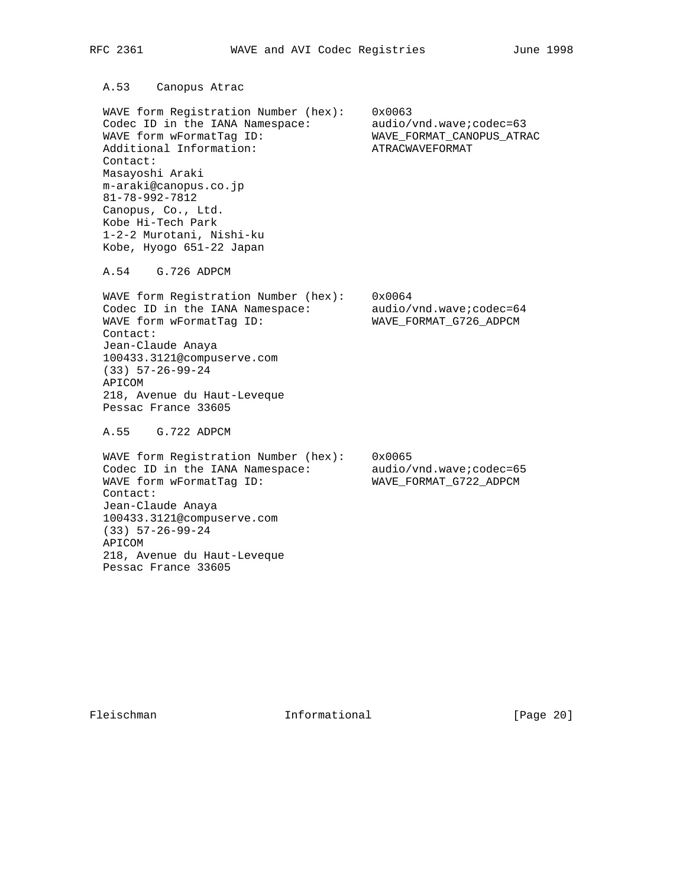### A.53 Canopus Atrac

WAVE form Registration Number (hex): 0x0063
Codec ID in the IANA Namespace: audio/vnd.wave;codec=63
WAVE form wFormatTag ID: WAVE_FORMAT_CANOPUS_ATRAC
Additional Information: ATRACWAVEFORMAT
Contact:
Masayoshi Araki
m-araki@canopus.co.jp
81-78-992-7812
Canopus, Co., Ltd.
Kobe Hi-Tech Park
1-2-2 Murotani, Nishi-ku
Kobe, Hyogo 651-22 Japan

### A.54 G.726 ADPCM

WAVE form Registration Number (hex): 0x0064
Codec ID in the IANA Namespace: audio/vnd.wave;codec=64
WAVE form wFormatTag ID: WAVE_FORMAT_G726_ADPCM
Contact:
Jean-Claude Anaya
100433.3121@compuserve.com
(33) 57-26-99-24
APICOM
218, Avenue du Haut-Leveque
Pessac France 33605

### A.55 G.722 ADPCM

WAVE form Registration Number (hex): 0x0065
Codec ID in the IANA Namespace: audio/vnd.wave;codec=65
WAVE form wFormatTag ID: WAVE_FORMAT_G722_ADPCM
Contact:
Jean-Claude Anaya
100433.3121@compuserve.com
(33) 57-26-99-24
APICOM
218, Avenue du Haut-Leveque
Pessac France 33605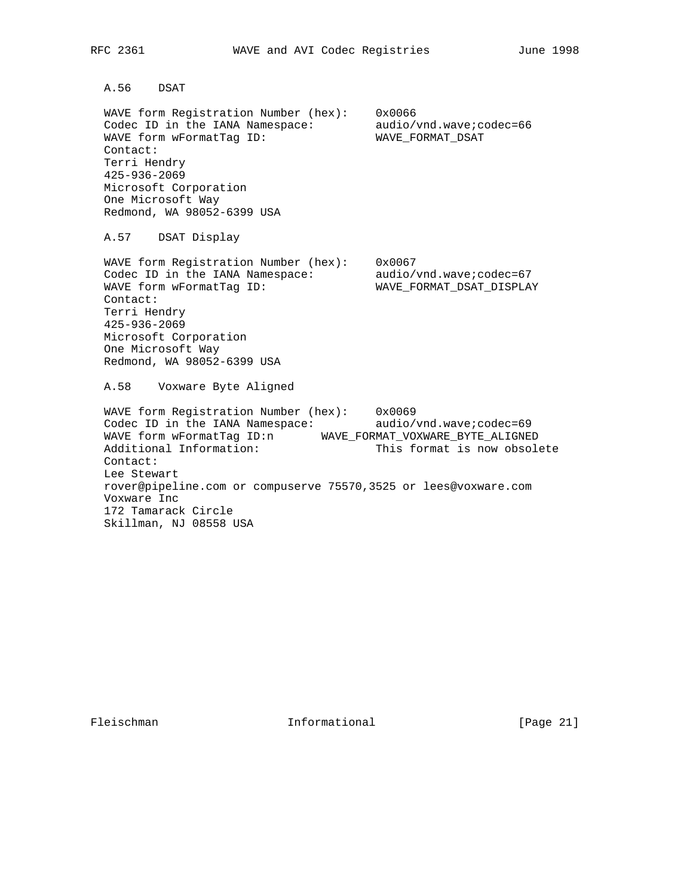### A.56 DSAT

WAVE form Registration Number (hex): 0x0066
Codec ID in the IANA Namespace: audio/vnd.wave;codec=66
WAVE form wFormatTag ID: WAVE_FORMAT_DSAT
Contact:
Terri Hendry
425-936-2069
Microsoft Corporation
One Microsoft Way
Redmond, WA 98052-6399 USA

### A.57 DSAT Display

WAVE form Registration Number (hex): 0x0067
Codec ID in the IANA Namespace: audio/vnd.wave;codec=67
WAVE form wFormatTag ID: WAVE_FORMAT_DSAT_DISPLAY
Contact:
Terri Hendry
425-936-2069
Microsoft Corporation
One Microsoft Way
Redmond, WA 98052-6399 USA

### A.58 Voxware Byte Aligned

WAVE form Registration Number (hex): 0x0069
Codec ID in the IANA Namespace: audio/vnd.wave;codec=69
WAVE form wFormatTag ID:n WAVE_FORMAT_VOXWARE_BYTE_ALIGNED
Additional Information: This format is now obsolete
Contact:
Lee Stewart
rover@pipeline.com or compuserve 75570,3525 or lees@voxware.com
Voxware Inc
172 Tamarack Circle
Skillman, NJ 08558 USA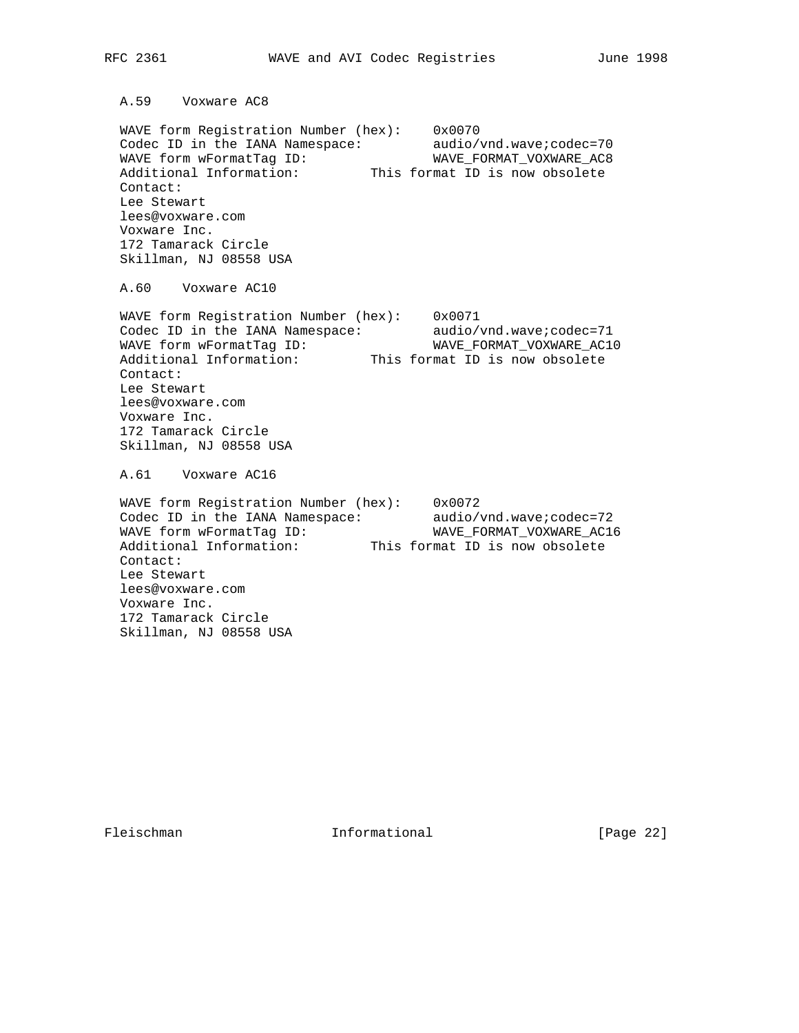### A.59 Voxware AC8

WAVE form Registration Number (hex): 0x0070
Codec ID in the IANA Namespace: audio/vnd.wave;codec=70
WAVE form wFormatTag ID: WAVE_FORMAT_VOXWARE_AC8
Additional Information: This format ID is now obsolete
Contact:
Lee Stewart
lees@voxware.com
Voxware Inc.
172 Tamarack Circle
Skillman, NJ 08558 USA

### A.60 Voxware AC10

WAVE form Registration Number (hex): 0x0071
Codec ID in the IANA Namespace: audio/vnd.wave;codec=71
WAVE form wFormatTag ID: WAVE_FORMAT_VOXWARE_AC10
Additional Information: This format ID is now obsolete
Contact:
Lee Stewart
lees@voxware.com
Voxware Inc.
172 Tamarack Circle
Skillman, NJ 08558 USA

### A.61 Voxware AC16

WAVE form Registration Number (hex): 0x0072
Codec ID in the IANA Namespace: audio/vnd.wave;codec=72
WAVE form wFormatTag ID: WAVE_FORMAT_VOXWARE_AC16
Additional Information: This format ID is now obsolete
Contact:
Lee Stewart
lees@voxware.com
Voxware Inc.
172 Tamarack Circle
Skillman, NJ 08558 USA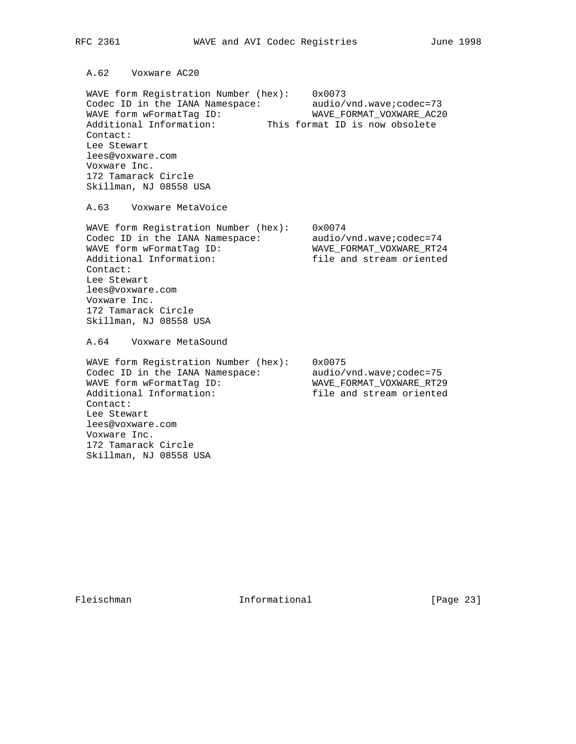### A.62 Voxware AC20

WAVE form Registration Number (hex): 0x0073
Codec ID in the IANA Namespace: audio/vnd.wave;codec=73
WAVE form wFormatTag ID: WAVE_FORMAT_VOXWARE_AC20
Additional Information: This format ID is now obsolete
Contact:
Lee Stewart
lees@voxware.com
Voxware Inc.
172 Tamarack Circle
Skillman, NJ 08558 USA

### A.63 Voxware MetaVoice

WAVE form Registration Number (hex): 0x0074
Codec ID in the IANA Namespace: audio/vnd.wave;codec=74
WAVE form wFormatTag ID: WAVE_FORMAT_VOXWARE_RT24
Additional Information: file and stream oriented
Contact:
Lee Stewart
lees@voxware.com
Voxware Inc.
172 Tamarack Circle
Skillman, NJ 08558 USA

### A.64 Voxware MetaSound

WAVE form Registration Number (hex): 0x0075
Codec ID in the IANA Namespace: audio/vnd.wave;codec=75
WAVE form wFormatTag ID: WAVE_FORMAT_VOXWARE_RT29
Additional Information: file and stream oriented
Contact:
Lee Stewart
lees@voxware.com
Voxware Inc.
172 Tamarack Circle
Skillman, NJ 08558 USA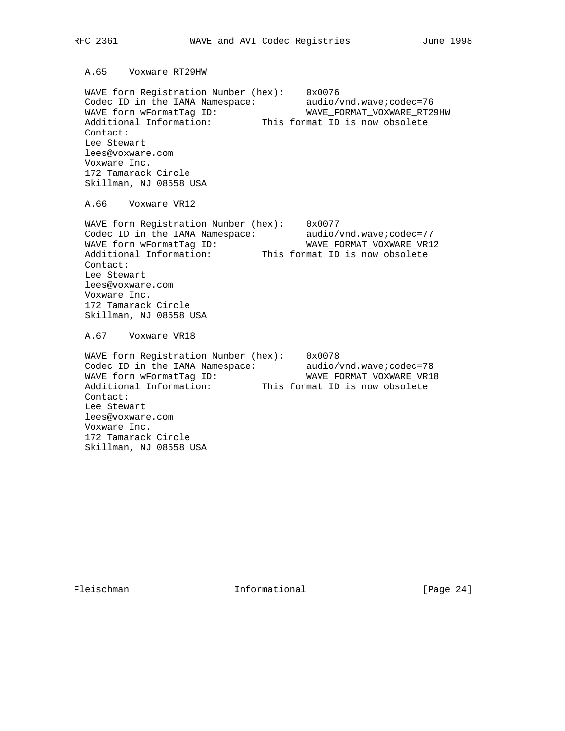### A.65 Voxware RT29HW

WAVE form Registration Number (hex): 0x0076
Codec ID in the IANA Namespace: audio/vnd.wave;codec=76
WAVE form wFormatTag ID: WAVE_FORMAT_VOXWARE_RT29HW
Additional Information: This format ID is now obsolete
Contact:
Lee Stewart
lees@voxware.com
Voxware Inc.
172 Tamarack Circle
Skillman, NJ 08558 USA

### A.66 Voxware VR12

WAVE form Registration Number (hex): 0x0077
Codec ID in the IANA Namespace: audio/vnd.wave;codec=77
WAVE form wFormatTag ID: WAVE_FORMAT_VOXWARE_VR12
Additional Information: This format ID is now obsolete
Contact:
Lee Stewart
lees@voxware.com
Voxware Inc.
172 Tamarack Circle
Skillman, NJ 08558 USA

### A.67 Voxware VR18

WAVE form Registration Number (hex): 0x0078
Codec ID in the IANA Namespace: audio/vnd.wave;codec=78
WAVE form wFormatTag ID: WAVE_FORMAT_VOXWARE_VR18
Additional Information: This format ID is now obsolete
Contact:
Lee Stewart
lees@voxware.com
Voxware Inc.
172 Tamarack Circle
Skillman, NJ 08558 USA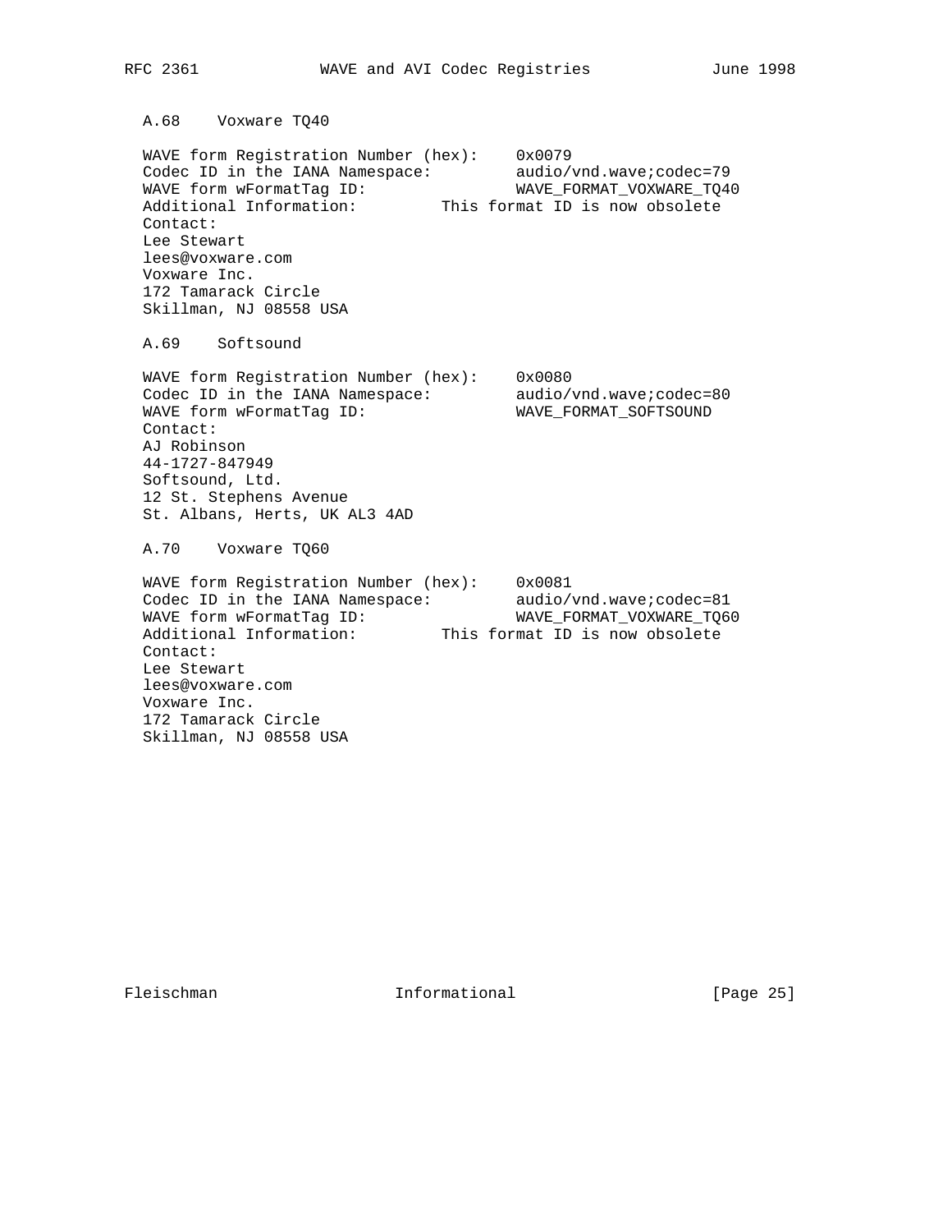### A.68 Voxware TQ40

WAVE form Registration Number (hex): 0x0079
Codec ID in the IANA Namespace: audio/vnd.wave;codec=79
WAVE form wFormatTag ID: WAVE_FORMAT_VOXWARE_TQ40
Additional Information: This format ID is now obsolete
Contact:
Lee Stewart
lees@voxware.com
Voxware Inc.
172 Tamarack Circle
Skillman, NJ 08558 USA

### A.69 Softsound

WAVE form Registration Number (hex): 0x0080
Codec ID in the IANA Namespace: audio/vnd.wave;codec=80
WAVE form wFormatTag ID: WAVE_FORMAT_SOFTSOUND
Contact:
AJ Robinson
44-1727-847949
Softsound, Ltd.
12 St. Stephens Avenue
St. Albans, Herts, UK AL3 4AD

### A.70 Voxware TQ60

WAVE form Registration Number (hex): 0x0081
Codec ID in the IANA Namespace: audio/vnd.wave;codec=81
WAVE form wFormatTag ID: WAVE_FORMAT_VOXWARE_TQ60
Additional Information: This format ID is now obsolete
Contact:
Lee Stewart
lees@voxware.com
Voxware Inc.
172 Tamarack Circle
Skillman, NJ 08558 USA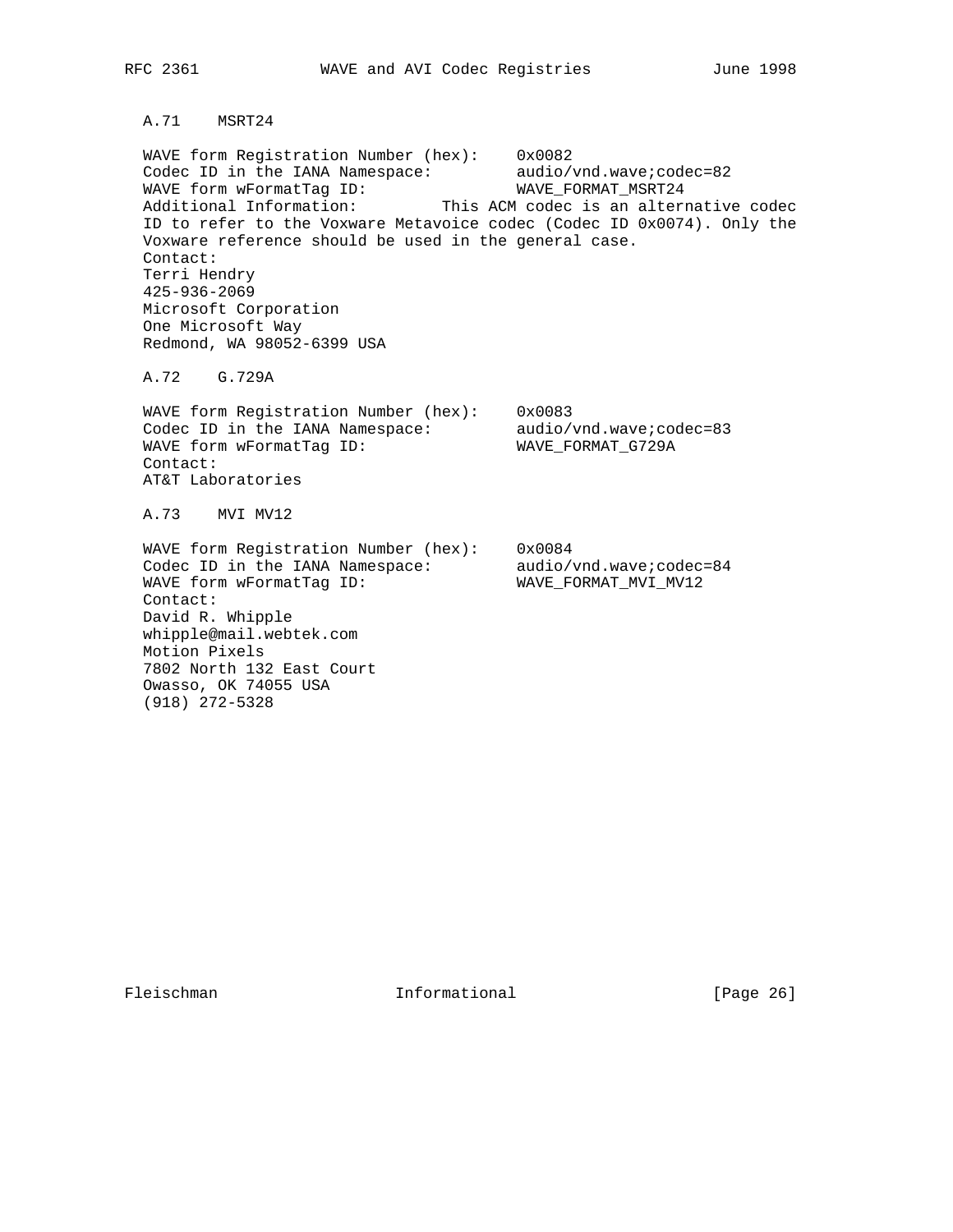### A.71 MSRT24

WAVE form Registration Number (hex): 0x0082
Codec ID in the IANA Namespace: audio/vnd.wave;codec=82
WAVE form wFormatTag ID: WAVE_FORMAT_MSRT24
Additional Information: This ACM codec is an alternative codec ID to refer to the Voxware Metavoice codec (Codec ID 0x0074). Only the Voxware reference should be used in the general case.
Contact:
Terri Hendry
425-936-2069
Microsoft Corporation
One Microsoft Way
Redmond, WA 98052-6399 USA

### A.72 G.729A

WAVE form Registration Number (hex): 0x0083
Codec ID in the IANA Namespace: audio/vnd.wave;codec=83
WAVE form wFormatTag ID: WAVE_FORMAT_G729A
Contact:
AT&T Laboratories

### A.73 MVI MV12

WAVE form Registration Number (hex): 0x0084
Codec ID in the IANA Namespace: audio/vnd.wave;codec=84
WAVE form wFormatTag ID: WAVE_FORMAT_MVI_MV12
Contact:
David R. Whipple
whipple@mail.webtek.com
Motion Pixels
7802 North 132 East Court
Owasso, OK 74055 USA
(918) 272-5328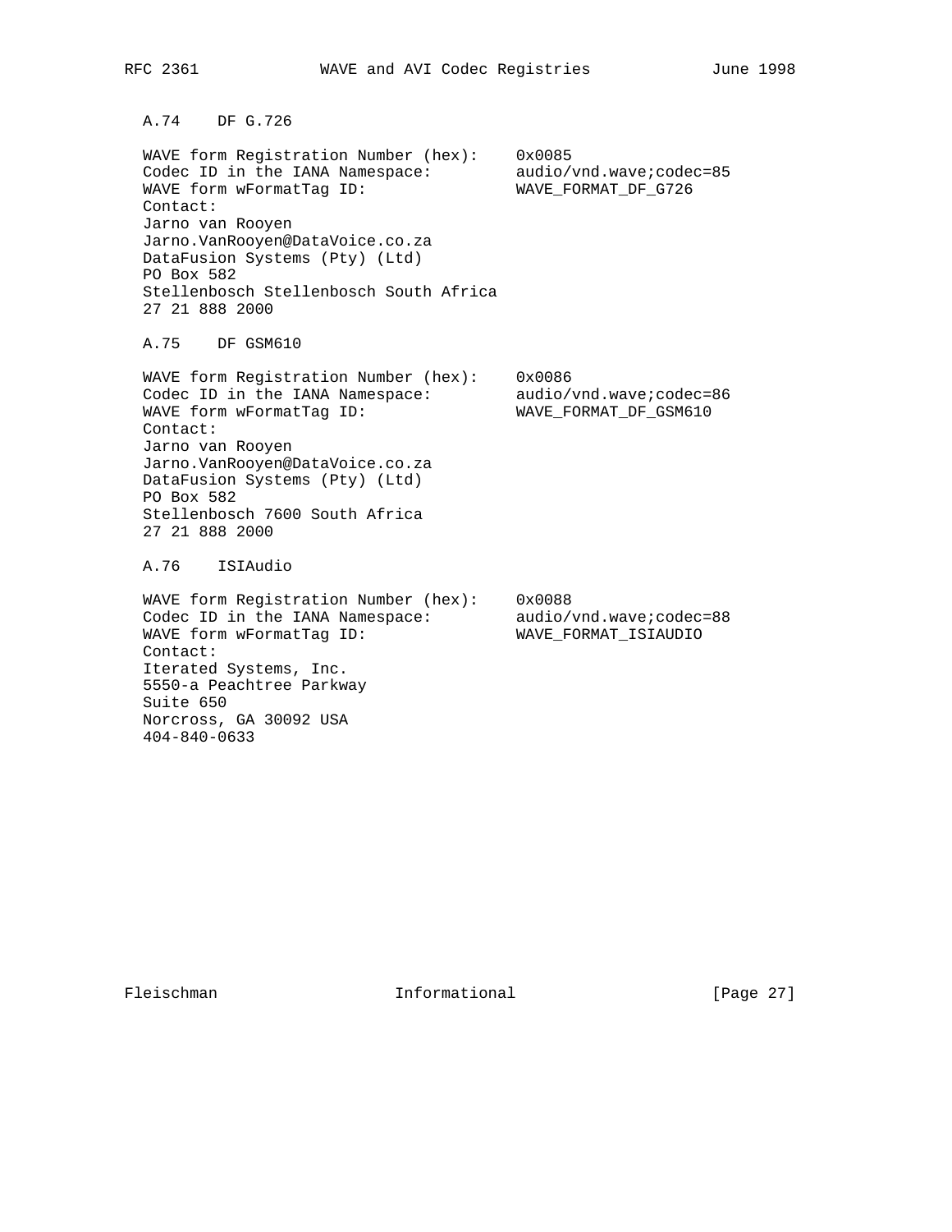### A.74 DF G.726

WAVE form Registration Number (hex): 0x0085
Codec ID in the IANA Namespace: audio/vnd.wave;codec=85
WAVE form wFormatTag ID: WAVE_FORMAT_DF_G726
Contact:
Jarno van Rooyen
Jarno.VanRooyen@DataVoice.co.za
DataFusion Systems (Pty) (Ltd)
PO Box 582
Stellenbosch Stellenbosch South Africa
27 21 888 2000

### A.75 DF GSM610

WAVE form Registration Number (hex): 0x0086
Codec ID in the IANA Namespace: audio/vnd.wave;codec=86
WAVE form wFormatTag ID: WAVE_FORMAT_DF_GSM610
Contact:
Jarno van Rooyen
Jarno.VanRooyen@DataVoice.co.za
DataFusion Systems (Pty) (Ltd)
PO Box 582
Stellenbosch 7600 South Africa
27 21 888 2000

### A.76 ISIAudio

WAVE form Registration Number (hex): 0x0088
Codec ID in the IANA Namespace: audio/vnd.wave;codec=88
WAVE form wFormatTag ID: WAVE_FORMAT_ISIAUDIO
Contact:
Iterated Systems, Inc.
5550-a Peachtree Parkway
Suite 650
Norcross, GA 30092 USA
404-840-0633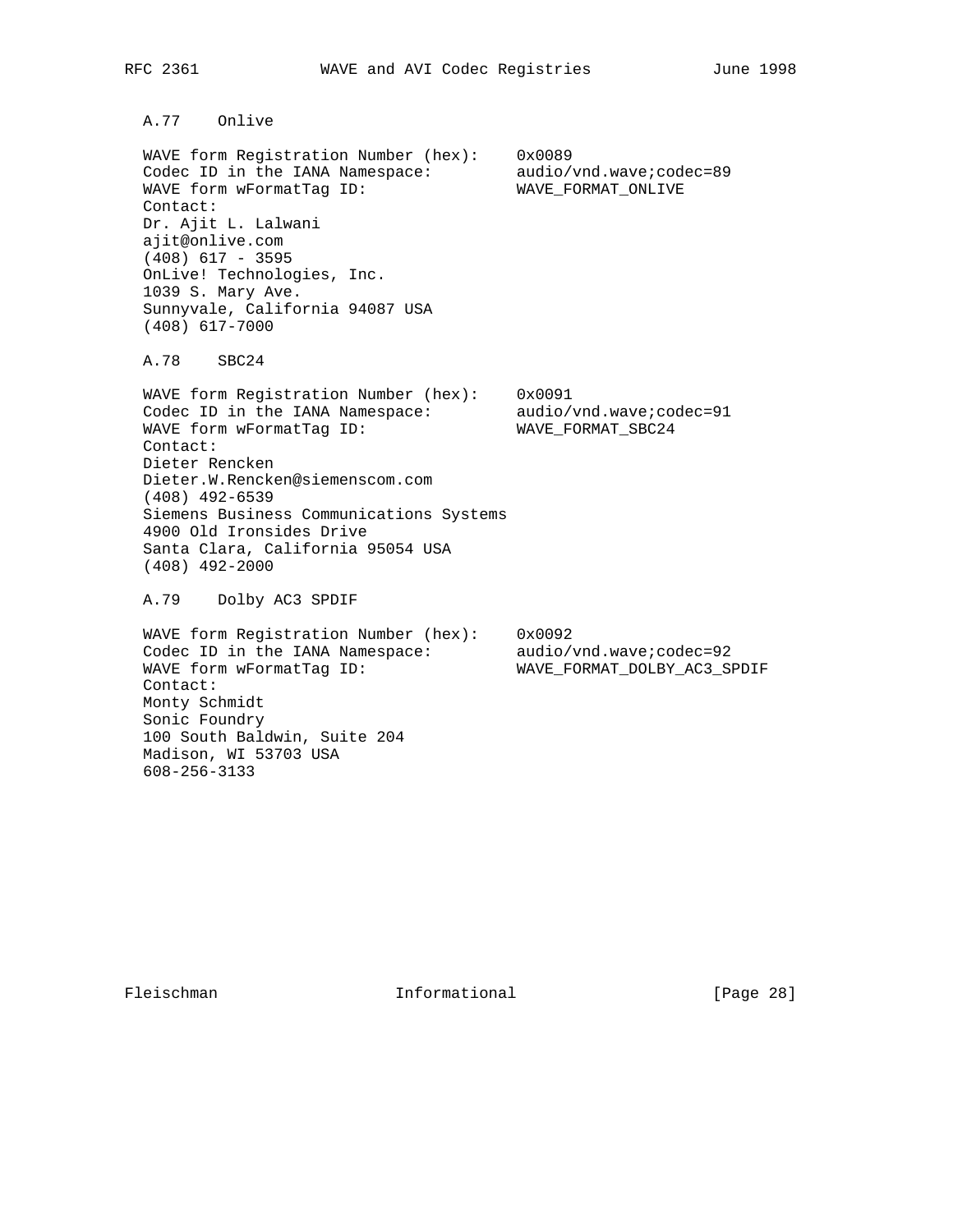### A.77 Onlive

WAVE form Registration Number (hex): 0x0089
Codec ID in the IANA Namespace: audio/vnd.wave;codec=89
WAVE form wFormatTag ID: WAVE_FORMAT_ONLIVE
Contact:
Dr. Ajit L. Lalwani
ajit@onlive.com
(408) 617 - 3595
OnLive! Technologies, Inc.
1039 S. Mary Ave.
Sunnyvale, California 94087 USA
(408) 617-7000

### A.78 SBC24

WAVE form Registration Number (hex): 0x0091
Codec ID in the IANA Namespace: audio/vnd.wave;codec=91
WAVE form wFormatTag ID: WAVE_FORMAT_SBC24
Contact:
Dieter Rencken
Dieter.W.Rencken@siemenscom.com
(408) 492-6539
Siemens Business Communications Systems
4900 Old Ironsides Drive
Santa Clara, California 95054 USA
(408) 492-2000

### A.79 Dolby AC3 SPDIF

WAVE form Registration Number (hex): 0x0092
Codec ID in the IANA Namespace: audio/vnd.wave;codec=92
WAVE form wFormatTag ID: WAVE_FORMAT_DOLBY_AC3_SPDIF
Contact:
Monty Schmidt
Sonic Foundry
100 South Baldwin, Suite 204
Madison, WI 53703 USA
608-256-3133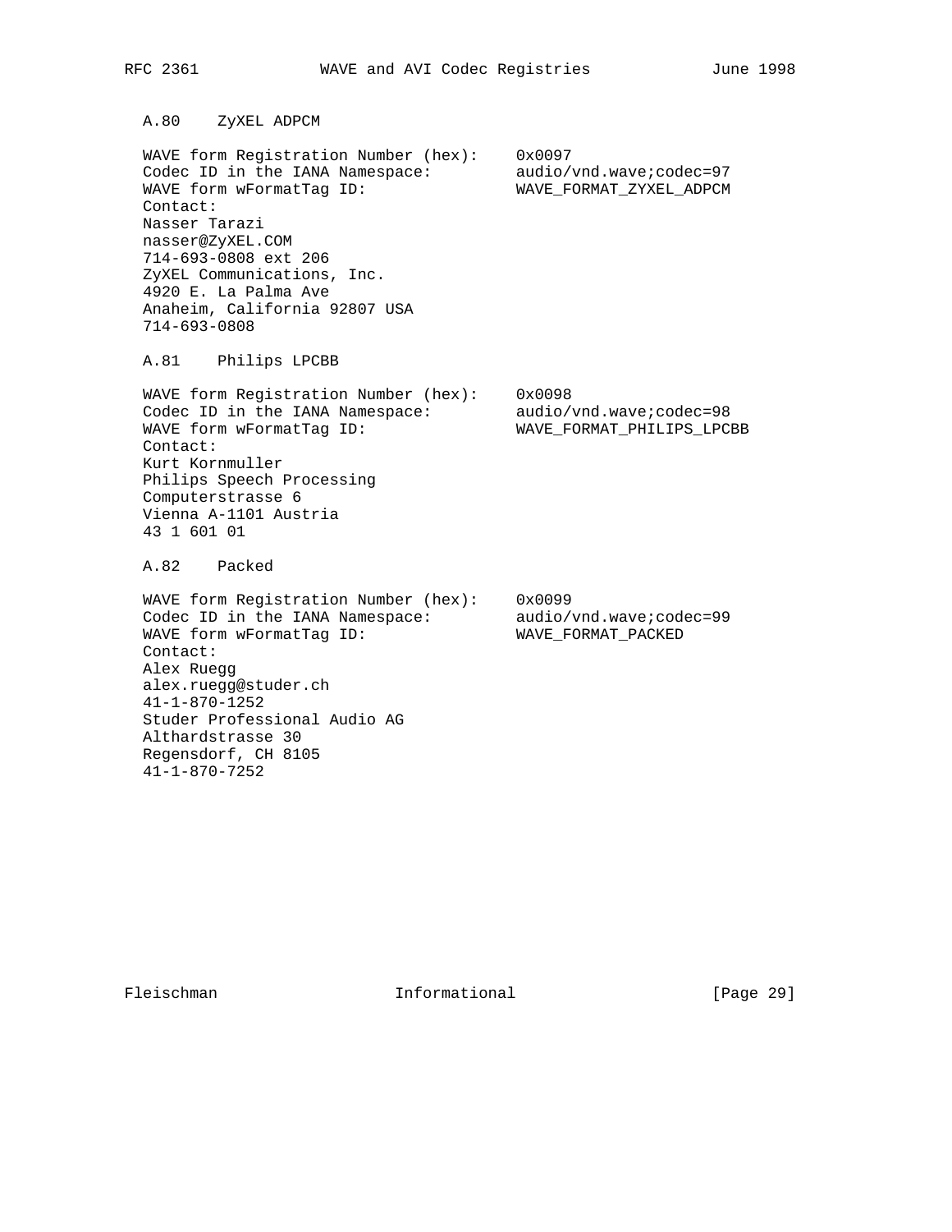### A.80 ZyXEL ADPCM

WAVE form Registration Number (hex): 0x0097
Codec ID in the IANA Namespace: audio/vnd.wave;codec=97
WAVE form wFormatTag ID: WAVE_FORMAT_ZYXEL_ADPCM
Contact:
Nasser Tarazi
nasser@ZyXEL.COM
714-693-0808 ext 206
ZyXEL Communications, Inc.
4920 E. La Palma Ave
Anaheim, California 92807 USA
714-693-0808

### A.81 Philips LPCBB

WAVE form Registration Number (hex): 0x0098
Codec ID in the IANA Namespace: audio/vnd.wave;codec=98
WAVE form wFormatTag ID: WAVE_FORMAT_PHILIPS_LPCBB
Contact:
Kurt Kornmuller
Philips Speech Processing
Computerstrasse 6
Vienna A-1101 Austria
43 1 601 01

### A.82 Packed

WAVE form Registration Number (hex): 0x0099
Codec ID in the IANA Namespace: audio/vnd.wave;codec=99
WAVE form wFormatTag ID: WAVE_FORMAT_PACKED
Contact:
Alex Ruegg
alex.ruegg@studer.ch
41-1-870-1252
Studer Professional Audio AG
Althardstrasse 30
Regensdorf, CH 8105
41-1-870-7252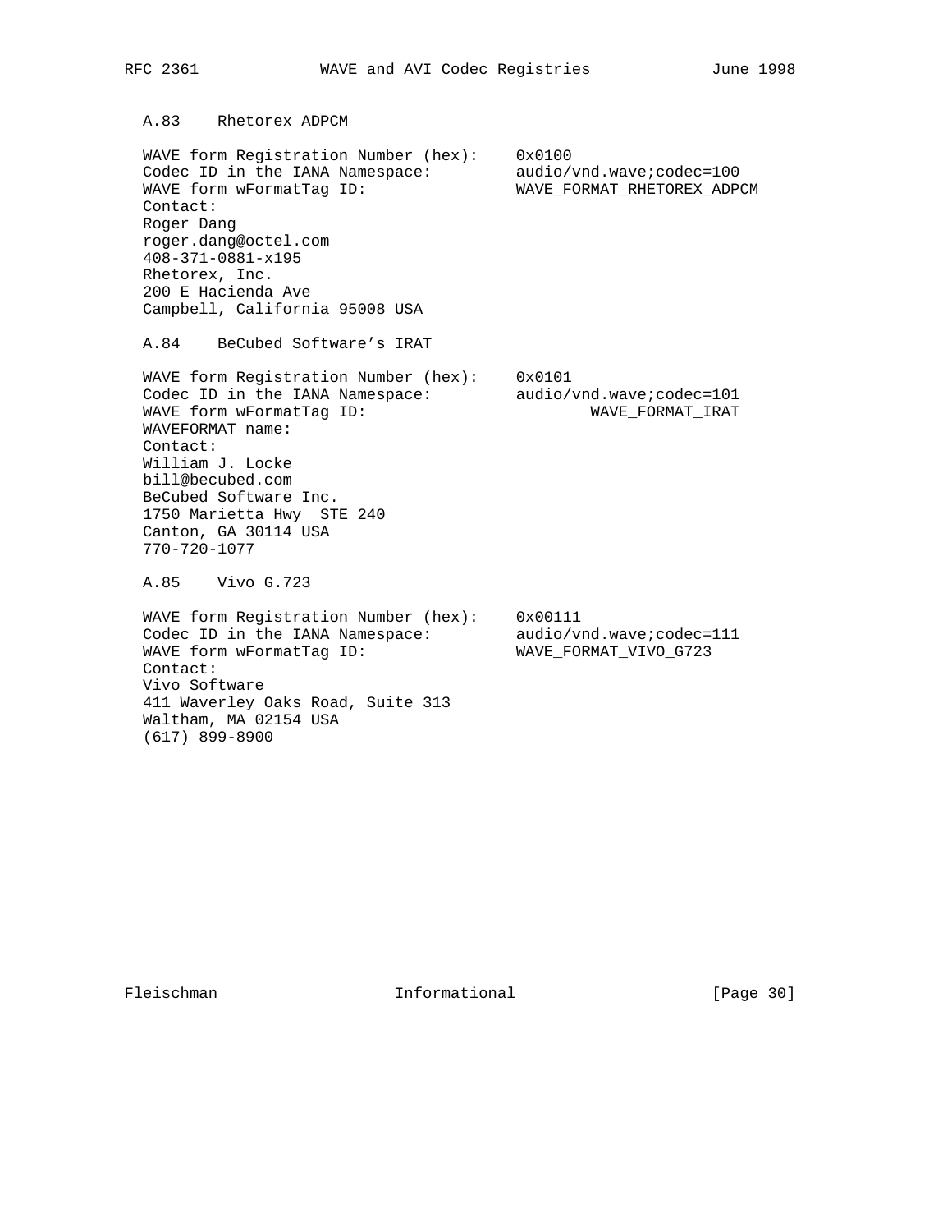A.83    Rhetorex ADPCM

```
WAVE form Registration Number (hex):    0x0100
Codec ID in the IANA Namespace:         audio/vnd.wave;codec=100
WAVE form wFormatTag ID:                WAVE_FORMAT_RHETOREX_ADPCM
Contact:
Roger Dang
roger.dang@octel.com
408-371-0881-x195
Rhetorex, Inc.
200 E Hacienda Ave
Campbell, California 95008 USA
```

A.84    BeCubed Software's IRAT

```
WAVE form Registration Number (hex):    0x0101
Codec ID in the IANA Namespace:         audio/vnd.wave;codec=101
WAVE form wFormatTag ID:                        WAVE_FORMAT_IRAT
WAVEFORMAT name:
Contact:
William J. Locke
bill@becubed.com
BeCubed Software Inc.
1750 Marietta Hwy  STE 240
Canton, GA 30114 USA
770-720-1077
```

A.85    Vivo G.723

```
WAVE form Registration Number (hex):    0x00111
Codec ID in the IANA Namespace:         audio/vnd.wave;codec=111
WAVE form wFormatTag ID:                WAVE_FORMAT_VIVO_G723
Contact:
Vivo Software
411 Waverley Oaks Road, Suite 313
Waltham, MA 02154 USA
(617) 899-8900
```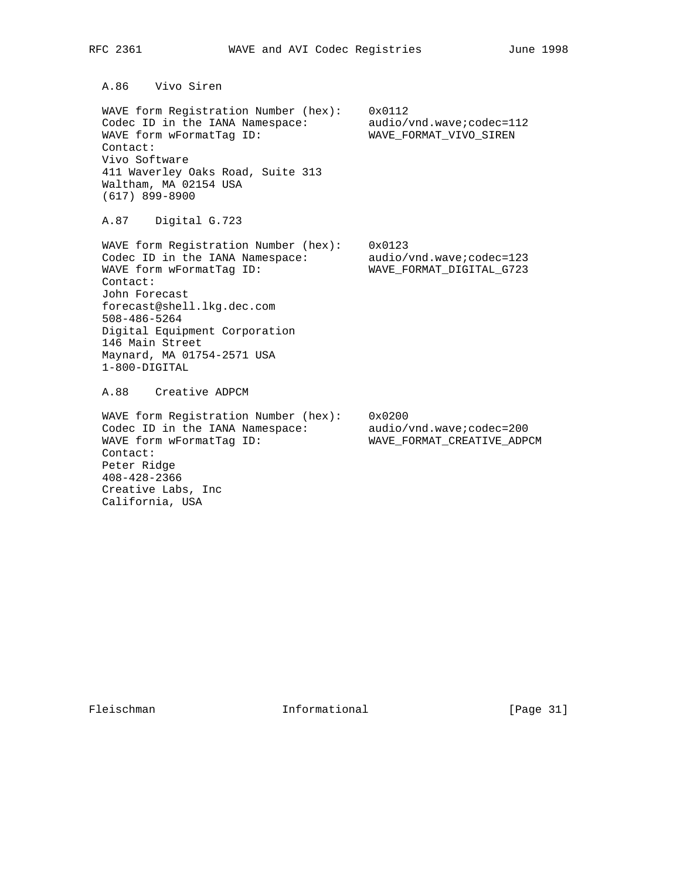### A.86 Vivo Siren

```
WAVE form Registration Number (hex):    0x0112
Codec ID in the IANA Namespace:         audio/vnd.wave;codec=112
WAVE form wFormatTag ID:                WAVE_FORMAT_VIVO_SIREN
Contact:
Vivo Software
411 Waverley Oaks Road, Suite 313
Waltham, MA 02154 USA
(617) 899-8900
```

### A.87 Digital G.723

```
WAVE form Registration Number (hex):    0x0123
Codec ID in the IANA Namespace:         audio/vnd.wave;codec=123
WAVE form wFormatTag ID:                WAVE_FORMAT_DIGITAL_G723
Contact:
John Forecast
forecast@shell.lkg.dec.com
508-486-5264
Digital Equipment Corporation
146 Main Street
Maynard, MA 01754-2571 USA
1-800-DIGITAL
```

### A.88 Creative ADPCM

```
WAVE form Registration Number (hex):    0x0200
Codec ID in the IANA Namespace:         audio/vnd.wave;codec=200
WAVE form wFormatTag ID:                WAVE_FORMAT_CREATIVE_ADPCM
Contact:
Peter Ridge
408-428-2366
Creative Labs, Inc
California, USA
```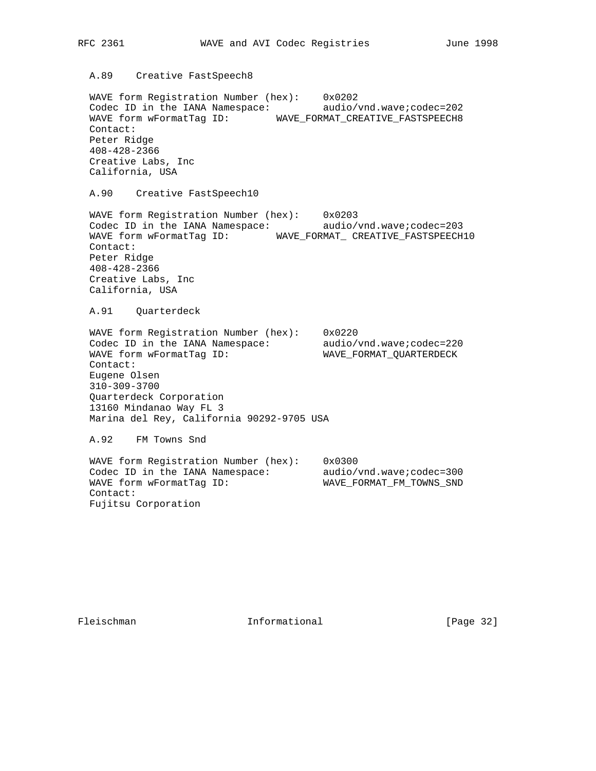A.89 Creative FastSpeech8

WAVE form Registration Number (hex): 0x0202
Codec ID in the IANA Namespace: audio/vnd.wave;codec=202
WAVE form wFormatTag ID: WAVE_FORMAT_CREATIVE_FASTSPEECH8
Contact:
Peter Ridge
408-428-2366
Creative Labs, Inc
California, USA

A.90 Creative FastSpeech10

WAVE form Registration Number (hex): 0x0203
Codec ID in the IANA Namespace: audio/vnd.wave;codec=203
WAVE form wFormatTag ID: WAVE_FORMAT_ CREATIVE_FASTSPEECH10
Contact:
Peter Ridge
408-428-2366
Creative Labs, Inc
California, USA

A.91 Quarterdeck

WAVE form Registration Number (hex): 0x0220
Codec ID in the IANA Namespace: audio/vnd.wave;codec=220
WAVE form wFormatTag ID: WAVE_FORMAT_QUARTERDECK
Contact:
Eugene Olsen
310-309-3700
Quarterdeck Corporation
13160 Mindanao Way FL 3
Marina del Rey, California 90292-9705 USA

A.92 FM Towns Snd

WAVE form Registration Number (hex): 0x0300
Codec ID in the IANA Namespace: audio/vnd.wave;codec=300
WAVE form wFormatTag ID: WAVE_FORMAT_FM_TOWNS_SND
Contact:
Fujitsu Corporation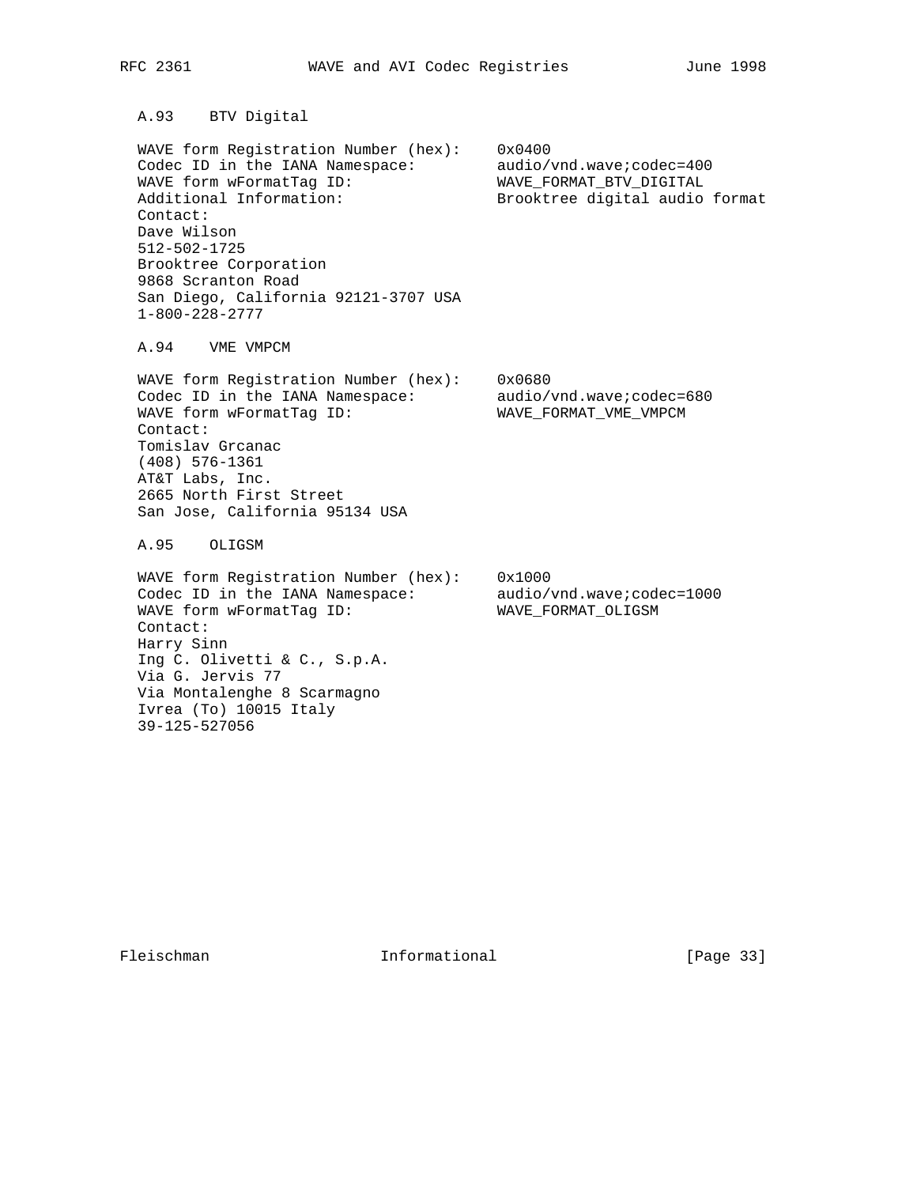### A.93 BTV Digital

WAVE form Registration Number (hex): 0x0400
Codec ID in the IANA Namespace: audio/vnd.wave;codec=400
WAVE form wFormatTag ID: WAVE_FORMAT_BTV_DIGITAL
Additional Information: Brooktree digital audio format
Contact:
Dave Wilson
512-502-1725
Brooktree Corporation
9868 Scranton Road
San Diego, California 92121-3707 USA
1-800-228-2777

### A.94 VME VMPCM

WAVE form Registration Number (hex): 0x0680
Codec ID in the IANA Namespace: audio/vnd.wave;codec=680
WAVE form wFormatTag ID: WAVE_FORMAT_VME_VMPCM
Contact:
Tomislav Grcanac
(408) 576-1361
AT&T Labs, Inc.
2665 North First Street
San Jose, California 95134 USA

### A.95 OLIGSM

WAVE form Registration Number (hex): 0x1000
Codec ID in the IANA Namespace: audio/vnd.wave;codec=1000
WAVE form wFormatTag ID: WAVE_FORMAT_OLIGSM
Contact:
Harry Sinn
Ing C. Olivetti & C., S.p.A.
Via G. Jervis 77
Via Montalenghe 8 Scarmagno
Ivrea (To) 10015 Italy
39-125-527056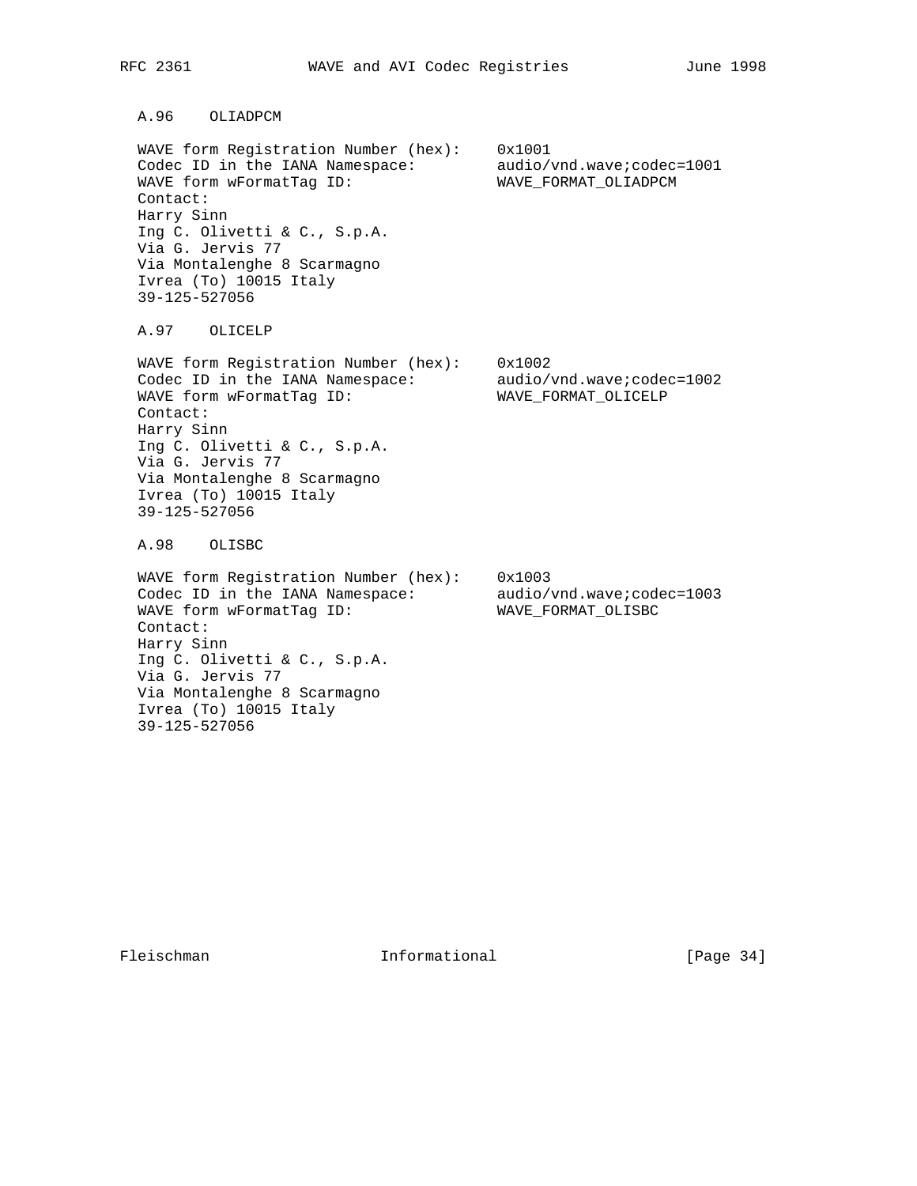### A.96 OLIADPCM

```
WAVE form Registration Number (hex):    0x1001
Codec ID in the IANA Namespace:         audio/vnd.wave;codec=1001
WAVE form wFormatTag ID:                WAVE_FORMAT_OLIADPCM
Contact:
Harry Sinn
Ing C. Olivetti & C., S.p.A.
Via G. Jervis 77
Via Montalenghe 8 Scarmagno
Ivrea (To) 10015 Italy
39-125-527056
```

### A.97 OLICELP

```
WAVE form Registration Number (hex):    0x1002
Codec ID in the IANA Namespace:         audio/vnd.wave;codec=1002
WAVE form wFormatTag ID:                WAVE_FORMAT_OLICELP
Contact:
Harry Sinn
Ing C. Olivetti & C., S.p.A.
Via G. Jervis 77
Via Montalenghe 8 Scarmagno
Ivrea (To) 10015 Italy
39-125-527056
```

### A.98 OLISBC

```
WAVE form Registration Number (hex):    0x1003
Codec ID in the IANA Namespace:         audio/vnd.wave;codec=1003
WAVE form wFormatTag ID:                WAVE_FORMAT_OLISBC
Contact:
Harry Sinn
Ing C. Olivetti & C., S.p.A.
Via G. Jervis 77
Via Montalenghe 8 Scarmagno
Ivrea (To) 10015 Italy
39-125-527056
```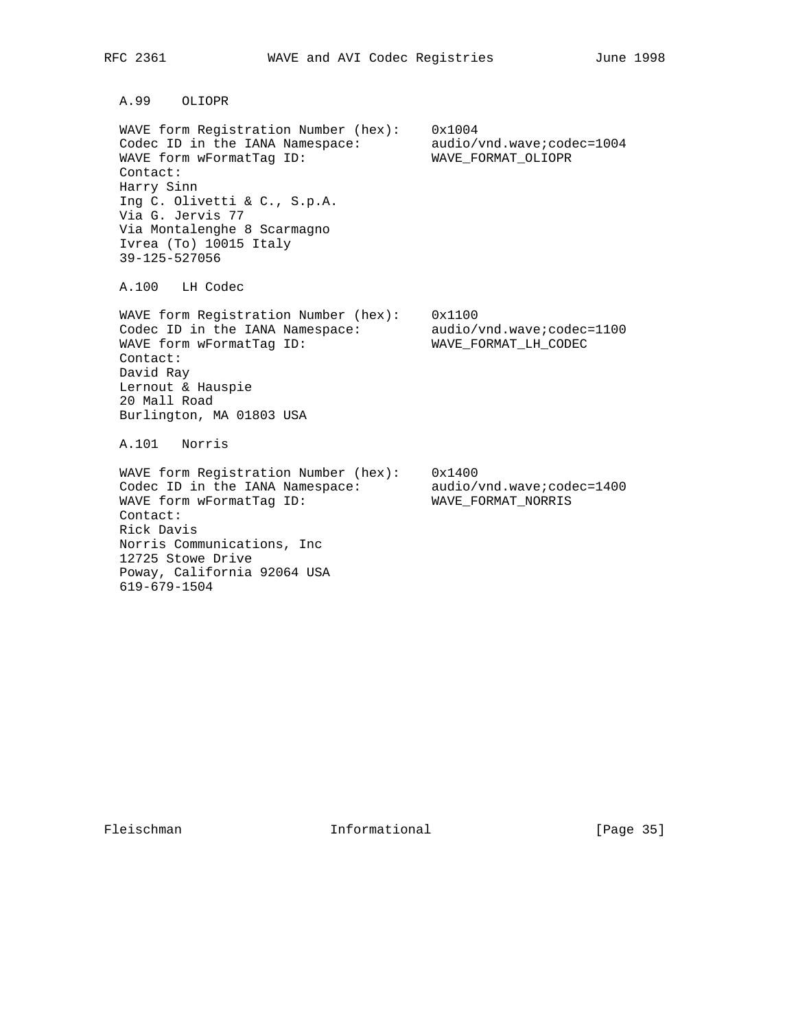### A.99 OLIOPR

WAVE form Registration Number (hex): 0x1004
Codec ID in the IANA Namespace: audio/vnd.wave;codec=1004
WAVE form wFormatTag ID: WAVE_FORMAT_OLIOPR
Contact:
Harry Sinn
Ing C. Olivetti & C., S.p.A.
Via G. Jervis 77
Via Montalenghe 8 Scarmagno
Ivrea (To) 10015 Italy
39-125-527056

### A.100 LH Codec

WAVE form Registration Number (hex): 0x1100
Codec ID in the IANA Namespace: audio/vnd.wave;codec=1100
WAVE form wFormatTag ID: WAVE_FORMAT_LH_CODEC
Contact:
David Ray
Lernout & Hauspie
20 Mall Road
Burlington, MA 01803 USA

### A.101 Norris

WAVE form Registration Number (hex): 0x1400
Codec ID in the IANA Namespace: audio/vnd.wave;codec=1400
WAVE form wFormatTag ID: WAVE_FORMAT_NORRIS
Contact:
Rick Davis
Norris Communications, Inc
12725 Stowe Drive
Poway, California 92064 USA
619-679-1504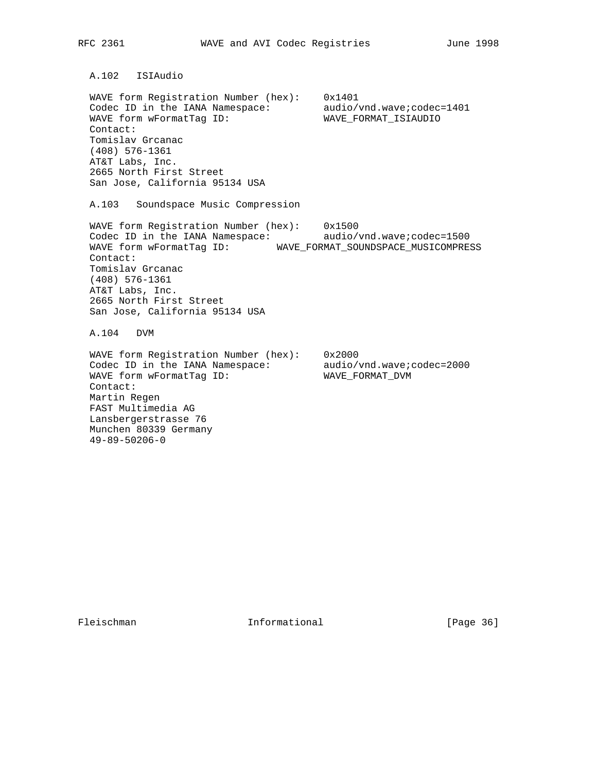### A.102 ISIAudio

WAVE form Registration Number (hex): 0x1401
Codec ID in the IANA Namespace: audio/vnd.wave;codec=1401
WAVE form wFormatTag ID: WAVE_FORMAT_ISIAUDIO
Contact:
Tomislav Grcanac
(408) 576-1361
AT&T Labs, Inc.
2665 North First Street
San Jose, California 95134 USA

### A.103 Soundspace Music Compression

WAVE form Registration Number (hex): 0x1500
Codec ID in the IANA Namespace: audio/vnd.wave;codec=1500
WAVE form wFormatTag ID: WAVE_FORMAT_SOUNDSPACE_MUSICOMPRESS
Contact:
Tomislav Grcanac
(408) 576-1361
AT&T Labs, Inc.
2665 North First Street
San Jose, California 95134 USA

### A.104 DVM

WAVE form Registration Number (hex): 0x2000
Codec ID in the IANA Namespace: audio/vnd.wave;codec=2000
WAVE form wFormatTag ID: WAVE_FORMAT_DVM
Contact:
Martin Regen
FAST Multimedia AG
Lansbergerstrasse 76
Munchen 80339 Germany
49-89-50206-0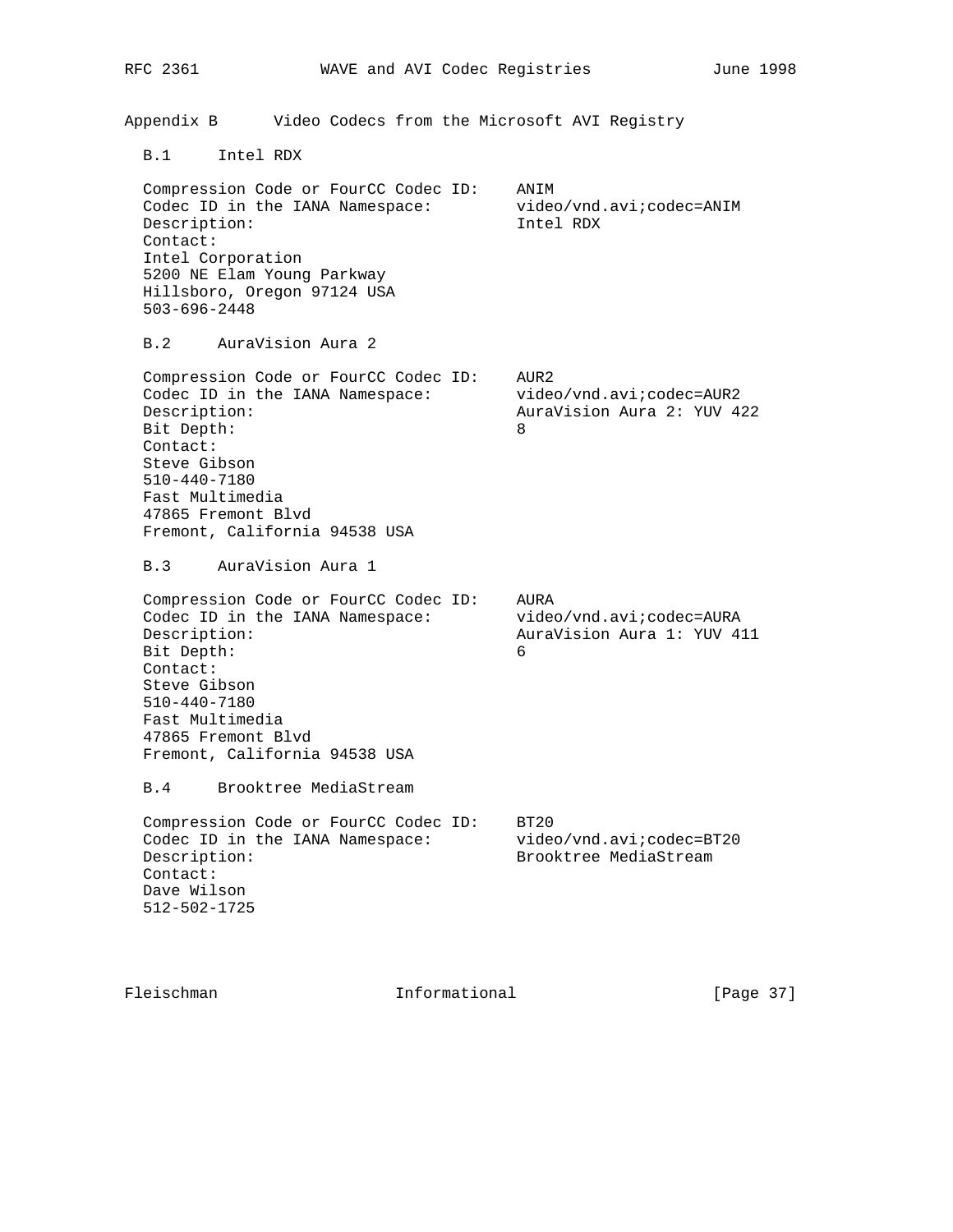## Appendix B Video Codecs from the Microsoft AVI Registry

### B.1 Intel RDX

Compression Code or FourCC Codec ID: ANIM
Codec ID in the IANA Namespace: video/vnd.avi;codec=ANIM
Description: Intel RDX
Contact:
Intel Corporation
5200 NE Elam Young Parkway
Hillsboro, Oregon 97124 USA
503-696-2448

### B.2 AuraVision Aura 2

Compression Code or FourCC Codec ID: AUR2
Codec ID in the IANA Namespace: video/vnd.avi;codec=AUR2
Description: AuraVision Aura 2: YUV 422
Bit Depth: 8
Contact:
Steve Gibson
510-440-7180
Fast Multimedia
47865 Fremont Blvd
Fremont, California 94538 USA

### B.3 AuraVision Aura 1

Compression Code or FourCC Codec ID: AURA
Codec ID in the IANA Namespace: video/vnd.avi;codec=AURA
Description: AuraVision Aura 1: YUV 411
Bit Depth: 6
Contact:
Steve Gibson
510-440-7180
Fast Multimedia
47865 Fremont Blvd
Fremont, California 94538 USA

### B.4 Brooktree MediaStream

Compression Code or FourCC Codec ID: BT20
Codec ID in the IANA Namespace: video/vnd.avi;codec=BT20
Description: Brooktree MediaStream
Contact:
Dave Wilson
512-502-1725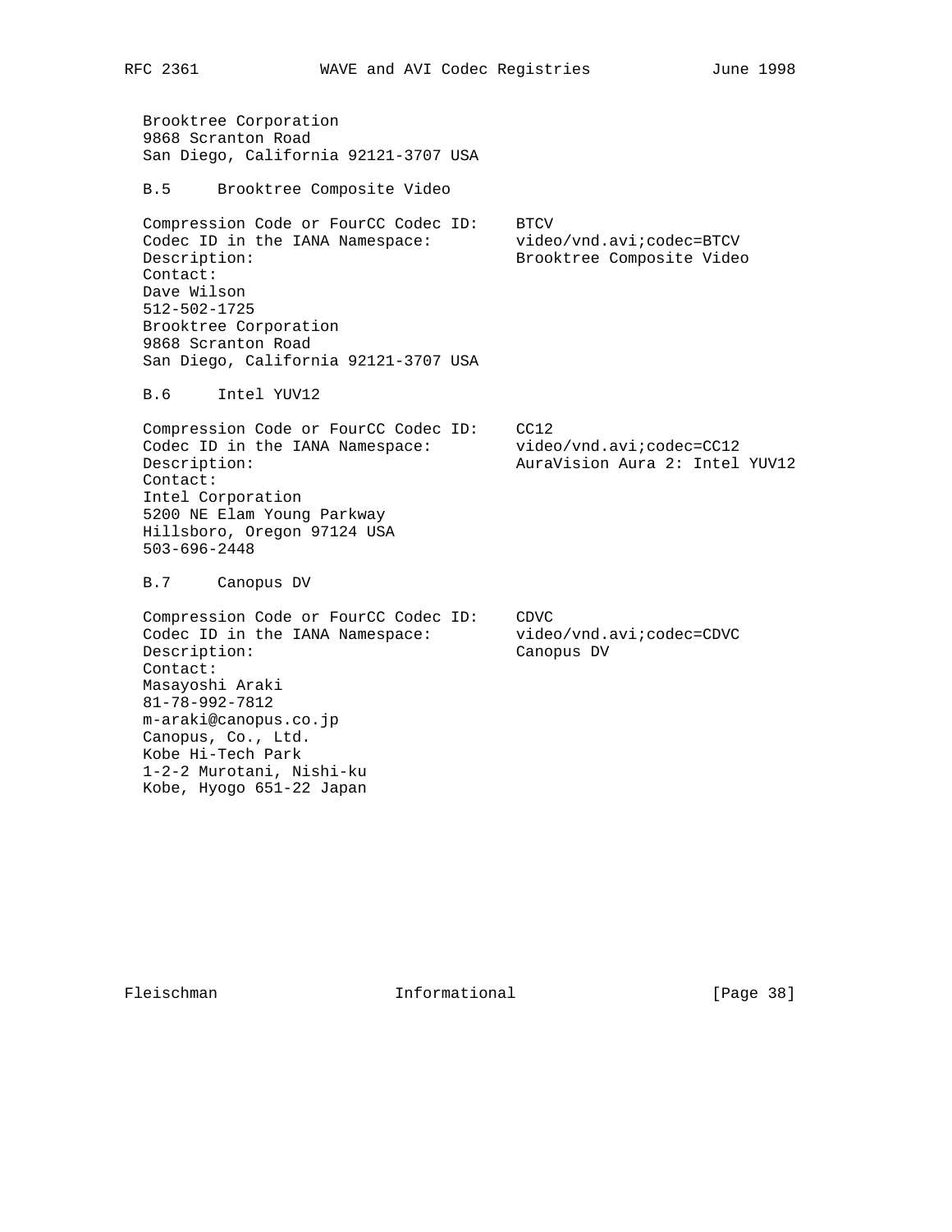Brooktree Corporation
9868 Scranton Road
San Diego, California 92121-3707 USA

### B.5 Brooktree Composite Video

Compression Code or FourCC Codec ID: BTCV
Codec ID in the IANA Namespace: video/vnd.avi;codec=BTCV
Description: Brooktree Composite Video
Contact:
Dave Wilson
512-502-1725
Brooktree Corporation
9868 Scranton Road
San Diego, California 92121-3707 USA

### B.6 Intel YUV12

Compression Code or FourCC Codec ID: CC12
Codec ID in the IANA Namespace: video/vnd.avi;codec=CC12
Description: AuraVision Aura 2: Intel YUV12
Contact:
Intel Corporation
5200 NE Elam Young Parkway
Hillsboro, Oregon 97124 USA
503-696-2448

### B.7 Canopus DV

Compression Code or FourCC Codec ID: CDVC
Codec ID in the IANA Namespace: video/vnd.avi;codec=CDVC
Description: Canopus DV
Contact:
Masayoshi Araki
81-78-992-7812
m-araki@canopus.co.jp
Canopus, Co., Ltd.
Kobe Hi-Tech Park
1-2-2 Murotani, Nishi-ku
Kobe, Hyogo 651-22 Japan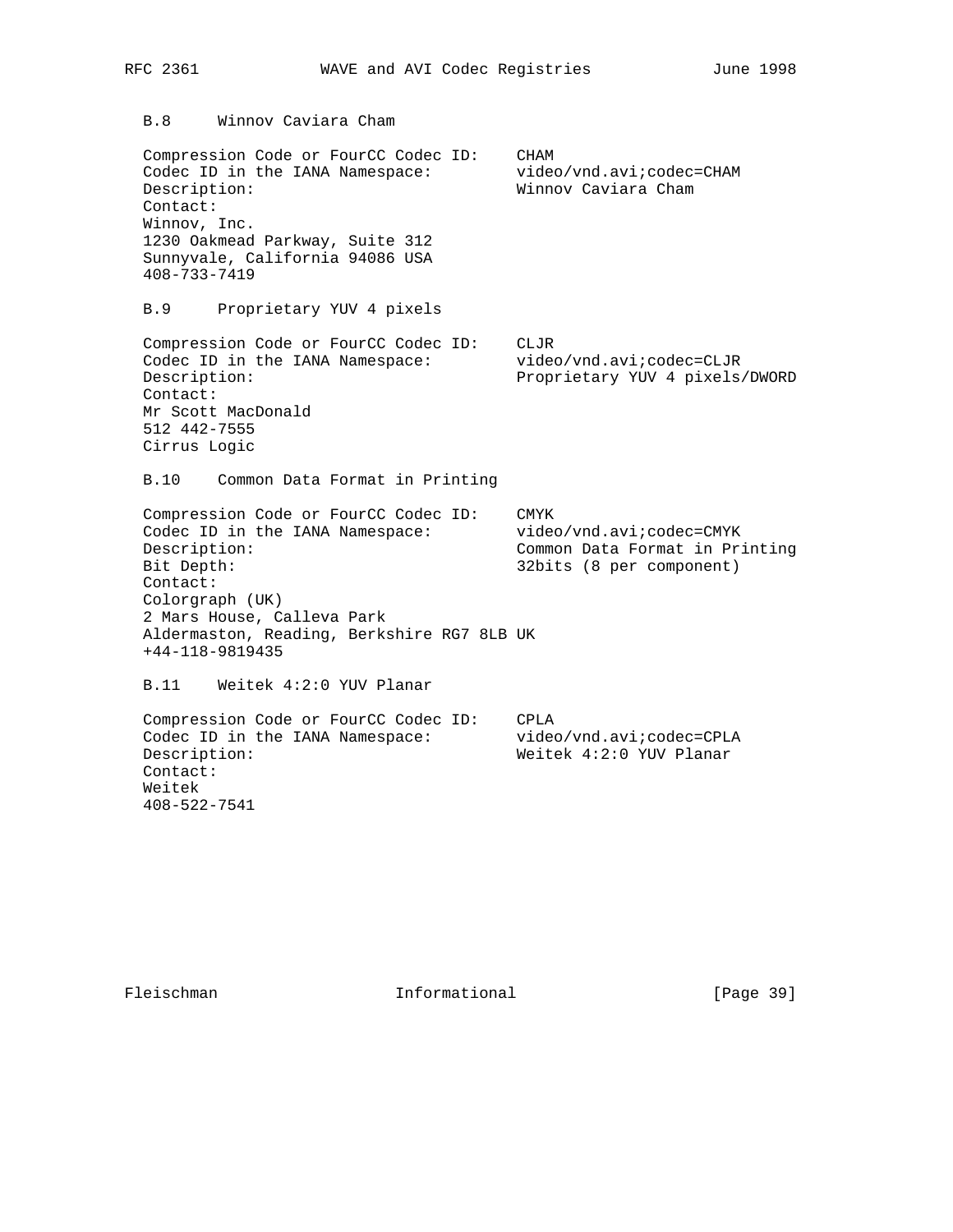### B.8 Winnov Caviara Cham

Compression Code or FourCC Codec ID: CHAM
Codec ID in the IANA Namespace: video/vnd.avi;codec=CHAM
Description: Winnov Caviara Cham
Contact:
Winnov, Inc.
1230 Oakmead Parkway, Suite 312
Sunnyvale, California 94086 USA
408-733-7419

### B.9 Proprietary YUV 4 pixels

Compression Code or FourCC Codec ID: CLJR
Codec ID in the IANA Namespace: video/vnd.avi;codec=CLJR
Description: Proprietary YUV 4 pixels/DWORD
Contact:
Mr Scott MacDonald
512 442-7555
Cirrus Logic

### B.10 Common Data Format in Printing

Compression Code or FourCC Codec ID: CMYK
Codec ID in the IANA Namespace: video/vnd.avi;codec=CMYK
Description: Common Data Format in Printing
Bit Depth: 32bits (8 per component)
Contact:
Colorgraph (UK)
2 Mars House, Calleva Park
Aldermaston, Reading, Berkshire RG7 8LB UK
+44-118-9819435

### B.11 Weitek 4:2:0 YUV Planar

Compression Code or FourCC Codec ID: CPLA
Codec ID in the IANA Namespace: video/vnd.avi;codec=CPLA
Description: Weitek 4:2:0 YUV Planar
Contact:
Weitek
408-522-7541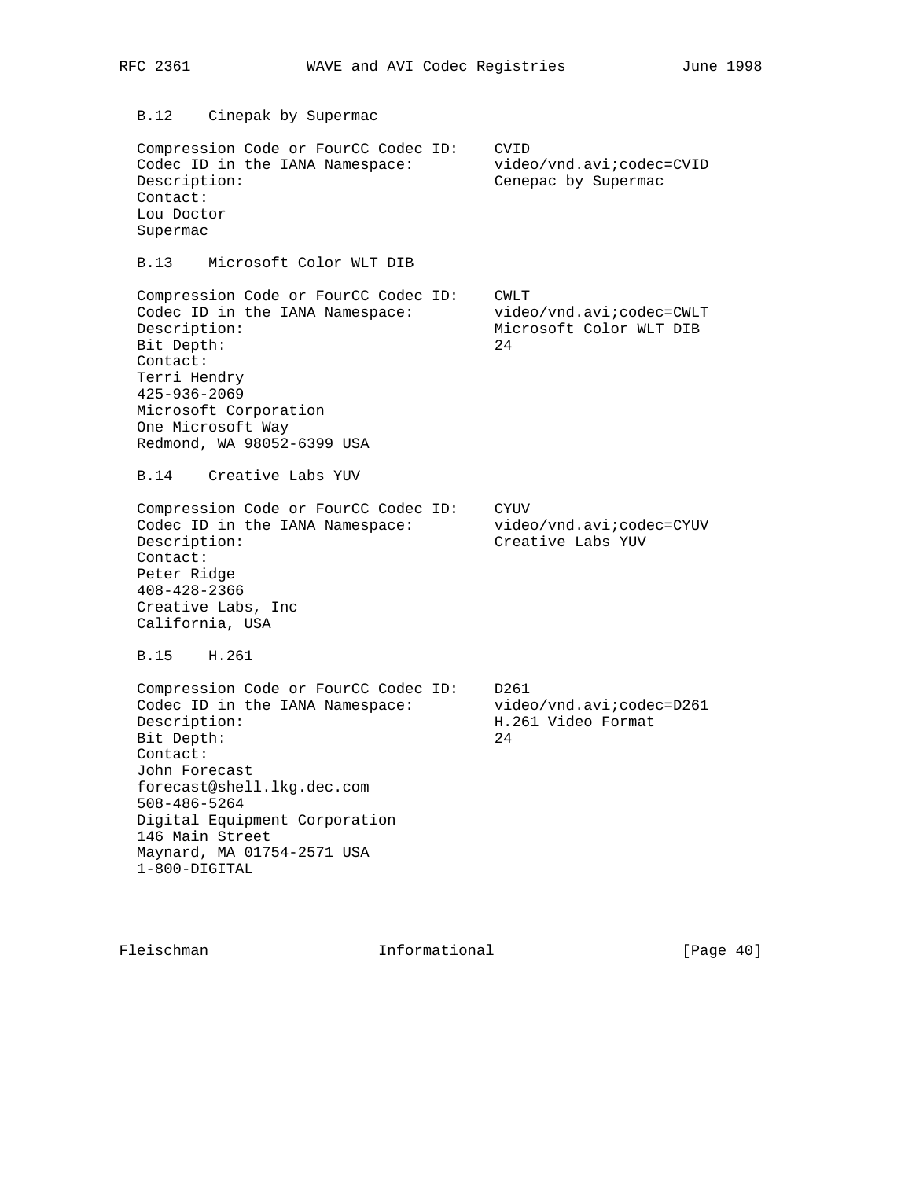### B.12 Cinepak by Supermac

```
Compression Code or FourCC Codec ID:    CVID
Codec ID in the IANA Namespace:         video/vnd.avi;codec=CVID
Description:                            Cenepac by Supermac
Contact:
Lou Doctor
Supermac
```

### B.13 Microsoft Color WLT DIB

```
Compression Code or FourCC Codec ID:    CWLT
Codec ID in the IANA Namespace:         video/vnd.avi;codec=CWLT
Description:                            Microsoft Color WLT DIB
Bit Depth:                              24
Contact:
Terri Hendry
425-936-2069
Microsoft Corporation
One Microsoft Way
Redmond, WA 98052-6399 USA
```

### B.14 Creative Labs YUV

```
Compression Code or FourCC Codec ID:    CYUV
Codec ID in the IANA Namespace:         video/vnd.avi;codec=CYUV
Description:                            Creative Labs YUV
Contact:
Peter Ridge
408-428-2366
Creative Labs, Inc
California, USA
```

### B.15 H.261

```
Compression Code or FourCC Codec ID:    D261
Codec ID in the IANA Namespace:         video/vnd.avi;codec=D261
Description:                            H.261 Video Format
Bit Depth:                              24
Contact:
John Forecast
forecast@shell.lkg.dec.com
508-486-5264
Digital Equipment Corporation
146 Main Street
Maynard, MA 01754-2571 USA
1-800-DIGITAL
```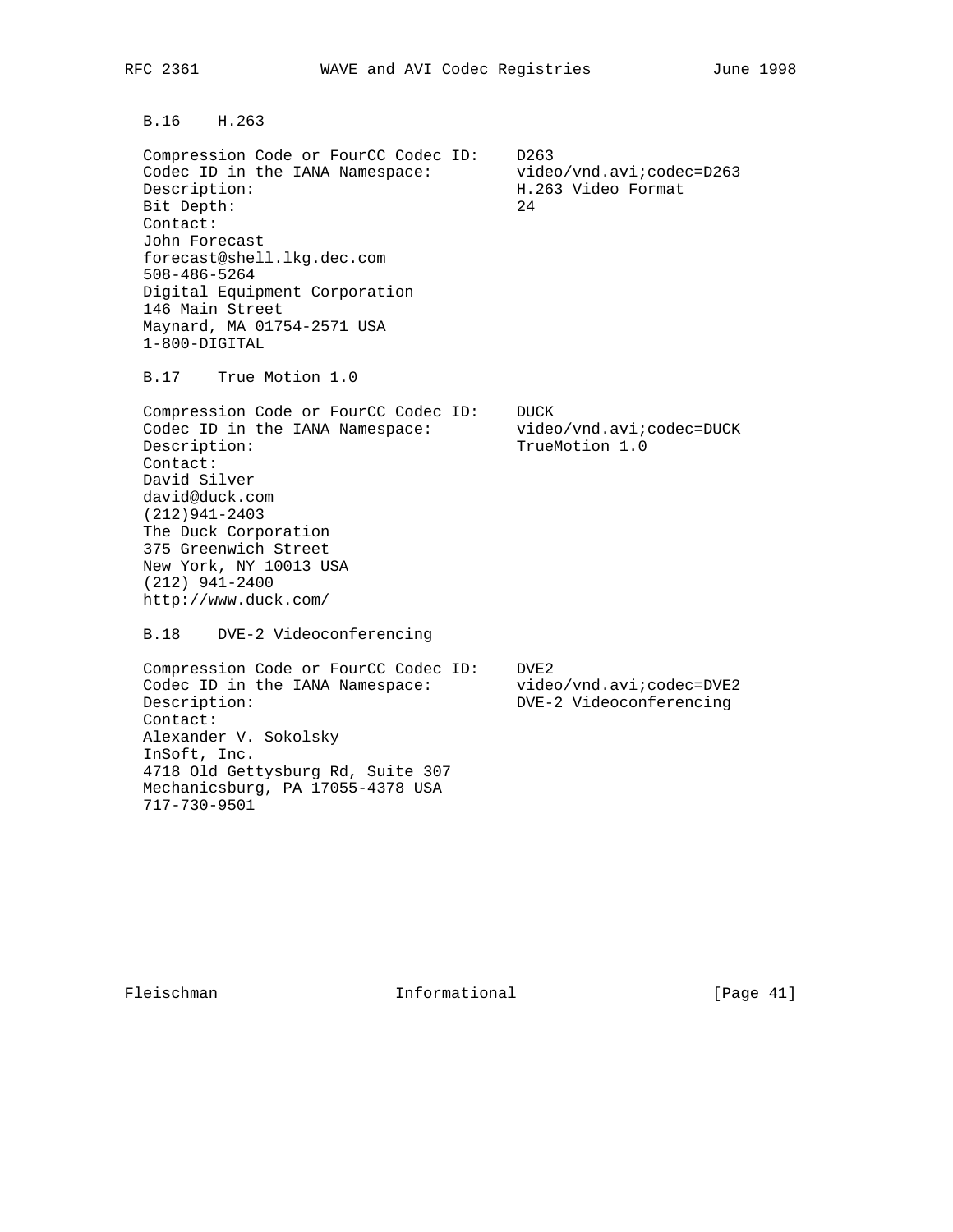### B.16 H.263

Compression Code or FourCC Codec ID: D263
Codec ID in the IANA Namespace: video/vnd.avi;codec=D263
Description: H.263 Video Format
Bit Depth: 24
Contact:
John Forecast
forecast@shell.lkg.dec.com
508-486-5264
Digital Equipment Corporation
146 Main Street
Maynard, MA 01754-2571 USA
1-800-DIGITAL

### B.17 True Motion 1.0

Compression Code or FourCC Codec ID: DUCK
Codec ID in the IANA Namespace: video/vnd.avi;codec=DUCK
Description: TrueMotion 1.0
Contact:
David Silver
david@duck.com
(212)941-2403
The Duck Corporation
375 Greenwich Street
New York, NY 10013 USA
(212) 941-2400
http://www.duck.com/

### B.18 DVE-2 Videoconferencing

Compression Code or FourCC Codec ID: DVE2
Codec ID in the IANA Namespace: video/vnd.avi;codec=DVE2
Description: DVE-2 Videoconferencing
Contact:
Alexander V. Sokolsky
InSoft, Inc.
4718 Old Gettysburg Rd, Suite 307
Mechanicsburg, PA 17055-4378 USA
717-730-9501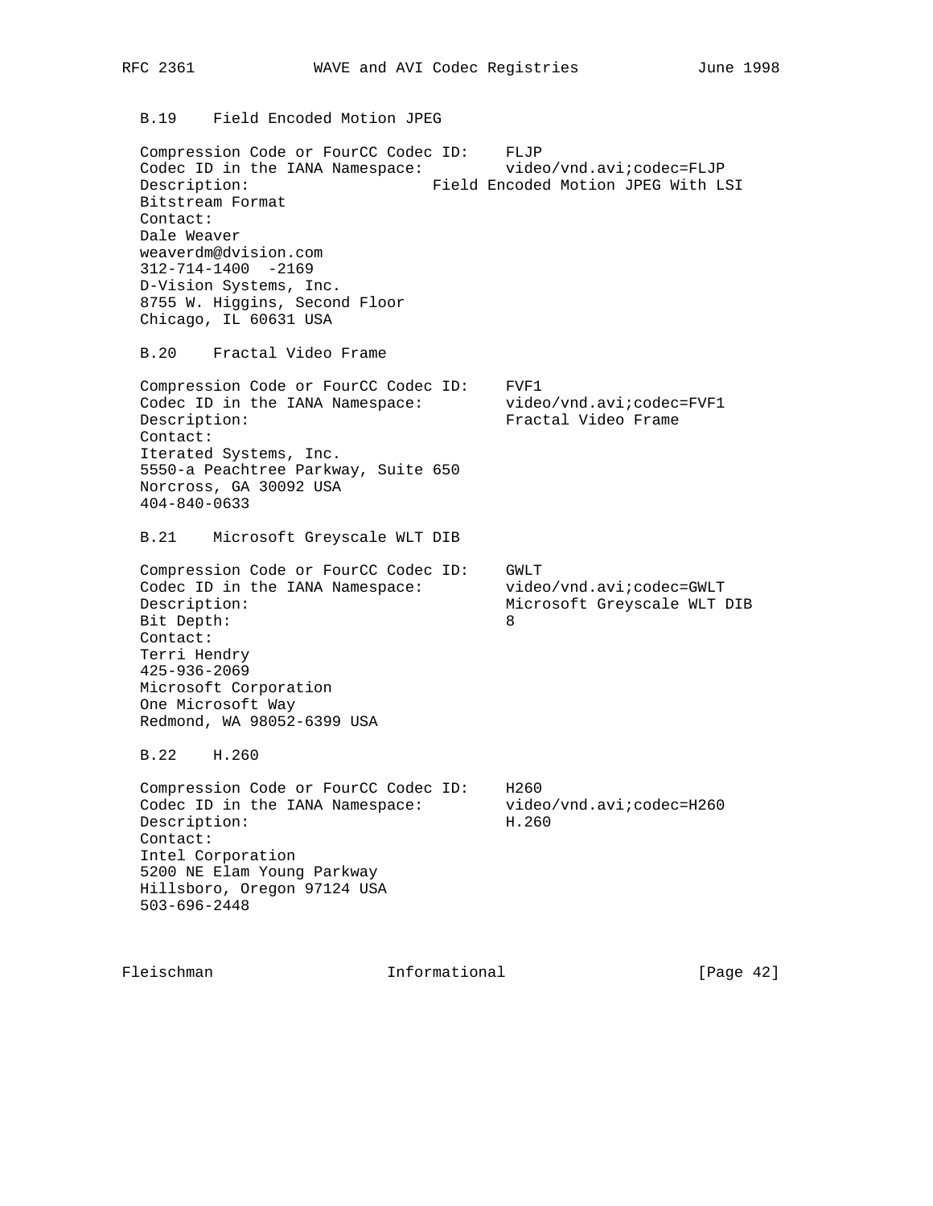### B.19 Field Encoded Motion JPEG

Compression Code or FourCC Codec ID: FLJP
Codec ID in the IANA Namespace: video/vnd.avi;codec=FLJP
Description: Field Encoded Motion JPEG With LSI Bitstream Format
Contact:
Dale Weaver
weaverdm@dvision.com
312-714-1400 -2169
D-Vision Systems, Inc.
8755 W. Higgins, Second Floor
Chicago, IL 60631 USA

### B.20 Fractal Video Frame

Compression Code or FourCC Codec ID: FVF1
Codec ID in the IANA Namespace: video/vnd.avi;codec=FVF1
Description: Fractal Video Frame
Contact:
Iterated Systems, Inc.
5550-a Peachtree Parkway, Suite 650
Norcross, GA 30092 USA
404-840-0633

### B.21 Microsoft Greyscale WLT DIB

Compression Code or FourCC Codec ID: GWLT
Codec ID in the IANA Namespace: video/vnd.avi;codec=GWLT
Description: Microsoft Greyscale WLT DIB
Bit Depth: 8
Contact:
Terri Hendry
425-936-2069
Microsoft Corporation
One Microsoft Way
Redmond, WA 98052-6399 USA

### B.22 H.260

Compression Code or FourCC Codec ID: H260
Codec ID in the IANA Namespace: video/vnd.avi;codec=H260
Description: H.260
Contact:
Intel Corporation
5200 NE Elam Young Parkway
Hillsboro, Oregon 97124 USA
503-696-2448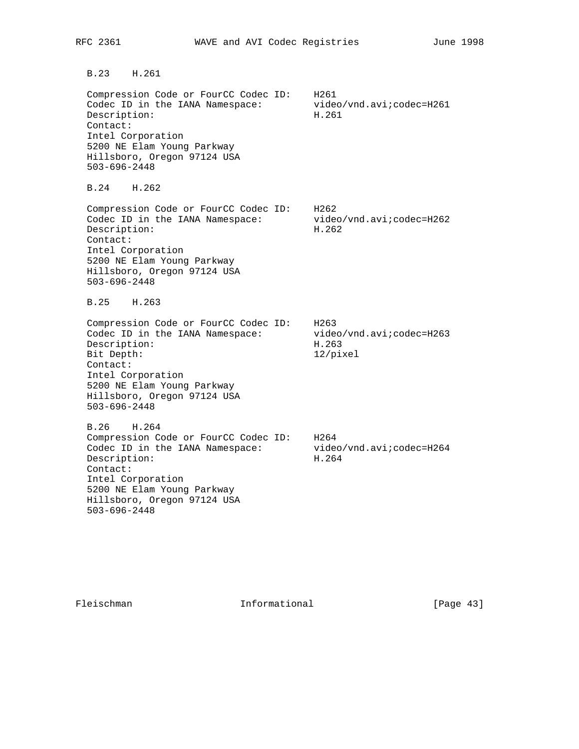### B.23 H.261

```
Compression Code or FourCC Codec ID:    H261
Codec ID in the IANA Namespace:         video/vnd.avi;codec=H261
Description:                            H.261
Contact:
Intel Corporation
5200 NE Elam Young Parkway
Hillsboro, Oregon 97124 USA
503-696-2448
```

### B.24 H.262

```
Compression Code or FourCC Codec ID:    H262
Codec ID in the IANA Namespace:         video/vnd.avi;codec=H262
Description:                            H.262
Contact:
Intel Corporation
5200 NE Elam Young Parkway
Hillsboro, Oregon 97124 USA
503-696-2448
```

### B.25 H.263

```
Compression Code or FourCC Codec ID:    H263
Codec ID in the IANA Namespace:         video/vnd.avi;codec=H263
Description:                            H.263
Bit Depth:                              12/pixel
Contact:
Intel Corporation
5200 NE Elam Young Parkway
Hillsboro, Oregon 97124 USA
503-696-2448
```

### B.26 H.264

```
Compression Code or FourCC Codec ID:    H264
Codec ID in the IANA Namespace:         video/vnd.avi;codec=H264
Description:                            H.264
Contact:
Intel Corporation
5200 NE Elam Young Parkway
Hillsboro, Oregon 97124 USA
503-696-2448
```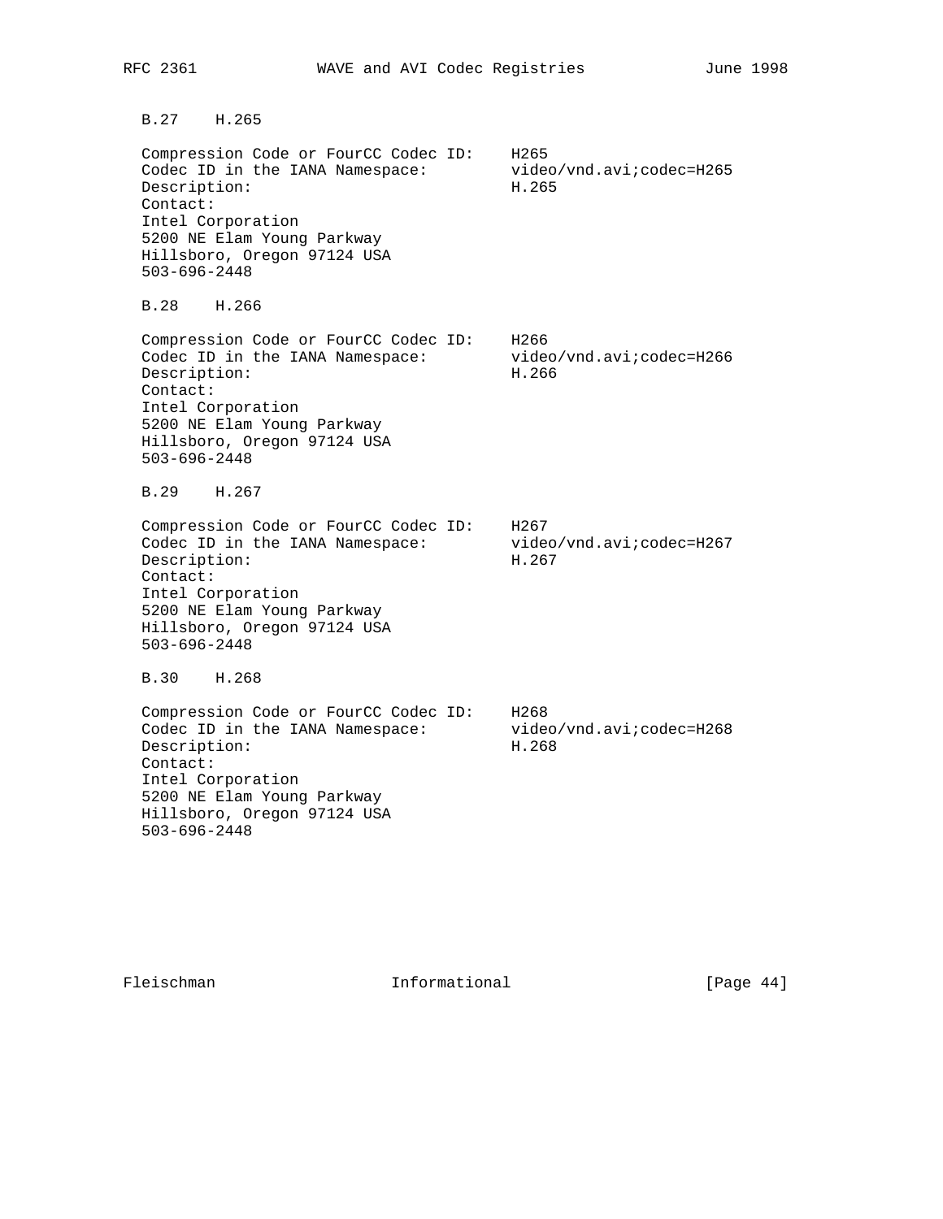### B.27 H.265

```
Compression Code or FourCC Codec ID:    H265
Codec ID in the IANA Namespace:         video/vnd.avi;codec=H265
Description:                            H.265
Contact:
Intel Corporation
5200 NE Elam Young Parkway
Hillsboro, Oregon 97124 USA
503-696-2448
```

### B.28 H.266

```
Compression Code or FourCC Codec ID:    H266
Codec ID in the IANA Namespace:         video/vnd.avi;codec=H266
Description:                            H.266
Contact:
Intel Corporation
5200 NE Elam Young Parkway
Hillsboro, Oregon 97124 USA
503-696-2448
```

### B.29 H.267

```
Compression Code or FourCC Codec ID:    H267
Codec ID in the IANA Namespace:         video/vnd.avi;codec=H267
Description:                            H.267
Contact:
Intel Corporation
5200 NE Elam Young Parkway
Hillsboro, Oregon 97124 USA
503-696-2448
```

### B.30 H.268

```
Compression Code or FourCC Codec ID:    H268
Codec ID in the IANA Namespace:         video/vnd.avi;codec=H268
Description:                            H.268
Contact:
Intel Corporation
5200 NE Elam Young Parkway
Hillsboro, Oregon 97124 USA
503-696-2448
```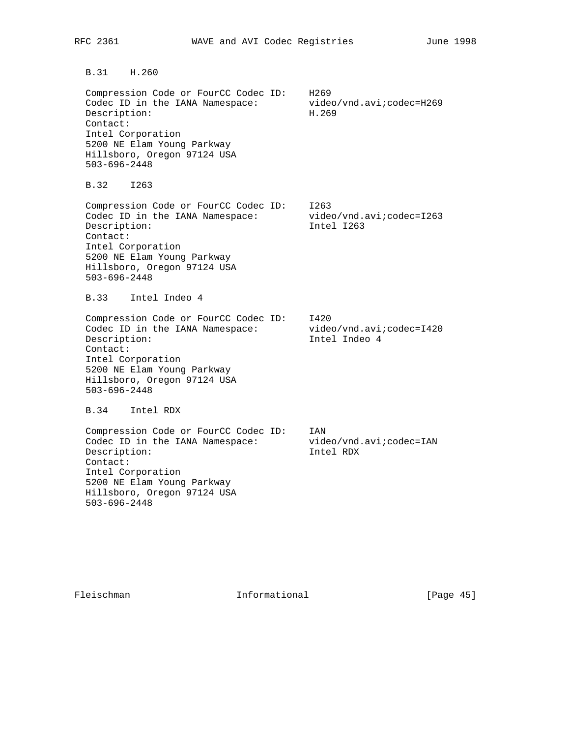### B.31 H.260

Compression Code or FourCC Codec ID: H269
Codec ID in the IANA Namespace: video/vnd.avi;codec=H269
Description: H.269
Contact:
Intel Corporation
5200 NE Elam Young Parkway
Hillsboro, Oregon 97124 USA
503-696-2448

### B.32 I263

Compression Code or FourCC Codec ID: I263
Codec ID in the IANA Namespace: video/vnd.avi;codec=I263
Description: Intel I263
Contact:
Intel Corporation
5200 NE Elam Young Parkway
Hillsboro, Oregon 97124 USA
503-696-2448

### B.33 Intel Indeo 4

Compression Code or FourCC Codec ID: I420
Codec ID in the IANA Namespace: video/vnd.avi;codec=I420
Description: Intel Indeo 4
Contact:
Intel Corporation
5200 NE Elam Young Parkway
Hillsboro, Oregon 97124 USA
503-696-2448

### B.34 Intel RDX

Compression Code or FourCC Codec ID: IAN
Codec ID in the IANA Namespace: video/vnd.avi;codec=IAN
Description: Intel RDX
Contact:
Intel Corporation
5200 NE Elam Young Parkway
Hillsboro, Oregon 97124 USA
503-696-2448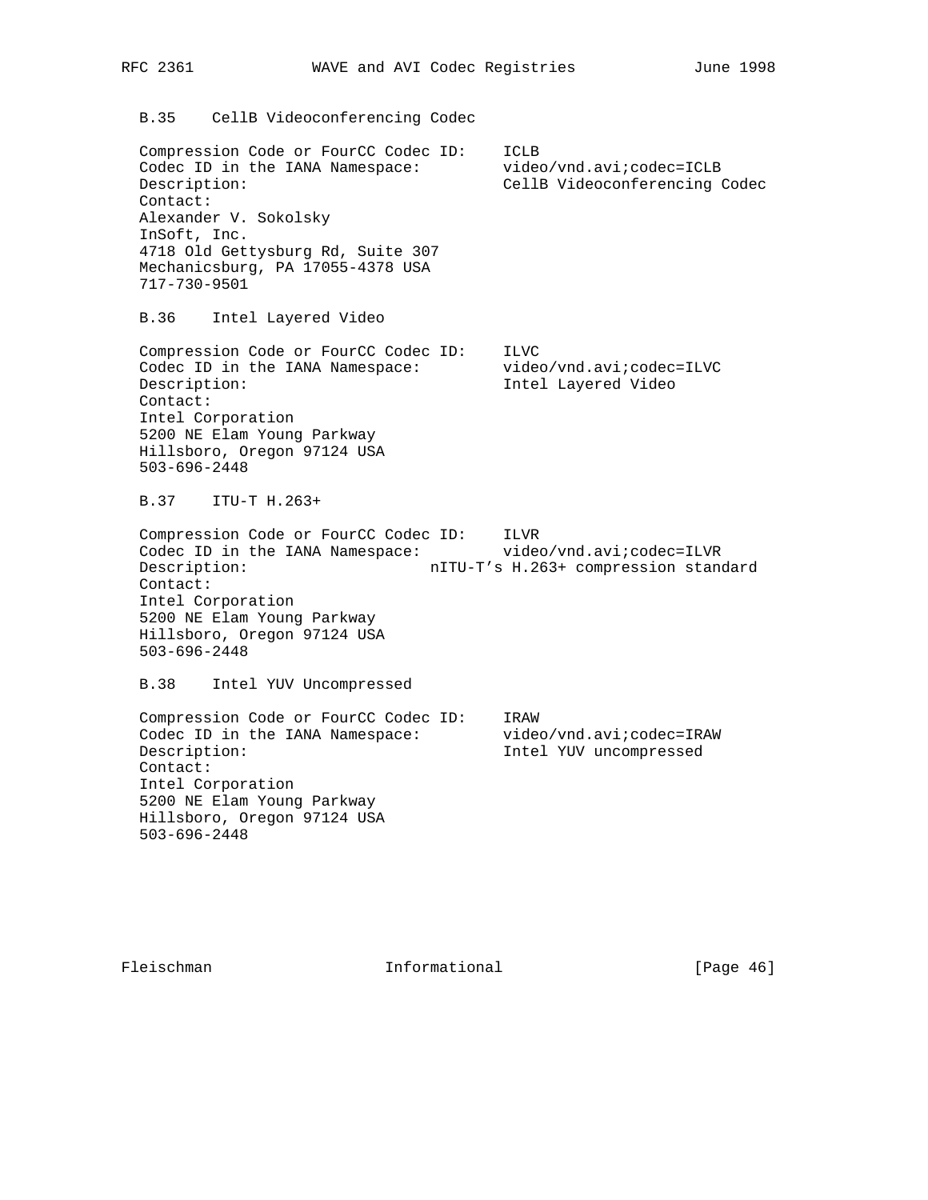### B.35 CellB Videoconferencing Codec

```
Compression Code or FourCC Codec ID:    ICLB
Codec ID in the IANA Namespace:         video/vnd.avi;codec=ICLB
Description:                            CellB Videoconferencing Codec
Contact:
Alexander V. Sokolsky
InSoft, Inc.
4718 Old Gettysburg Rd, Suite 307
Mechanicsburg, PA 17055-4378 USA
717-730-9501
```

### B.36 Intel Layered Video

```
Compression Code or FourCC Codec ID:    ILVC
Codec ID in the IANA Namespace:         video/vnd.avi;codec=ILVC
Description:                            Intel Layered Video
Contact:
Intel Corporation
5200 NE Elam Young Parkway
Hillsboro, Oregon 97124 USA
503-696-2448
```

### B.37 ITU-T H.263+

```
Compression Code or FourCC Codec ID:    ILVR
Codec ID in the IANA Namespace:         video/vnd.avi;codec=ILVR
Description:                    nITU-T's H.263+ compression standard
Contact:
Intel Corporation
5200 NE Elam Young Parkway
Hillsboro, Oregon 97124 USA
503-696-2448
```

### B.38 Intel YUV Uncompressed

```
Compression Code or FourCC Codec ID:    IRAW
Codec ID in the IANA Namespace:         video/vnd.avi;codec=IRAW
Description:                            Intel YUV uncompressed
Contact:
Intel Corporation
5200 NE Elam Young Parkway
Hillsboro, Oregon 97124 USA
503-696-2448
```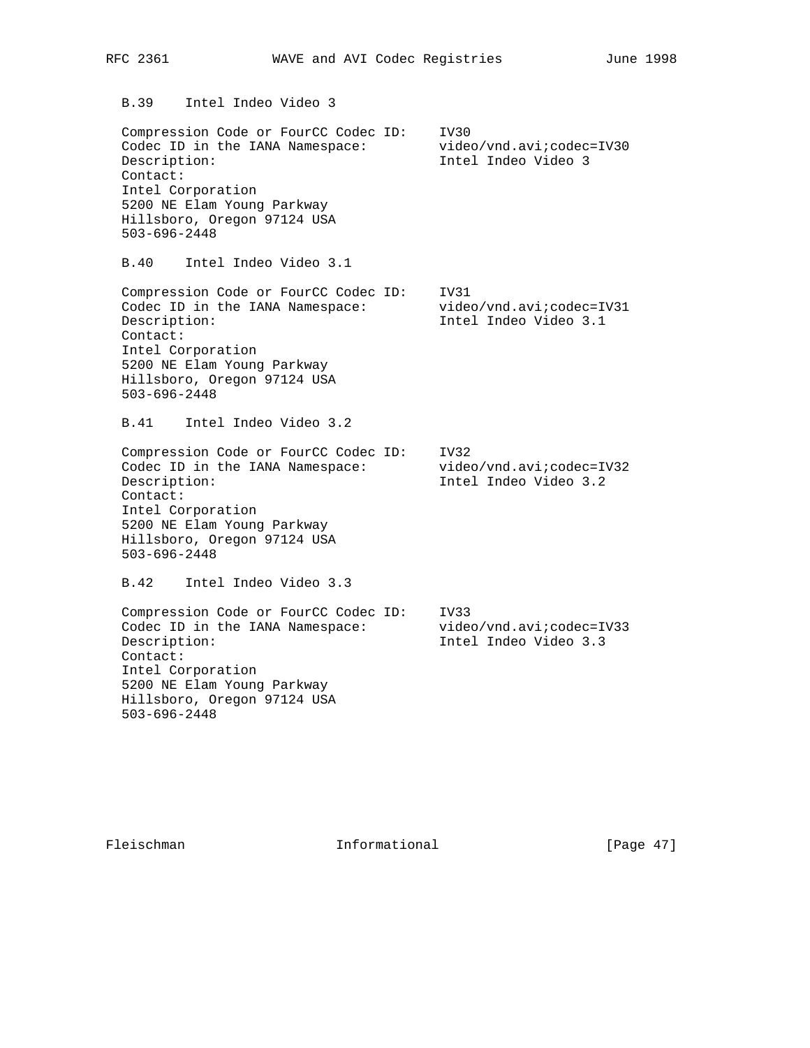### B.39 Intel Indeo Video 3

```
Compression Code or FourCC Codec ID:    IV30
Codec ID in the IANA Namespace:         video/vnd.avi;codec=IV30
Description:                            Intel Indeo Video 3
Contact:
Intel Corporation
5200 NE Elam Young Parkway
Hillsboro, Oregon 97124 USA
503-696-2448
```

### B.40 Intel Indeo Video 3.1

```
Compression Code or FourCC Codec ID:    IV31
Codec ID in the IANA Namespace:         video/vnd.avi;codec=IV31
Description:                            Intel Indeo Video 3.1
Contact:
Intel Corporation
5200 NE Elam Young Parkway
Hillsboro, Oregon 97124 USA
503-696-2448
```

### B.41 Intel Indeo Video 3.2

```
Compression Code or FourCC Codec ID:    IV32
Codec ID in the IANA Namespace:         video/vnd.avi;codec=IV32
Description:                            Intel Indeo Video 3.2
Contact:
Intel Corporation
5200 NE Elam Young Parkway
Hillsboro, Oregon 97124 USA
503-696-2448
```

### B.42 Intel Indeo Video 3.3

```
Compression Code or FourCC Codec ID:    IV33
Codec ID in the IANA Namespace:         video/vnd.avi;codec=IV33
Description:                            Intel Indeo Video 3.3
Contact:
Intel Corporation
5200 NE Elam Young Parkway
Hillsboro, Oregon 97124 USA
503-696-2448
```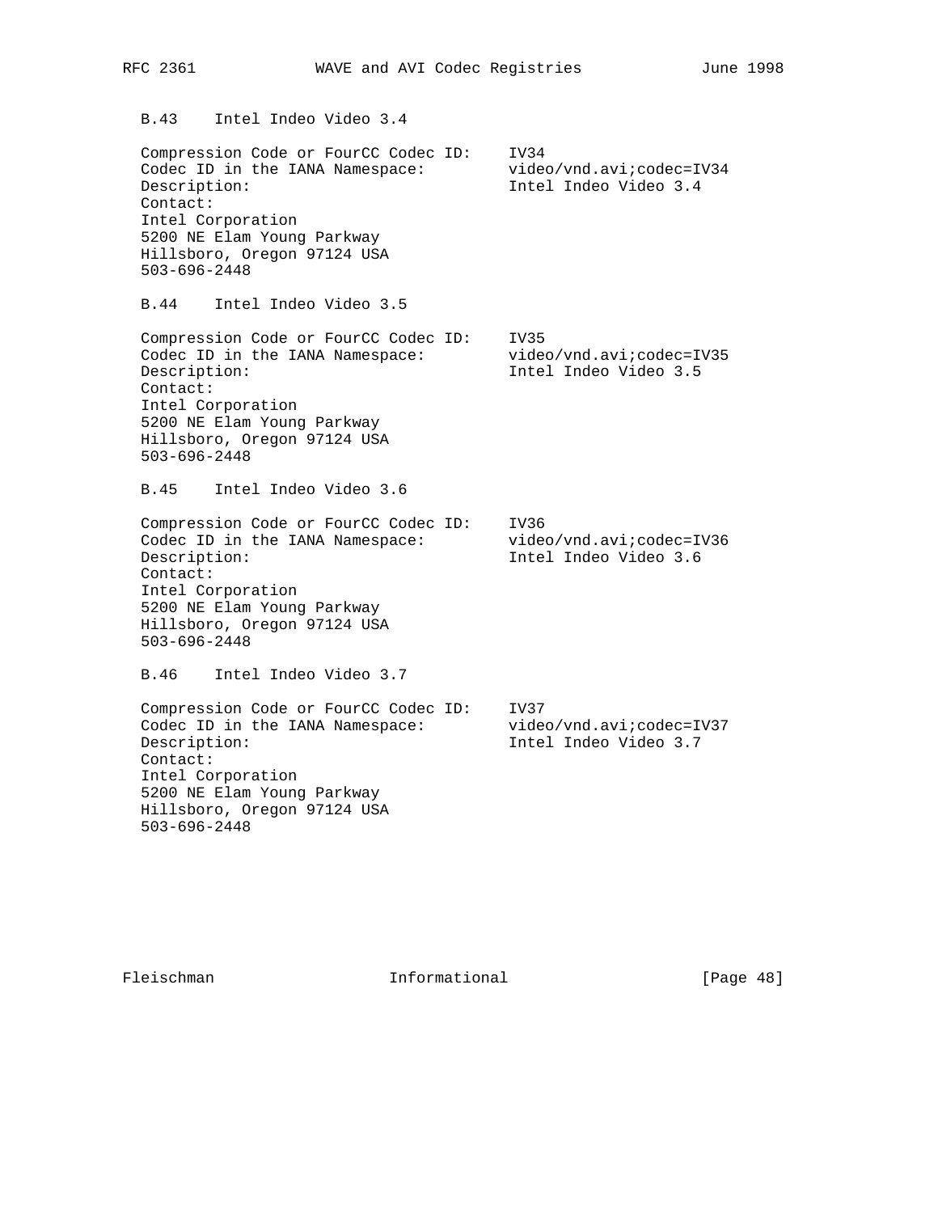### B.43 Intel Indeo Video 3.4

Compression Code or FourCC Codec ID: IV34
Codec ID in the IANA Namespace: video/vnd.avi;codec=IV34
Description: Intel Indeo Video 3.4
Contact:
Intel Corporation
5200 NE Elam Young Parkway
Hillsboro, Oregon 97124 USA
503-696-2448

### B.44 Intel Indeo Video 3.5

Compression Code or FourCC Codec ID: IV35
Codec ID in the IANA Namespace: video/vnd.avi;codec=IV35
Description: Intel Indeo Video 3.5
Contact:
Intel Corporation
5200 NE Elam Young Parkway
Hillsboro, Oregon 97124 USA
503-696-2448

### B.45 Intel Indeo Video 3.6

Compression Code or FourCC Codec ID: IV36
Codec ID in the IANA Namespace: video/vnd.avi;codec=IV36
Description: Intel Indeo Video 3.6
Contact:
Intel Corporation
5200 NE Elam Young Parkway
Hillsboro, Oregon 97124 USA
503-696-2448

### B.46 Intel Indeo Video 3.7

Compression Code or FourCC Codec ID: IV37
Codec ID in the IANA Namespace: video/vnd.avi;codec=IV37
Description: Intel Indeo Video 3.7
Contact:
Intel Corporation
5200 NE Elam Young Parkway
Hillsboro, Oregon 97124 USA
503-696-2448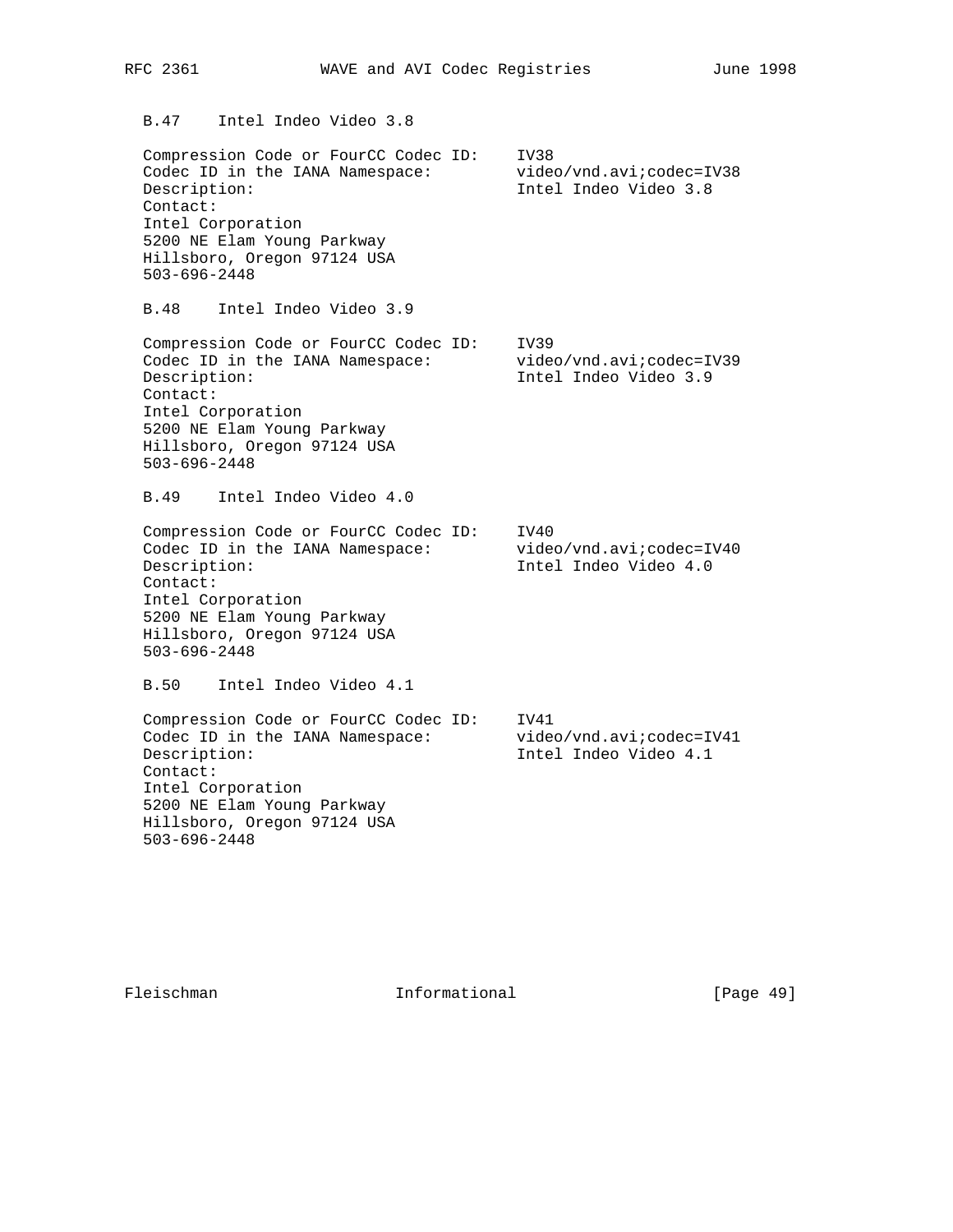### B.47 Intel Indeo Video 3.8

Compression Code or FourCC Codec ID: IV38
Codec ID in the IANA Namespace: video/vnd.avi;codec=IV38
Description: Intel Indeo Video 3.8
Contact:
Intel Corporation
5200 NE Elam Young Parkway
Hillsboro, Oregon 97124 USA
503-696-2448

### B.48 Intel Indeo Video 3.9

Compression Code or FourCC Codec ID: IV39
Codec ID in the IANA Namespace: video/vnd.avi;codec=IV39
Description: Intel Indeo Video 3.9
Contact:
Intel Corporation
5200 NE Elam Young Parkway
Hillsboro, Oregon 97124 USA
503-696-2448

### B.49 Intel Indeo Video 4.0

Compression Code or FourCC Codec ID: IV40
Codec ID in the IANA Namespace: video/vnd.avi;codec=IV40
Description: Intel Indeo Video 4.0
Contact:
Intel Corporation
5200 NE Elam Young Parkway
Hillsboro, Oregon 97124 USA
503-696-2448

### B.50 Intel Indeo Video 4.1

Compression Code or FourCC Codec ID: IV41
Codec ID in the IANA Namespace: video/vnd.avi;codec=IV41
Description: Intel Indeo Video 4.1
Contact:
Intel Corporation
5200 NE Elam Young Parkway
Hillsboro, Oregon 97124 USA
503-696-2448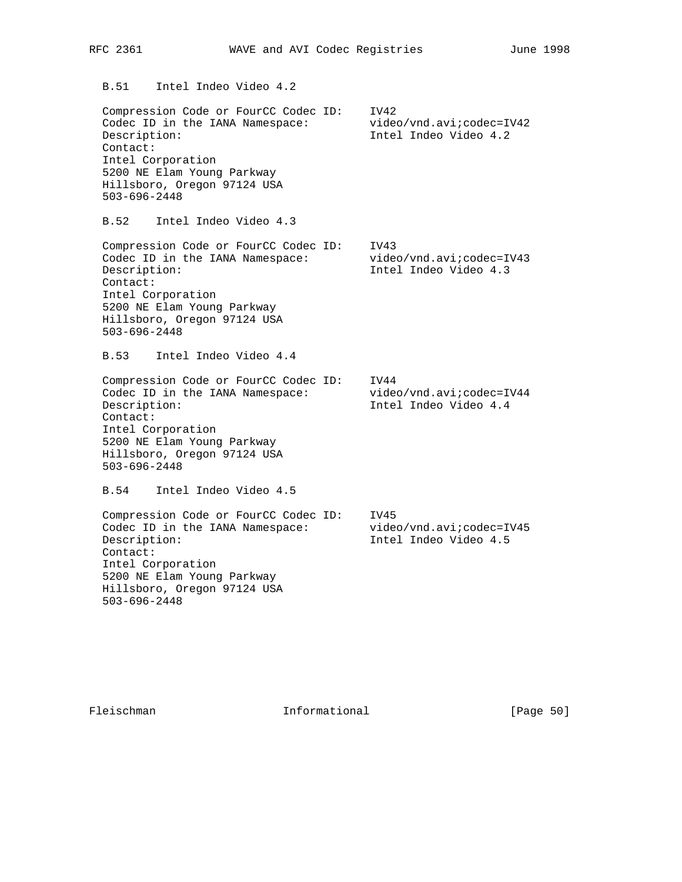### B.51 Intel Indeo Video 4.2

```
Compression Code or FourCC Codec ID:    IV42
Codec ID in the IANA Namespace:         video/vnd.avi;codec=IV42
Description:                            Intel Indeo Video 4.2
Contact:
Intel Corporation
5200 NE Elam Young Parkway
Hillsboro, Oregon 97124 USA
503-696-2448
```

### B.52 Intel Indeo Video 4.3

```
Compression Code or FourCC Codec ID:    IV43
Codec ID in the IANA Namespace:         video/vnd.avi;codec=IV43
Description:                            Intel Indeo Video 4.3
Contact:
Intel Corporation
5200 NE Elam Young Parkway
Hillsboro, Oregon 97124 USA
503-696-2448
```

### B.53 Intel Indeo Video 4.4

```
Compression Code or FourCC Codec ID:    IV44
Codec ID in the IANA Namespace:         video/vnd.avi;codec=IV44
Description:                            Intel Indeo Video 4.4
Contact:
Intel Corporation
5200 NE Elam Young Parkway
Hillsboro, Oregon 97124 USA
503-696-2448
```

### B.54 Intel Indeo Video 4.5

```
Compression Code or FourCC Codec ID:    IV45
Codec ID in the IANA Namespace:         video/vnd.avi;codec=IV45
Description:                            Intel Indeo Video 4.5
Contact:
Intel Corporation
5200 NE Elam Young Parkway
Hillsboro, Oregon 97124 USA
503-696-2448
```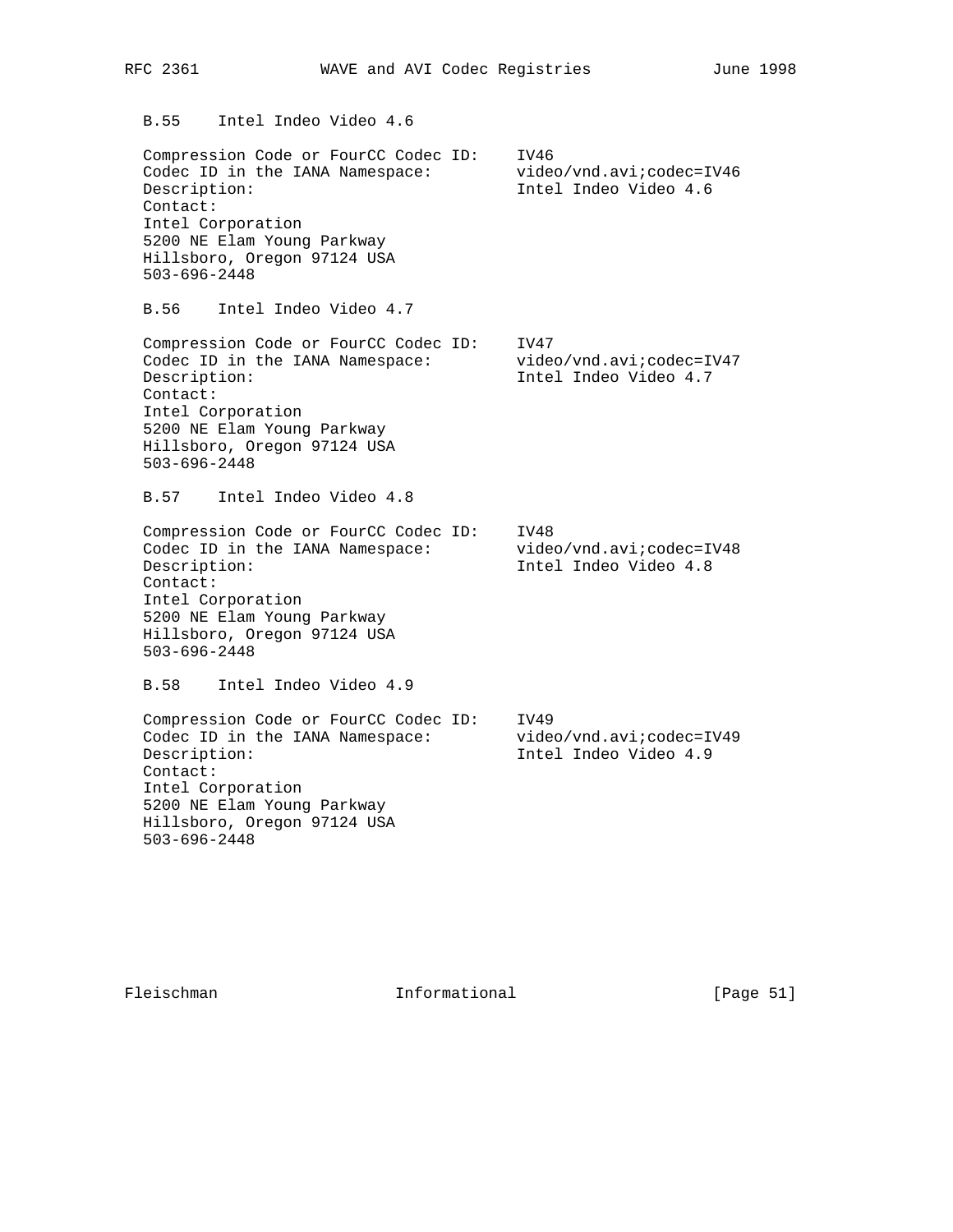### B.55 Intel Indeo Video 4.6

Compression Code or FourCC Codec ID: IV46
Codec ID in the IANA Namespace: video/vnd.avi;codec=IV46
Description: Intel Indeo Video 4.6
Contact:
Intel Corporation
5200 NE Elam Young Parkway
Hillsboro, Oregon 97124 USA
503-696-2448

### B.56 Intel Indeo Video 4.7

Compression Code or FourCC Codec ID: IV47
Codec ID in the IANA Namespace: video/vnd.avi;codec=IV47
Description: Intel Indeo Video 4.7
Contact:
Intel Corporation
5200 NE Elam Young Parkway
Hillsboro, Oregon 97124 USA
503-696-2448

### B.57 Intel Indeo Video 4.8

Compression Code or FourCC Codec ID: IV48
Codec ID in the IANA Namespace: video/vnd.avi;codec=IV48
Description: Intel Indeo Video 4.8
Contact:
Intel Corporation
5200 NE Elam Young Parkway
Hillsboro, Oregon 97124 USA
503-696-2448

### B.58 Intel Indeo Video 4.9

Compression Code or FourCC Codec ID: IV49
Codec ID in the IANA Namespace: video/vnd.avi;codec=IV49
Description: Intel Indeo Video 4.9
Contact:
Intel Corporation
5200 NE Elam Young Parkway
Hillsboro, Oregon 97124 USA
503-696-2448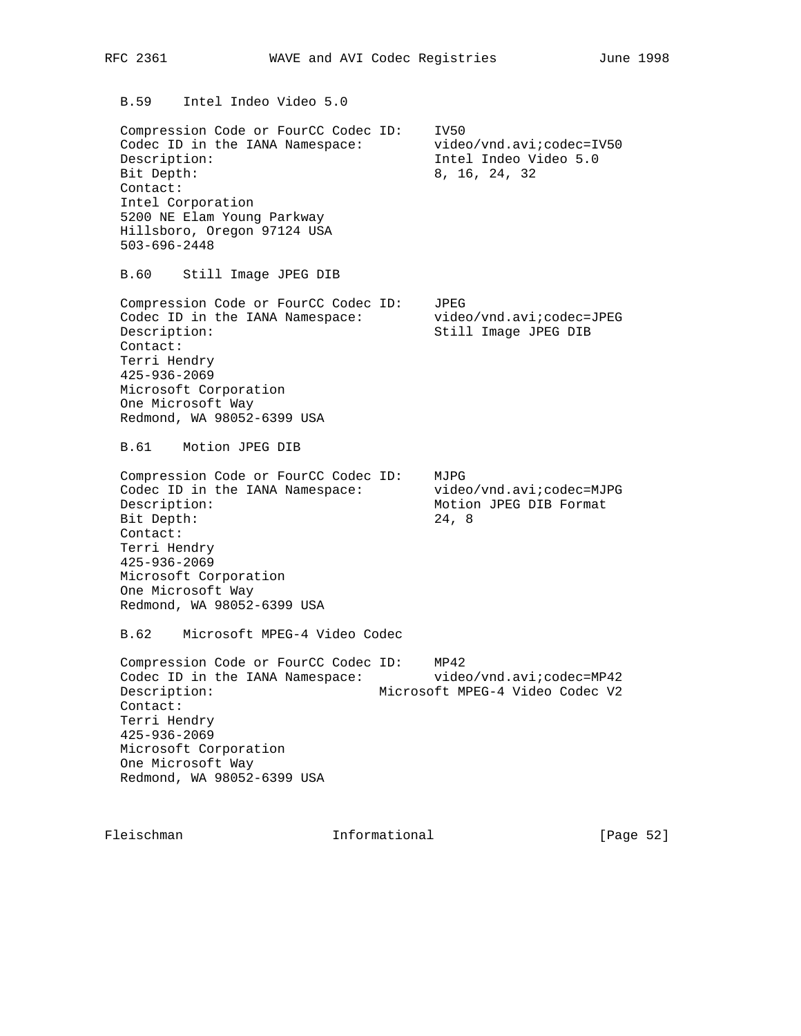### B.59 Intel Indeo Video 5.0

Compression Code or FourCC Codec ID: IV50
Codec ID in the IANA Namespace: video/vnd.avi;codec=IV50
Description: Intel Indeo Video 5.0
Bit Depth: 8, 16, 24, 32
Contact:
Intel Corporation
5200 NE Elam Young Parkway
Hillsboro, Oregon 97124 USA
503-696-2448

### B.60 Still Image JPEG DIB

Compression Code or FourCC Codec ID: JPEG
Codec ID in the IANA Namespace: video/vnd.avi;codec=JPEG
Description: Still Image JPEG DIB
Contact:
Terri Hendry
425-936-2069
Microsoft Corporation
One Microsoft Way
Redmond, WA 98052-6399 USA

### B.61 Motion JPEG DIB

Compression Code or FourCC Codec ID: MJPG
Codec ID in the IANA Namespace: video/vnd.avi;codec=MJPG
Description: Motion JPEG DIB Format
Bit Depth: 24, 8
Contact:
Terri Hendry
425-936-2069
Microsoft Corporation
One Microsoft Way
Redmond, WA 98052-6399 USA

### B.62 Microsoft MPEG-4 Video Codec

Compression Code or FourCC Codec ID: MP42
Codec ID in the IANA Namespace: video/vnd.avi;codec=MP42
Description: Microsoft MPEG-4 Video Codec V2
Contact:
Terri Hendry
425-936-2069
Microsoft Corporation
One Microsoft Way
Redmond, WA 98052-6399 USA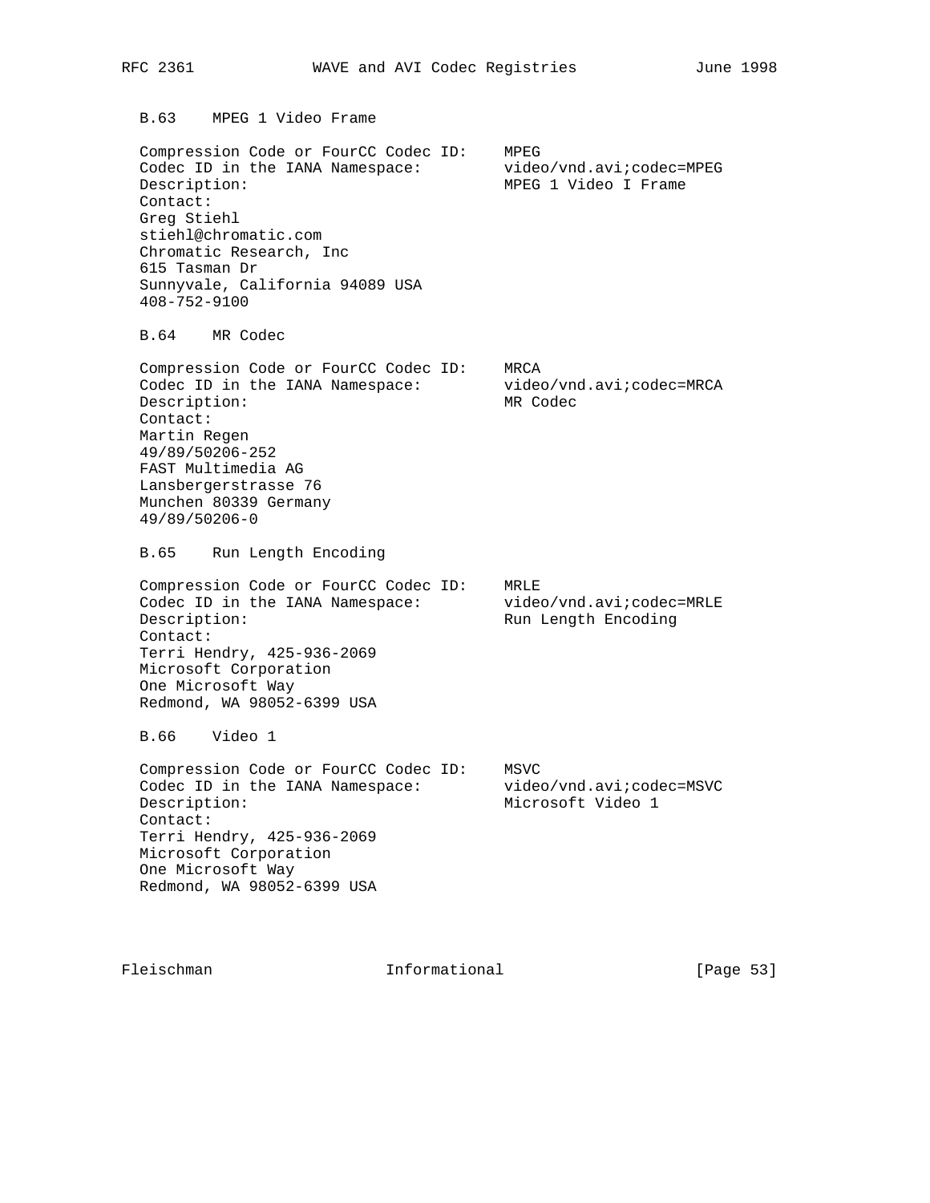### B.63 MPEG 1 Video Frame

```
Compression Code or FourCC Codec ID:    MPEG
Codec ID in the IANA Namespace:         video/vnd.avi;codec=MPEG
Description:                            MPEG 1 Video I Frame
Contact:
Greg Stiehl
stiehl@chromatic.com
Chromatic Research, Inc
615 Tasman Dr
Sunnyvale, California 94089 USA
408-752-9100
```

### B.64 MR Codec

```
Compression Code or FourCC Codec ID:    MRCA
Codec ID in the IANA Namespace:         video/vnd.avi;codec=MRCA
Description:                            MR Codec
Contact:
Martin Regen
49/89/50206-252
FAST Multimedia AG
Lansbergerstrasse 76
Munchen 80339 Germany
49/89/50206-0
```

### B.65 Run Length Encoding

```
Compression Code or FourCC Codec ID:    MRLE
Codec ID in the IANA Namespace:         video/vnd.avi;codec=MRLE
Description:                            Run Length Encoding
Contact:
Terri Hendry, 425-936-2069
Microsoft Corporation
One Microsoft Way
Redmond, WA 98052-6399 USA
```

### B.66 Video 1

```
Compression Code or FourCC Codec ID:    MSVC
Codec ID in the IANA Namespace:         video/vnd.avi;codec=MSVC
Description:                            Microsoft Video 1
Contact:
Terri Hendry, 425-936-2069
Microsoft Corporation
One Microsoft Way
Redmond, WA 98052-6399 USA
```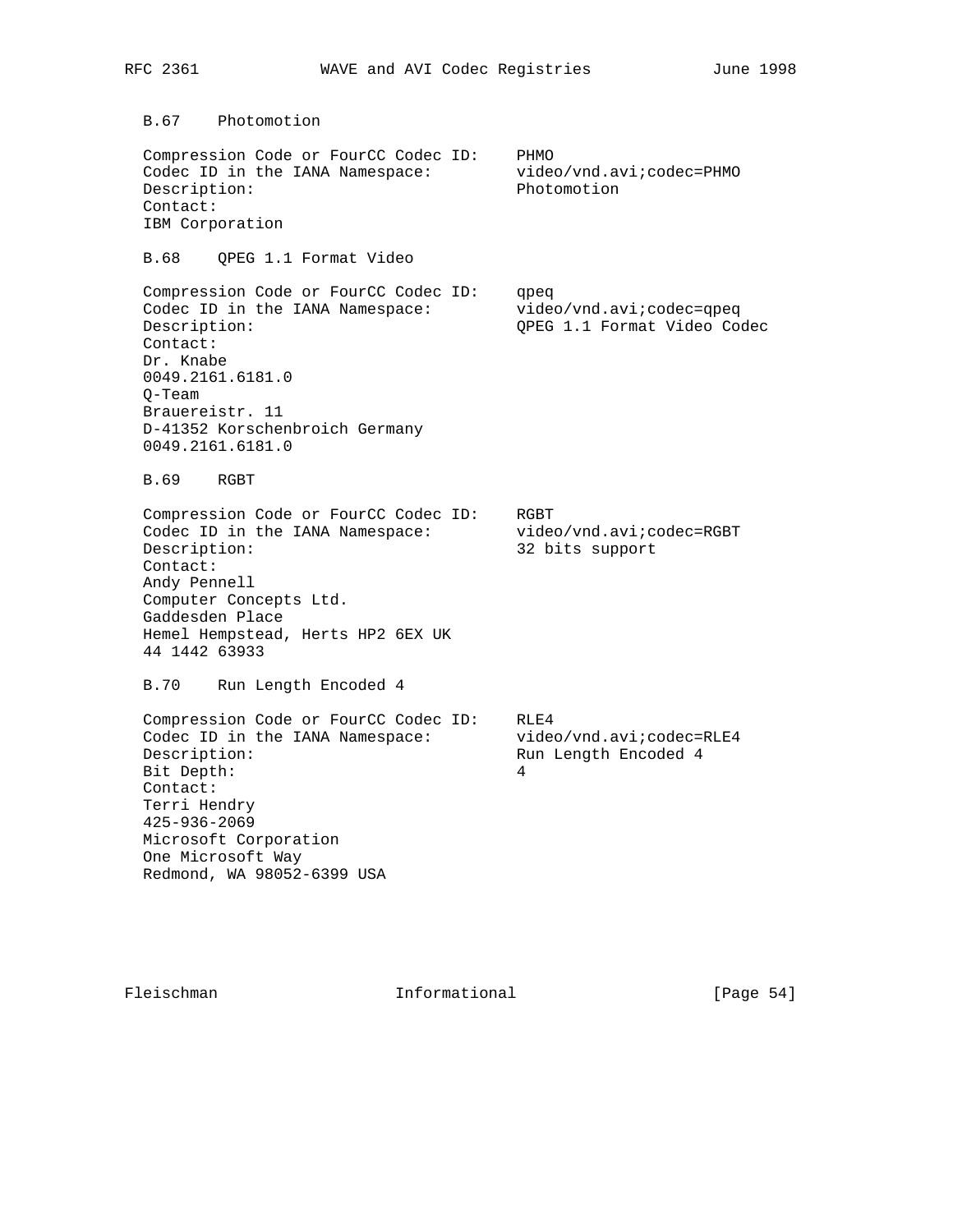### B.67 Photomotion

```
Compression Code or FourCC Codec ID:    PHMO
Codec ID in the IANA Namespace:         video/vnd.avi;codec=PHMO
Description:                            Photomotion
Contact:
IBM Corporation
```

### B.68 QPEG 1.1 Format Video

```
Compression Code or FourCC Codec ID:    qpeq
Codec ID in the IANA Namespace:         video/vnd.avi;codec=qpeq
Description:                            QPEG 1.1 Format Video Codec
Contact:
Dr. Knabe
0049.2161.6181.0
Q-Team
Brauereistr. 11
D-41352 Korschenbroich Germany
0049.2161.6181.0
```

### B.69 RGBT

```
Compression Code or FourCC Codec ID:    RGBT
Codec ID in the IANA Namespace:         video/vnd.avi;codec=RGBT
Description:                            32 bits support
Contact:
Andy Pennell
Computer Concepts Ltd.
Gaddesden Place
Hemel Hempstead, Herts HP2 6EX UK
44 1442 63933
```

### B.70 Run Length Encoded 4

```
Compression Code or FourCC Codec ID:    RLE4
Codec ID in the IANA Namespace:         video/vnd.avi;codec=RLE4
Description:                            Run Length Encoded 4
Bit Depth:                              4
Contact:
Terri Hendry
425-936-2069
Microsoft Corporation
One Microsoft Way
Redmond, WA 98052-6399 USA
```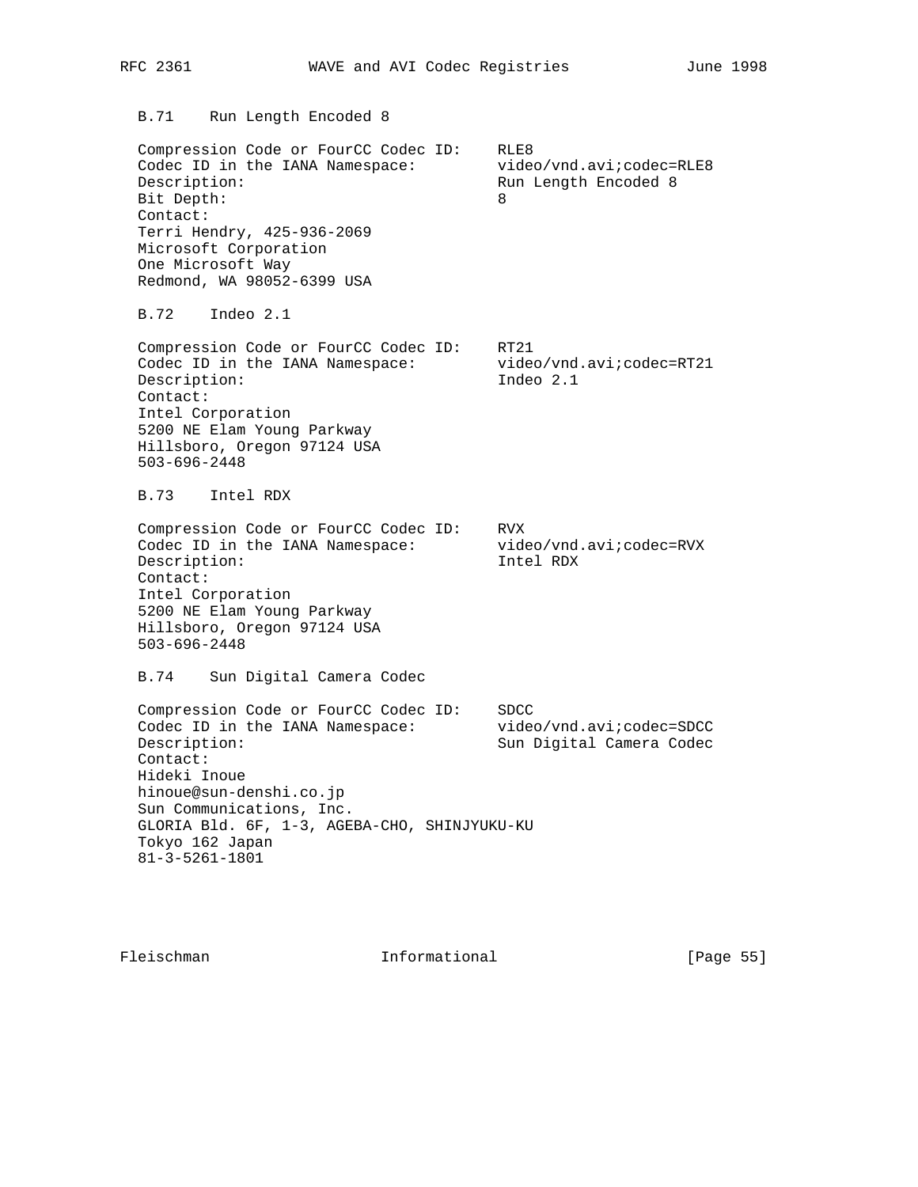### B.71 Run Length Encoded 8

Compression Code or FourCC Codec ID: RLE8
Codec ID in the IANA Namespace: video/vnd.avi;codec=RLE8
Description: Run Length Encoded 8
Bit Depth: 8
Contact:
Terri Hendry, 425-936-2069
Microsoft Corporation
One Microsoft Way
Redmond, WA 98052-6399 USA

### B.72 Indeo 2.1

Compression Code or FourCC Codec ID: RT21
Codec ID in the IANA Namespace: video/vnd.avi;codec=RT21
Description: Indeo 2.1
Contact:
Intel Corporation
5200 NE Elam Young Parkway
Hillsboro, Oregon 97124 USA
503-696-2448

### B.73 Intel RDX

Compression Code or FourCC Codec ID: RVX
Codec ID in the IANA Namespace: video/vnd.avi;codec=RVX
Description: Intel RDX
Contact:
Intel Corporation
5200 NE Elam Young Parkway
Hillsboro, Oregon 97124 USA
503-696-2448

### B.74 Sun Digital Camera Codec

Compression Code or FourCC Codec ID: SDCC
Codec ID in the IANA Namespace: video/vnd.avi;codec=SDCC
Description: Sun Digital Camera Codec
Contact:
Hideki Inoue
hinoue@sun-denshi.co.jp
Sun Communications, Inc.
GLORIA Bld. 6F, 1-3, AGEBA-CHO, SHINJYUKU-KU
Tokyo 162 Japan
81-3-5261-1801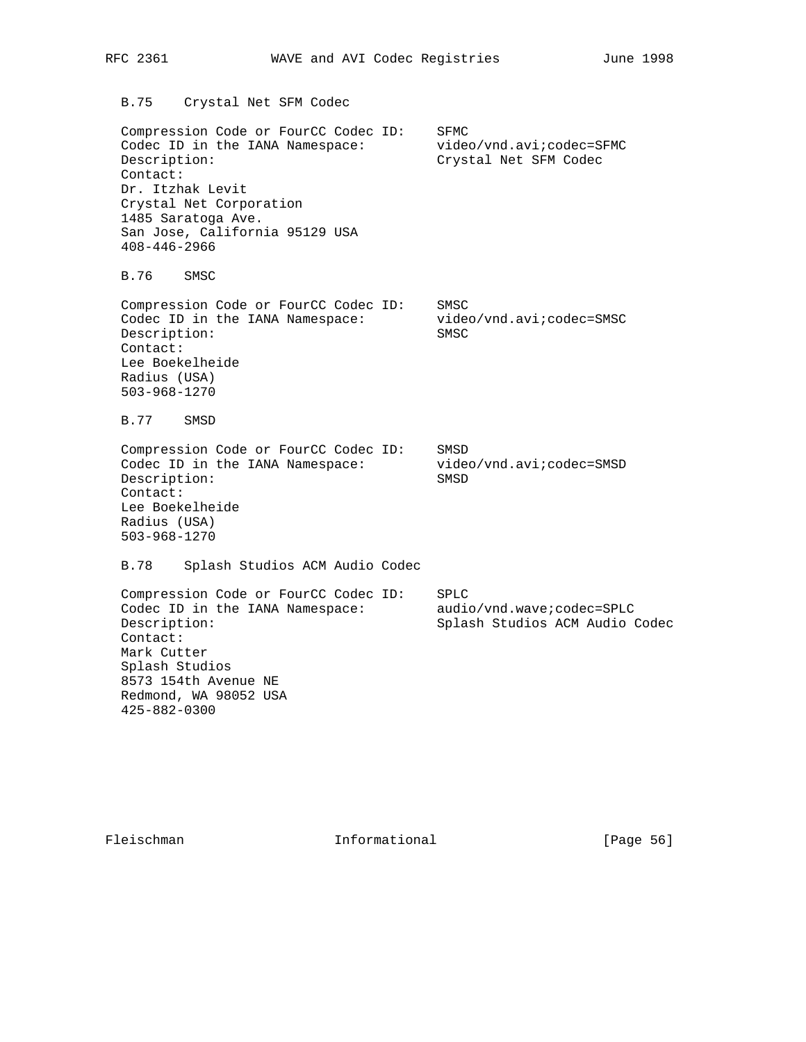### B.75 Crystal Net SFM Codec

Compression Code or FourCC Codec ID: SFMC
Codec ID in the IANA Namespace: video/vnd.avi;codec=SFMC
Description: Crystal Net SFM Codec
Contact:
Dr. Itzhak Levit
Crystal Net Corporation
1485 Saratoga Ave.
San Jose, California 95129 USA
408-446-2966

### B.76 SMSC

Compression Code or FourCC Codec ID: SMSC
Codec ID in the IANA Namespace: video/vnd.avi;codec=SMSC
Description: SMSC
Contact:
Lee Boekelheide
Radius (USA)
503-968-1270

### B.77 SMSD

Compression Code or FourCC Codec ID: SMSD
Codec ID in the IANA Namespace: video/vnd.avi;codec=SMSD
Description: SMSD
Contact:
Lee Boekelheide
Radius (USA)
503-968-1270

### B.78 Splash Studios ACM Audio Codec

Compression Code or FourCC Codec ID: SPLC
Codec ID in the IANA Namespace: audio/vnd.wave;codec=SPLC
Description: Splash Studios ACM Audio Codec
Contact:
Mark Cutter
Splash Studios
8573 154th Avenue NE
Redmond, WA 98052 USA
425-882-0300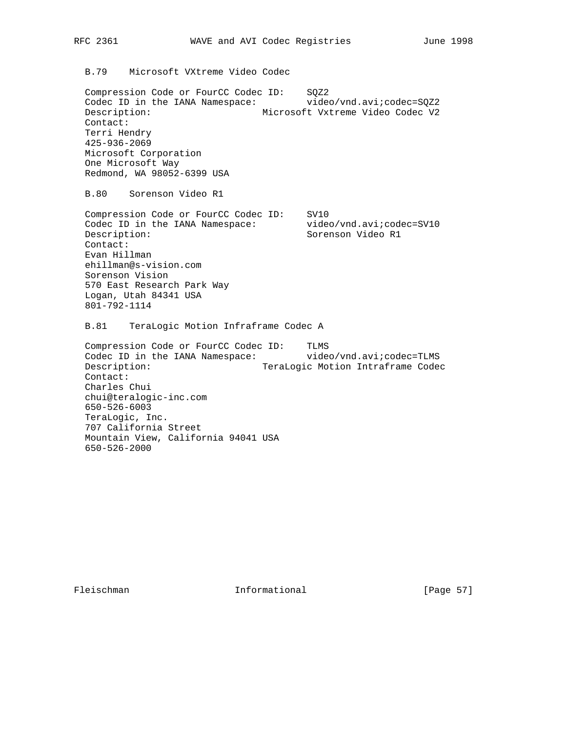### B.79 Microsoft VXtreme Video Codec

Compression Code or FourCC Codec ID: SQZ2
Codec ID in the IANA Namespace: video/vnd.avi;codec=SQZ2
Description: Microsoft Vxtreme Video Codec V2
Contact:
Terri Hendry
425-936-2069
Microsoft Corporation
One Microsoft Way
Redmond, WA 98052-6399 USA

### B.80 Sorenson Video R1

Compression Code or FourCC Codec ID: SV10
Codec ID in the IANA Namespace: video/vnd.avi;codec=SV10
Description: Sorenson Video R1
Contact:
Evan Hillman
ehillman@s-vision.com
Sorenson Vision
570 East Research Park Way
Logan, Utah 84341 USA
801-792-1114

### B.81 TeraLogic Motion Infraframe Codec A

Compression Code or FourCC Codec ID: TLMS
Codec ID in the IANA Namespace: video/vnd.avi;codec=TLMS
Description: TeraLogic Motion Intraframe Codec
Contact:
Charles Chui
chui@teralogic-inc.com
650-526-6003
TeraLogic, Inc.
707 California Street
Mountain View, California 94041 USA
650-526-2000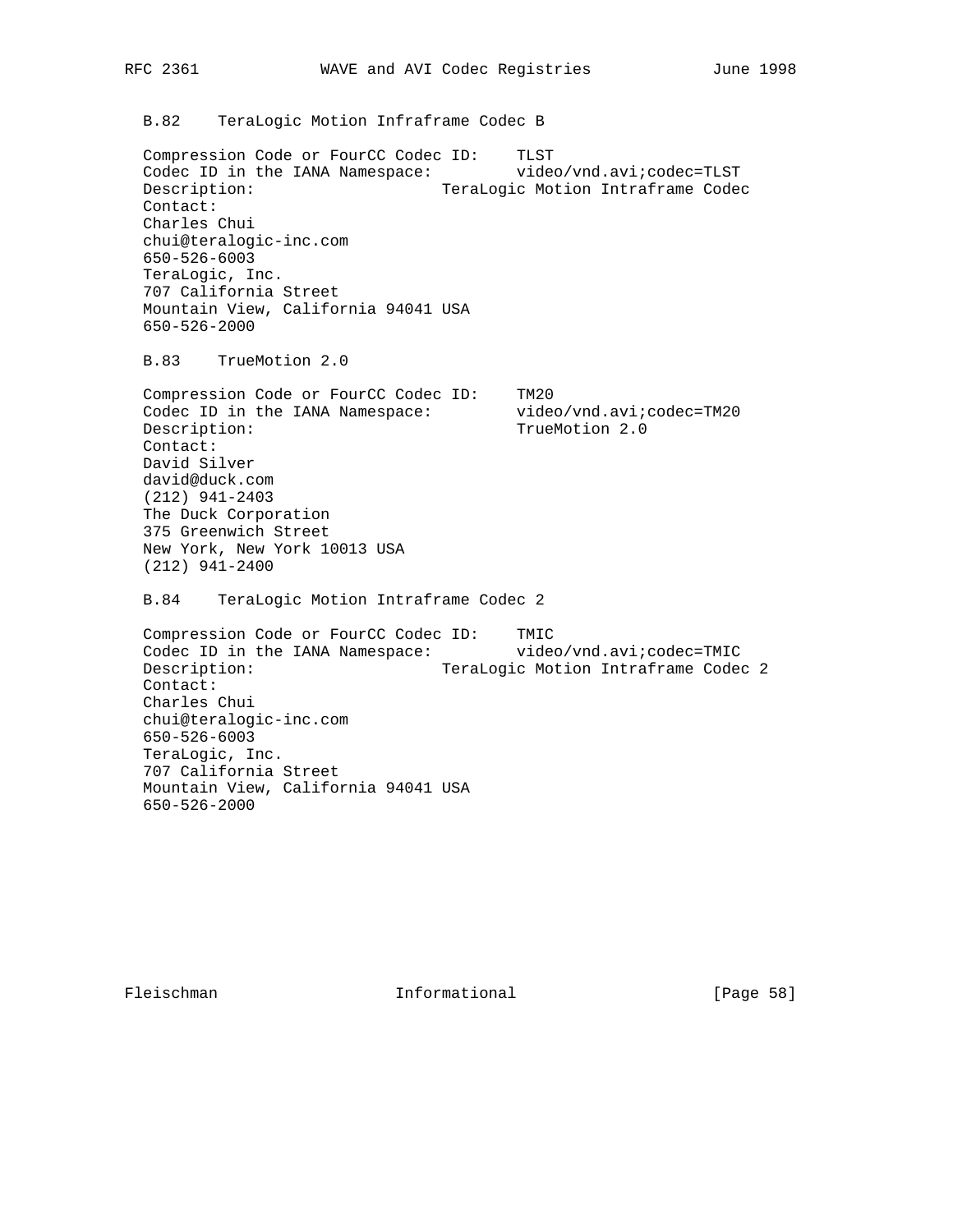### B.82 TeraLogic Motion Infraframe Codec B

Compression Code or FourCC Codec ID: TLST
Codec ID in the IANA Namespace: video/vnd.avi;codec=TLST
Description: TeraLogic Motion Intraframe Codec
Contact:
Charles Chui
chui@teralogic-inc.com
650-526-6003
TeraLogic, Inc.
707 California Street
Mountain View, California 94041 USA
650-526-2000

### B.83 TrueMotion 2.0

Compression Code or FourCC Codec ID: TM20
Codec ID in the IANA Namespace: video/vnd.avi;codec=TM20
Description: TrueMotion 2.0
Contact:
David Silver
david@duck.com
(212) 941-2403
The Duck Corporation
375 Greenwich Street
New York, New York 10013 USA
(212) 941-2400

### B.84 TeraLogic Motion Intraframe Codec 2

Compression Code or FourCC Codec ID: TMIC
Codec ID in the IANA Namespace: video/vnd.avi;codec=TMIC
Description: TeraLogic Motion Intraframe Codec 2
Contact:
Charles Chui
chui@teralogic-inc.com
650-526-6003
TeraLogic, Inc.
707 California Street
Mountain View, California 94041 USA
650-526-2000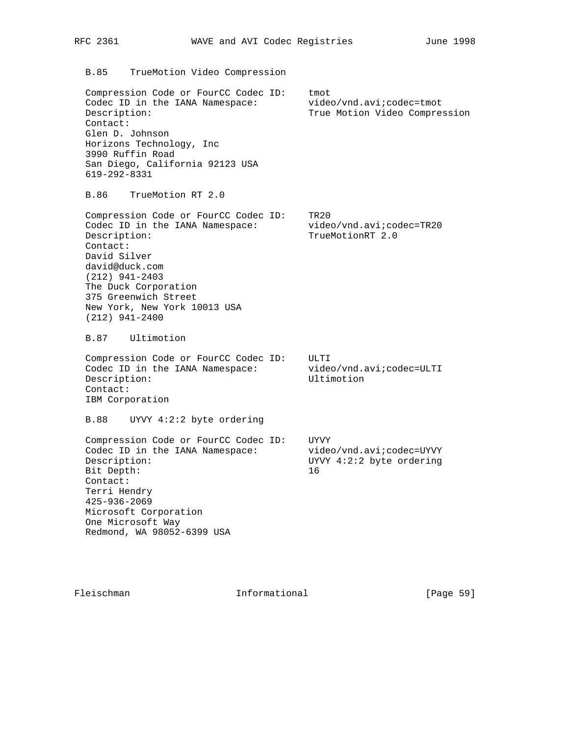### B.85 TrueMotion Video Compression

Compression Code or FourCC Codec ID: tmot
Codec ID in the IANA Namespace: video/vnd.avi;codec=tmot
Description: True Motion Video Compression
Contact:
Glen D. Johnson
Horizons Technology, Inc
3990 Ruffin Road
San Diego, California 92123 USA
619-292-8331

### B.86 TrueMotion RT 2.0

Compression Code or FourCC Codec ID: TR20
Codec ID in the IANA Namespace: video/vnd.avi;codec=TR20
Description: TrueMotionRT 2.0
Contact:
David Silver
david@duck.com
(212) 941-2403
The Duck Corporation
375 Greenwich Street
New York, New York 10013 USA
(212) 941-2400

### B.87 Ultimotion

Compression Code or FourCC Codec ID: ULTI
Codec ID in the IANA Namespace: video/vnd.avi;codec=ULTI
Description: Ultimotion
Contact:
IBM Corporation

### B.88 UYVY 4:2:2 byte ordering

Compression Code or FourCC Codec ID: UYVY
Codec ID in the IANA Namespace: video/vnd.avi;codec=UYVY
Description: UYVY 4:2:2 byte ordering
Bit Depth: 16
Contact:
Terri Hendry
425-936-2069
Microsoft Corporation
One Microsoft Way
Redmond, WA 98052-6399 USA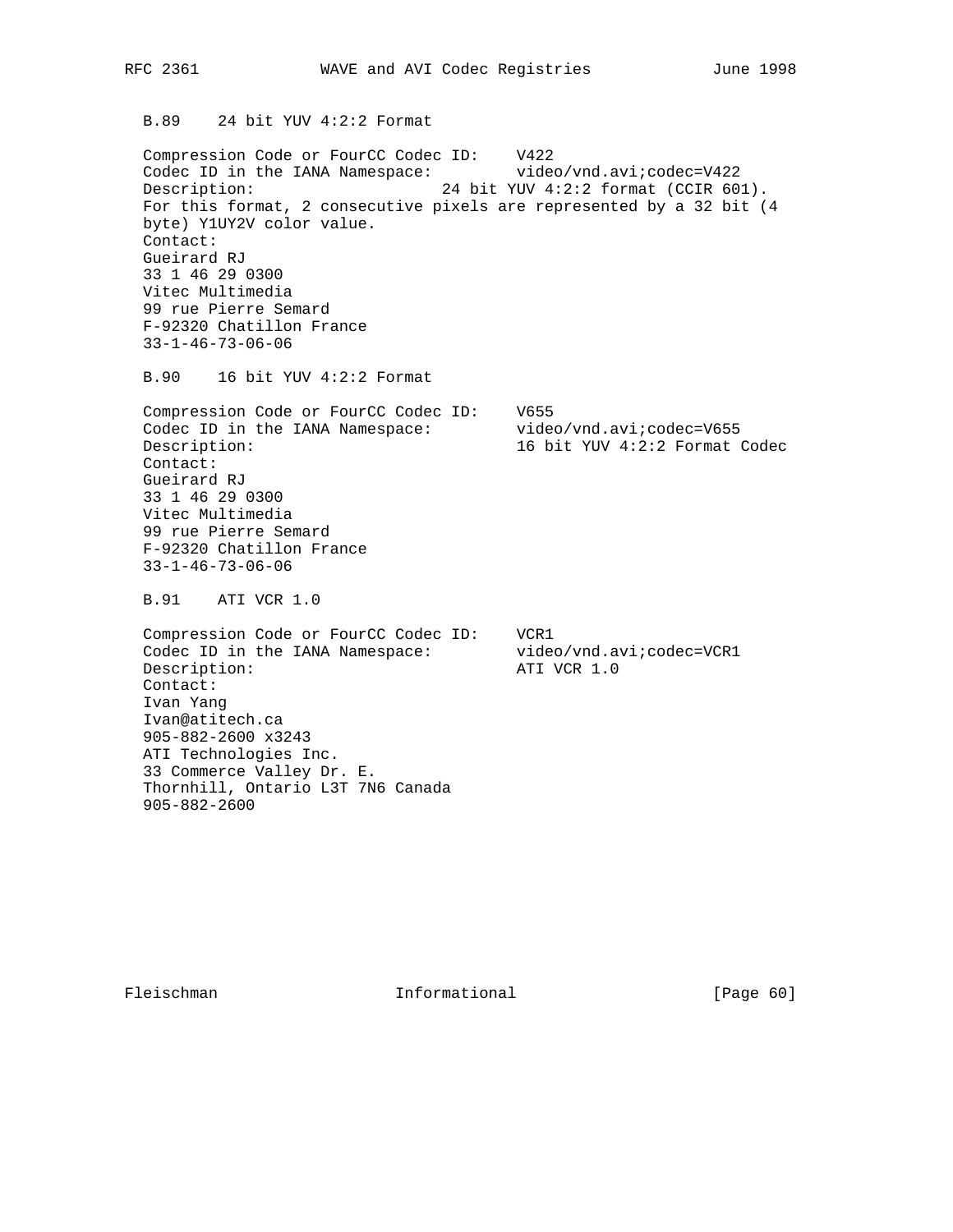### B.89 24 bit YUV 4:2:2 Format

Compression Code or FourCC Codec ID: V422
Codec ID in the IANA Namespace: video/vnd.avi;codec=V422
Description: 24 bit YUV 4:2:2 format (CCIR 601).
For this format, 2 consecutive pixels are represented by a 32 bit (4 byte) Y1UY2V color value.
Contact:
Gueirard RJ
33 1 46 29 0300
Vitec Multimedia
99 rue Pierre Semard
F-92320 Chatillon France
33-1-46-73-06-06

### B.90 16 bit YUV 4:2:2 Format

Compression Code or FourCC Codec ID: V655
Codec ID in the IANA Namespace: video/vnd.avi;codec=V655
Description: 16 bit YUV 4:2:2 Format Codec
Contact:
Gueirard RJ
33 1 46 29 0300
Vitec Multimedia
99 rue Pierre Semard
F-92320 Chatillon France
33-1-46-73-06-06

### B.91 ATI VCR 1.0

Compression Code or FourCC Codec ID: VCR1
Codec ID in the IANA Namespace: video/vnd.avi;codec=VCR1
Description: ATI VCR 1.0
Contact:
Ivan Yang
Ivan@atitech.ca
905-882-2600 x3243
ATI Technologies Inc.
33 Commerce Valley Dr. E.
Thornhill, Ontario L3T 7N6 Canada
905-882-2600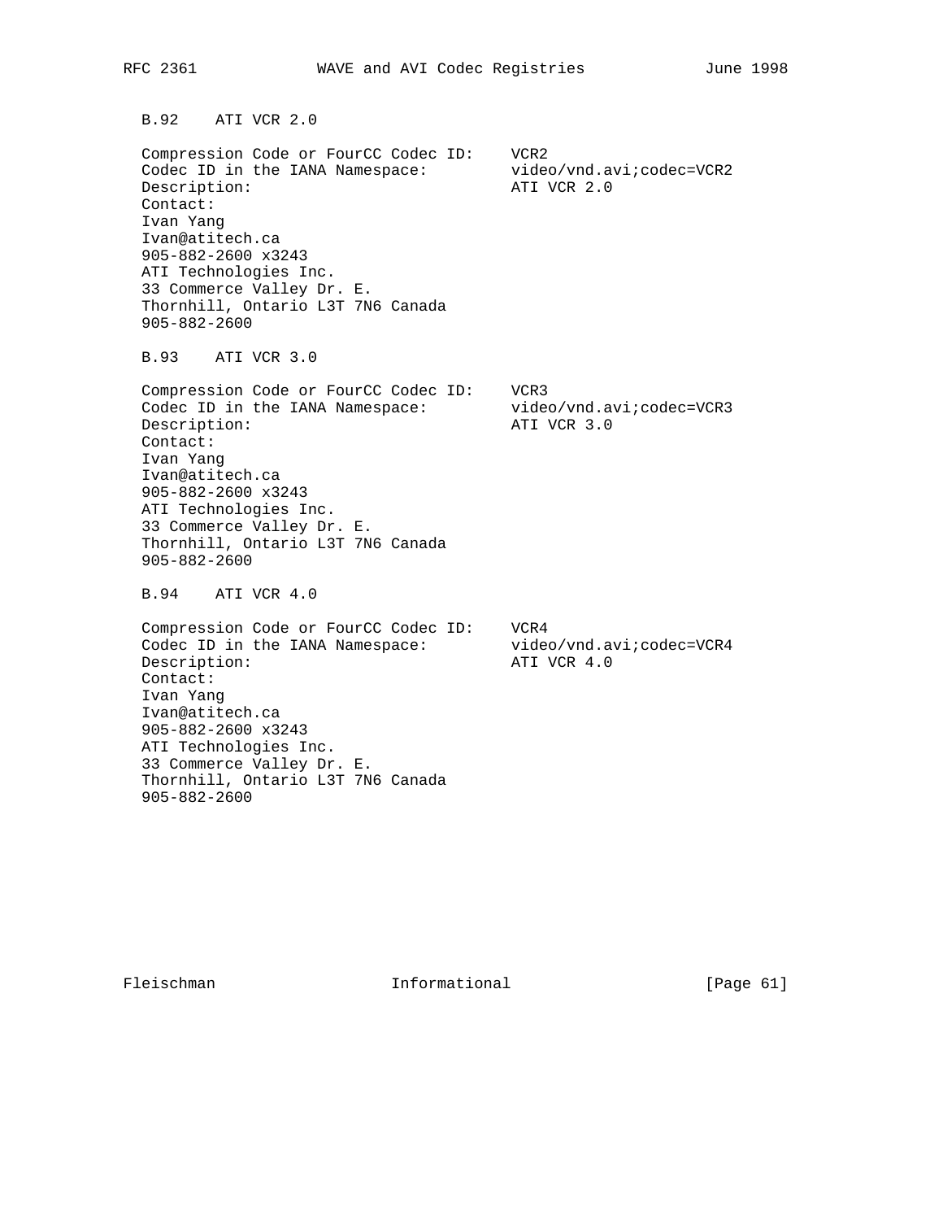### B.92 ATI VCR 2.0

```
Compression Code or FourCC Codec ID:    VCR2
Codec ID in the IANA Namespace:         video/vnd.avi;codec=VCR2
Description:                            ATI VCR 2.0
Contact:
Ivan Yang
Ivan@atitech.ca
905-882-2600 x3243
ATI Technologies Inc.
33 Commerce Valley Dr. E.
Thornhill, Ontario L3T 7N6 Canada
905-882-2600
```

### B.93 ATI VCR 3.0

```
Compression Code or FourCC Codec ID:    VCR3
Codec ID in the IANA Namespace:         video/vnd.avi;codec=VCR3
Description:                            ATI VCR 3.0
Contact:
Ivan Yang
Ivan@atitech.ca
905-882-2600 x3243
ATI Technologies Inc.
33 Commerce Valley Dr. E.
Thornhill, Ontario L3T 7N6 Canada
905-882-2600
```

### B.94 ATI VCR 4.0

```
Compression Code or FourCC Codec ID:    VCR4
Codec ID in the IANA Namespace:         video/vnd.avi;codec=VCR4
Description:                            ATI VCR 4.0
Contact:
Ivan Yang
Ivan@atitech.ca
905-882-2600 x3243
ATI Technologies Inc.
33 Commerce Valley Dr. E.
Thornhill, Ontario L3T 7N6 Canada
905-882-2600
```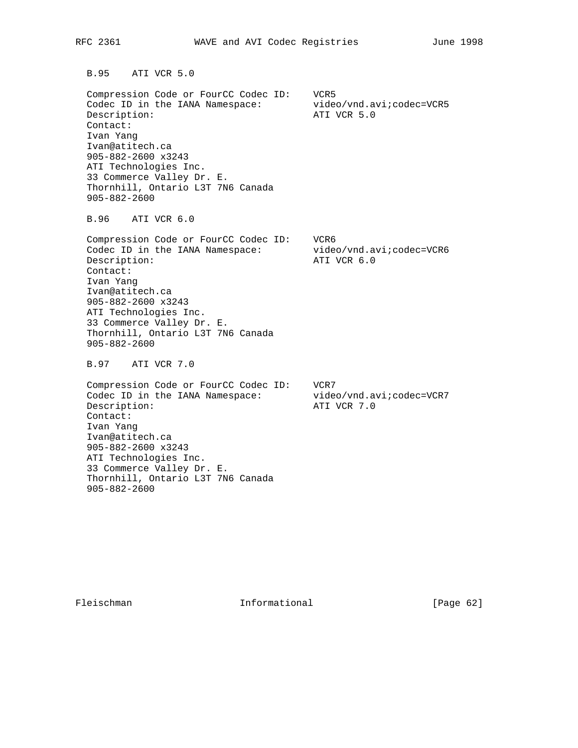### B.95 ATI VCR 5.0

Compression Code or FourCC Codec ID: VCR5
Codec ID in the IANA Namespace: video/vnd.avi;codec=VCR5
Description: ATI VCR 5.0
Contact:
Ivan Yang
Ivan@atitech.ca
905-882-2600 x3243
ATI Technologies Inc.
33 Commerce Valley Dr. E.
Thornhill, Ontario L3T 7N6 Canada
905-882-2600

### B.96 ATI VCR 6.0

Compression Code or FourCC Codec ID: VCR6
Codec ID in the IANA Namespace: video/vnd.avi;codec=VCR6
Description: ATI VCR 6.0
Contact:
Ivan Yang
Ivan@atitech.ca
905-882-2600 x3243
ATI Technologies Inc.
33 Commerce Valley Dr. E.
Thornhill, Ontario L3T 7N6 Canada
905-882-2600

### B.97 ATI VCR 7.0

Compression Code or FourCC Codec ID: VCR7
Codec ID in the IANA Namespace: video/vnd.avi;codec=VCR7
Description: ATI VCR 7.0
Contact:
Ivan Yang
Ivan@atitech.ca
905-882-2600 x3243
ATI Technologies Inc.
33 Commerce Valley Dr. E.
Thornhill, Ontario L3T 7N6 Canada
905-882-2600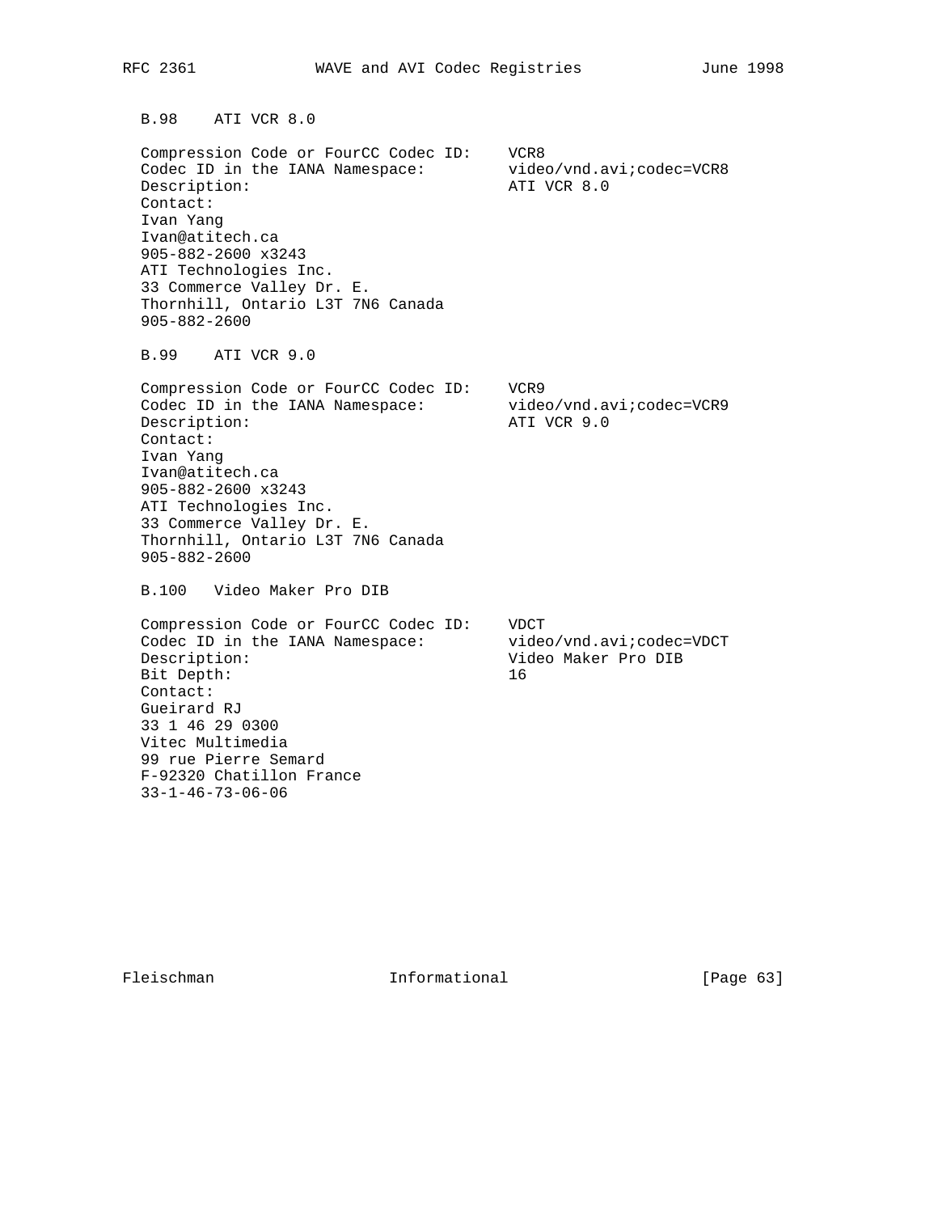### B.98 ATI VCR 8.0

```
Compression Code or FourCC Codec ID:    VCR8
Codec ID in the IANA Namespace:         video/vnd.avi;codec=VCR8
Description:                            ATI VCR 8.0
Contact:
Ivan Yang
Ivan@atitech.ca
905-882-2600 x3243
ATI Technologies Inc.
33 Commerce Valley Dr. E.
Thornhill, Ontario L3T 7N6 Canada
905-882-2600
```

### B.99 ATI VCR 9.0

```
Compression Code or FourCC Codec ID:    VCR9
Codec ID in the IANA Namespace:         video/vnd.avi;codec=VCR9
Description:                            ATI VCR 9.0
Contact:
Ivan Yang
Ivan@atitech.ca
905-882-2600 x3243
ATI Technologies Inc.
33 Commerce Valley Dr. E.
Thornhill, Ontario L3T 7N6 Canada
905-882-2600
```

### B.100 Video Maker Pro DIB

```
Compression Code or FourCC Codec ID:    VDCT
Codec ID in the IANA Namespace:         video/vnd.avi;codec=VDCT
Description:                            Video Maker Pro DIB
Bit Depth:                              16
Contact:
Gueirard RJ
33 1 46 29 0300
Vitec Multimedia
99 rue Pierre Semard
F-92320 Chatillon France
33-1-46-73-06-06
```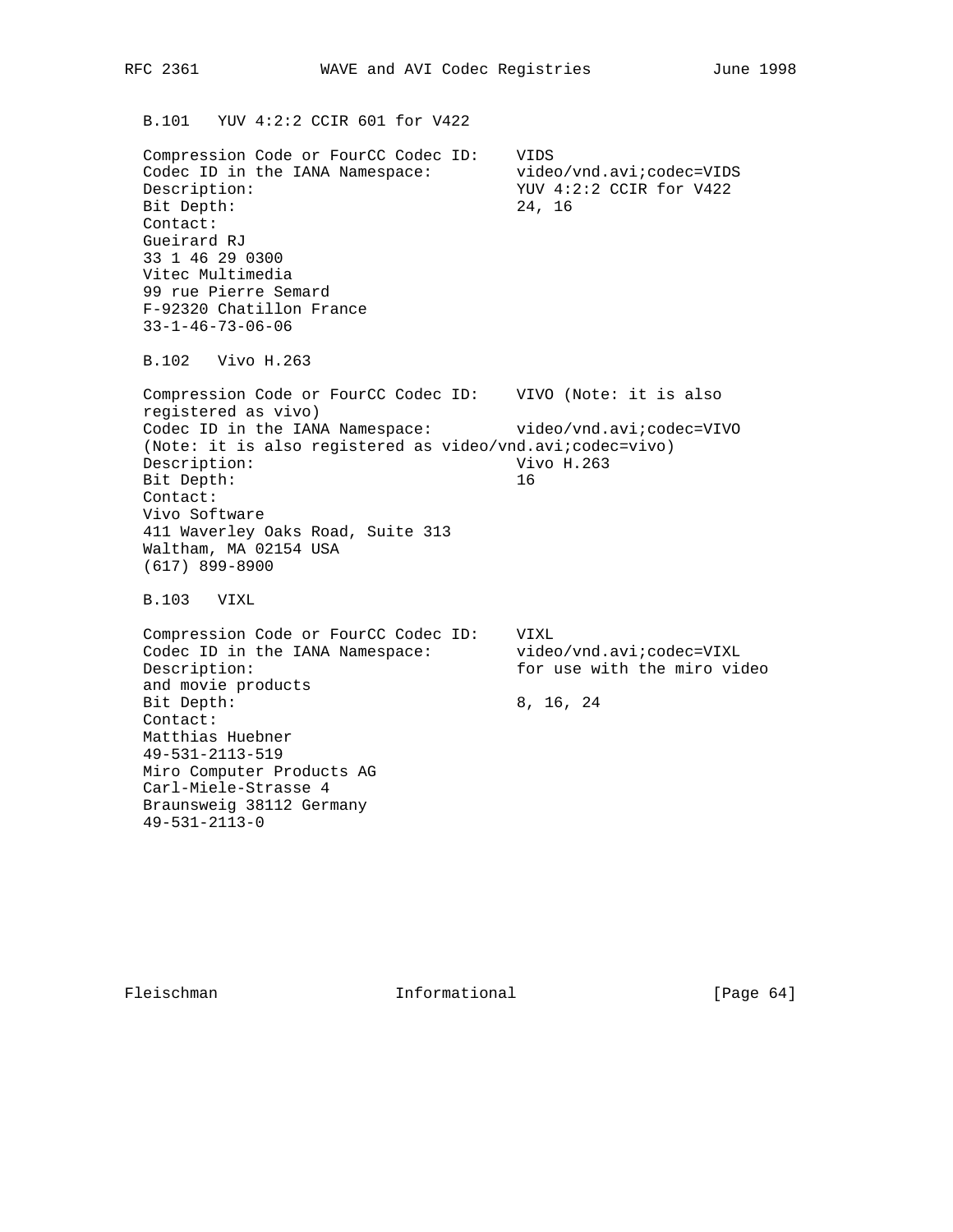### B.101 YUV 4:2:2 CCIR 601 for V422

Compression Code or FourCC Codec ID: VIDS
Codec ID in the IANA Namespace: video/vnd.avi;codec=VIDS
Description: YUV 4:2:2 CCIR for V422
Bit Depth: 24, 16
Contact:
Gueirard RJ
33 1 46 29 0300
Vitec Multimedia
99 rue Pierre Semard
F-92320 Chatillon France
33-1-46-73-06-06

### B.102 Vivo H.263

Compression Code or FourCC Codec ID: VIVO (Note: it is also registered as vivo)
Codec ID in the IANA Namespace: video/vnd.avi;codec=VIVO (Note: it is also registered as video/vnd.avi;codec=vivo)
Description: Vivo H.263
Bit Depth: 16
Contact:
Vivo Software
411 Waverley Oaks Road, Suite 313
Waltham, MA 02154 USA
(617) 899-8900

### B.103 VIXL

Compression Code or FourCC Codec ID: VIXL
Codec ID in the IANA Namespace: video/vnd.avi;codec=VIXL
Description: for use with the miro video and movie products
Bit Depth: 8, 16, 24
Contact:
Matthias Huebner
49-531-2113-519
Miro Computer Products AG
Carl-Miele-Strasse 4
Braunsweig 38112 Germany
49-531-2113-0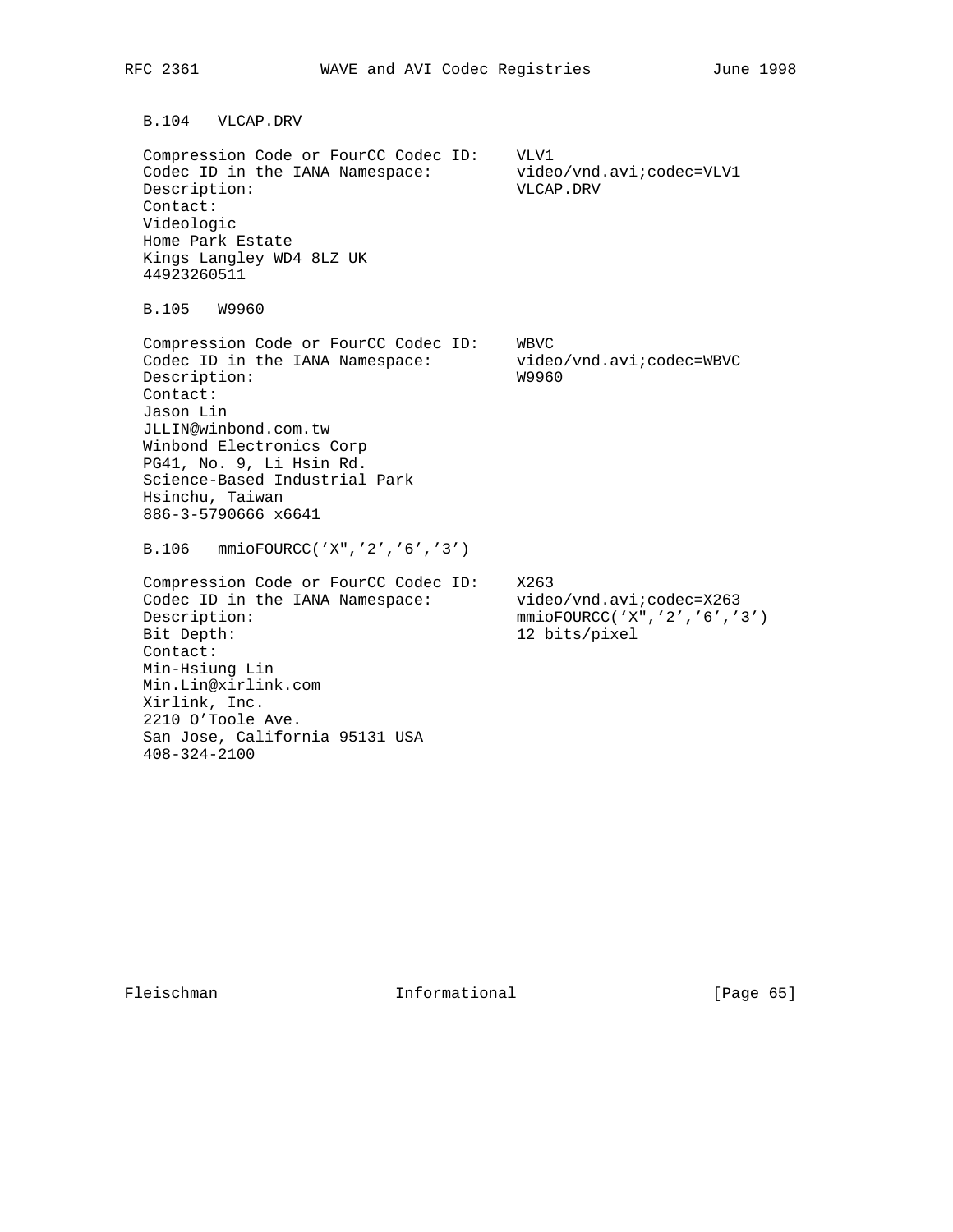### B.104 VLCAP.DRV

```
Compression Code or FourCC Codec ID:    VLV1
Codec ID in the IANA Namespace:         video/vnd.avi;codec=VLV1
Description:                            VLCAP.DRV
Contact:
Videologic
Home Park Estate
Kings Langley WD4 8LZ UK
44923260511
```

### B.105 W9960

```
Compression Code or FourCC Codec ID:    WBVC
Codec ID in the IANA Namespace:         video/vnd.avi;codec=WBVC
Description:                            W9960
Contact:
Jason Lin
JLLIN@winbond.com.tw
Winbond Electronics Corp
PG41, No. 9, Li Hsin Rd.
Science-Based Industrial Park
Hsinchu, Taiwan
886-3-5790666 x6641
```

### B.106 mmioFOURCC('X",'2','6','3')

```
Compression Code or FourCC Codec ID:    X263
Codec ID in the IANA Namespace:         video/vnd.avi;codec=X263
Description:                            mmioFOURCC('X",'2','6','3')
Bit Depth:                              12 bits/pixel
Contact:
Min-Hsiung Lin
Min.Lin@xirlink.com
Xirlink, Inc.
2210 O'Toole Ave.
San Jose, California 95131 USA
408-324-2100
```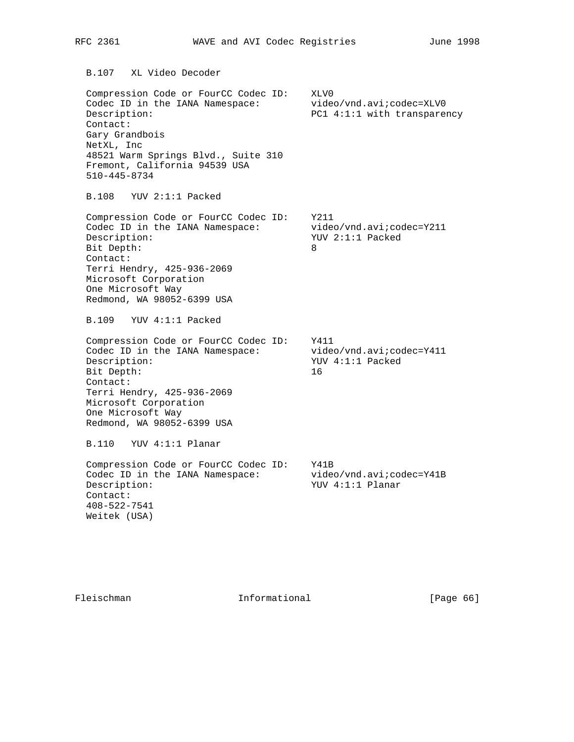### B.107 XL Video Decoder

Compression Code or FourCC Codec ID: XLV0
Codec ID in the IANA Namespace: video/vnd.avi;codec=XLV0
Description: PC1 4:1:1 with transparency
Contact:
Gary Grandbois
NetXL, Inc
48521 Warm Springs Blvd., Suite 310
Fremont, California 94539 USA
510-445-8734

### B.108 YUV 2:1:1 Packed

Compression Code or FourCC Codec ID: Y211
Codec ID in the IANA Namespace: video/vnd.avi;codec=Y211
Description: YUV 2:1:1 Packed
Bit Depth: 8
Contact:
Terri Hendry, 425-936-2069
Microsoft Corporation
One Microsoft Way
Redmond, WA 98052-6399 USA

### B.109 YUV 4:1:1 Packed

Compression Code or FourCC Codec ID: Y411
Codec ID in the IANA Namespace: video/vnd.avi;codec=Y411
Description: YUV 4:1:1 Packed
Bit Depth: 16
Contact:
Terri Hendry, 425-936-2069
Microsoft Corporation
One Microsoft Way
Redmond, WA 98052-6399 USA

### B.110 YUV 4:1:1 Planar

Compression Code or FourCC Codec ID: Y41B
Codec ID in the IANA Namespace: video/vnd.avi;codec=Y41B
Description: YUV 4:1:1 Planar
Contact:
408-522-7541
Weitek (USA)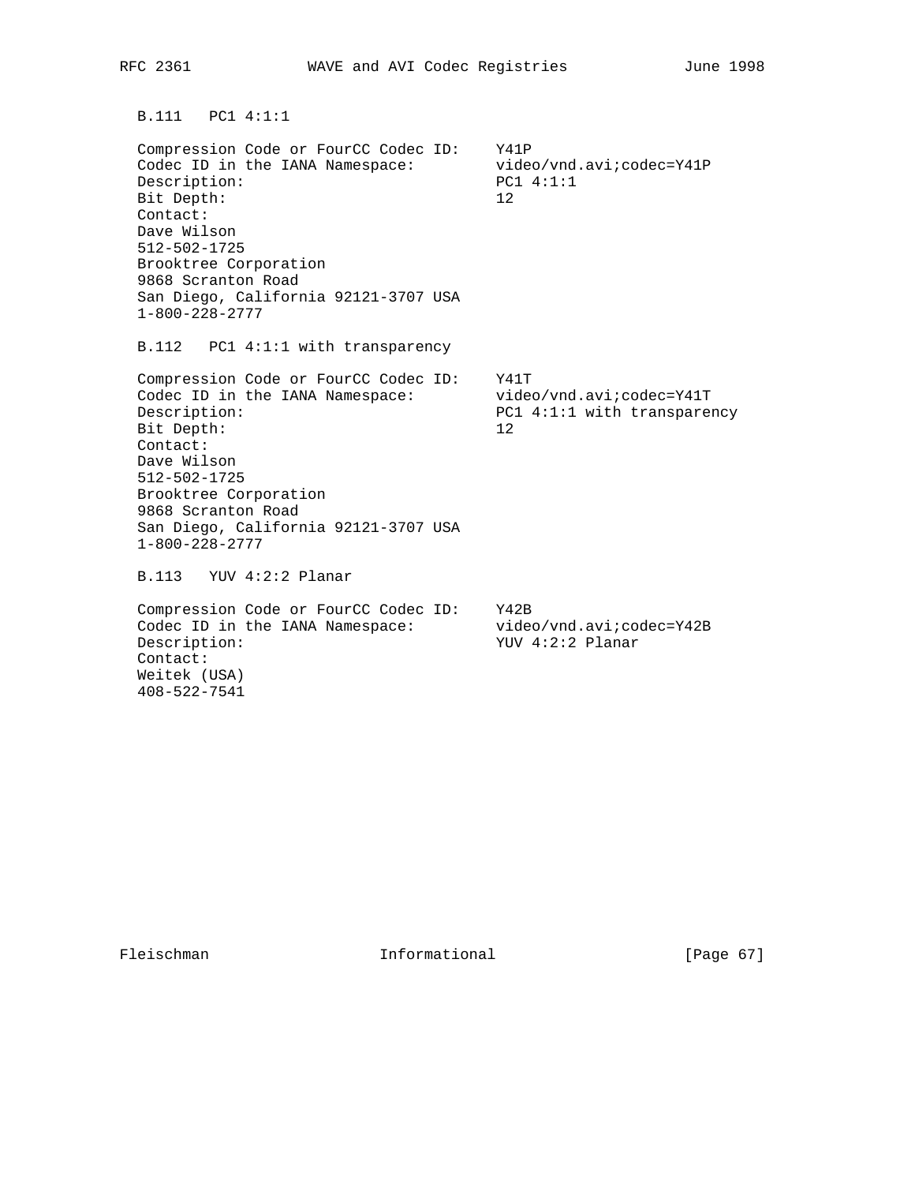### B.111 PC1 4:1:1

Compression Code or FourCC Codec ID: Y41P
Codec ID in the IANA Namespace: video/vnd.avi;codec=Y41P
Description: PC1 4:1:1
Bit Depth: 12
Contact:
Dave Wilson
512-502-1725
Brooktree Corporation
9868 Scranton Road
San Diego, California 92121-3707 USA
1-800-228-2777

### B.112 PC1 4:1:1 with transparency

Compression Code or FourCC Codec ID: Y41T
Codec ID in the IANA Namespace: video/vnd.avi;codec=Y41T
Description: PC1 4:1:1 with transparency
Bit Depth: 12
Contact:
Dave Wilson
512-502-1725
Brooktree Corporation
9868 Scranton Road
San Diego, California 92121-3707 USA
1-800-228-2777

### B.113 YUV 4:2:2 Planar

Compression Code or FourCC Codec ID: Y42B
Codec ID in the IANA Namespace: video/vnd.avi;codec=Y42B
Description: YUV 4:2:2 Planar
Contact:
Weitek (USA)
408-522-7541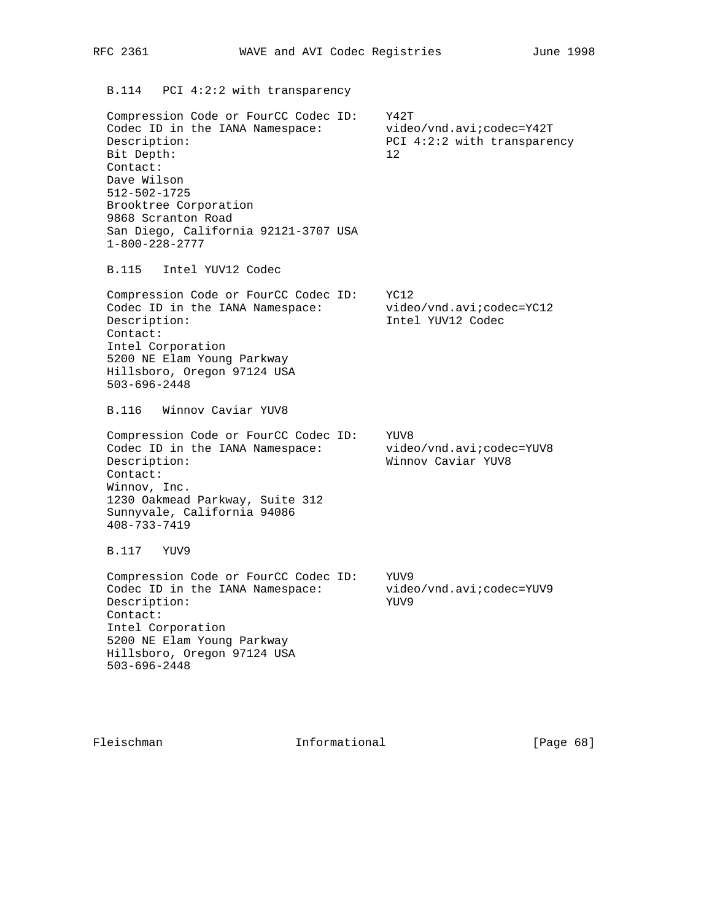### B.114 PCI 4:2:2 with transparency

Compression Code or FourCC Codec ID: Y42T
Codec ID in the IANA Namespace: video/vnd.avi;codec=Y42T
Description: PCI 4:2:2 with transparency
Bit Depth: 12
Contact:
Dave Wilson
512-502-1725
Brooktree Corporation
9868 Scranton Road
San Diego, California 92121-3707 USA
1-800-228-2777

### B.115 Intel YUV12 Codec

Compression Code or FourCC Codec ID: YC12
Codec ID in the IANA Namespace: video/vnd.avi;codec=YC12
Description: Intel YUV12 Codec
Contact:
Intel Corporation
5200 NE Elam Young Parkway
Hillsboro, Oregon 97124 USA
503-696-2448

### B.116 Winnov Caviar YUV8

Compression Code or FourCC Codec ID: YUV8
Codec ID in the IANA Namespace: video/vnd.avi;codec=YUV8
Description: Winnov Caviar YUV8
Contact:
Winnov, Inc.
1230 Oakmead Parkway, Suite 312
Sunnyvale, California 94086
408-733-7419

### B.117 YUV9

Compression Code or FourCC Codec ID: YUV9
Codec ID in the IANA Namespace: video/vnd.avi;codec=YUV9
Description: YUV9
Contact:
Intel Corporation
5200 NE Elam Young Parkway
Hillsboro, Oregon 97124 USA
503-696-2448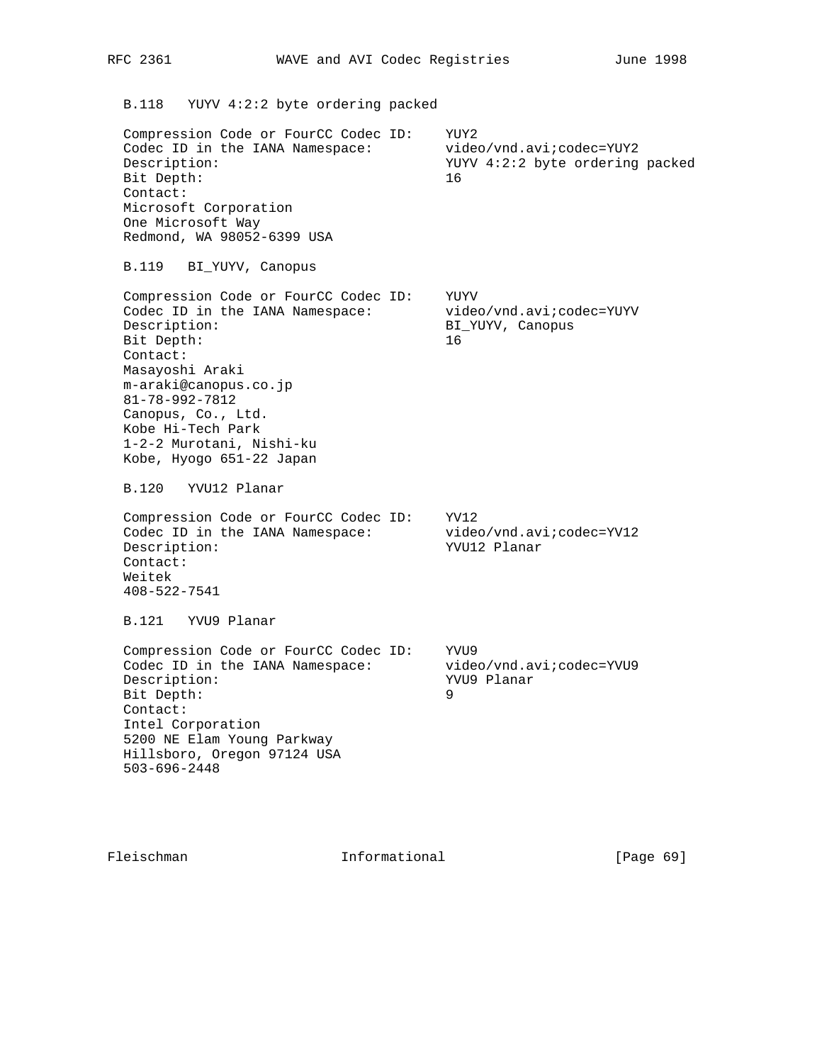### B.118 YUYV 4:2:2 byte ordering packed

```
Compression Code or FourCC Codec ID:    YUY2
Codec ID in the IANA Namespace:         video/vnd.avi;codec=YUY2
Description:                            YUYV 4:2:2 byte ordering packed
Bit Depth:                              16
Contact:
Microsoft Corporation
One Microsoft Way
Redmond, WA 98052-6399 USA
```

### B.119 BI_YUYV, Canopus

```
Compression Code or FourCC Codec ID:    YUYV
Codec ID in the IANA Namespace:         video/vnd.avi;codec=YUYV
Description:                            BI_YUYV, Canopus
Bit Depth:                              16
Contact:
Masayoshi Araki
m-araki@canopus.co.jp
81-78-992-7812
Canopus, Co., Ltd.
Kobe Hi-Tech Park
1-2-2 Murotani, Nishi-ku
Kobe, Hyogo 651-22 Japan
```

### B.120 YVU12 Planar

```
Compression Code or FourCC Codec ID:    YV12
Codec ID in the IANA Namespace:         video/vnd.avi;codec=YV12
Description:                            YVU12 Planar
Contact:
Weitek
408-522-7541
```

### B.121 YVU9 Planar

```
Compression Code or FourCC Codec ID:    YVU9
Codec ID in the IANA Namespace:         video/vnd.avi;codec=YVU9
Description:                            YVU9 Planar
Bit Depth:                              9
Contact:
Intel Corporation
5200 NE Elam Young Parkway
Hillsboro, Oregon 97124 USA
503-696-2448
```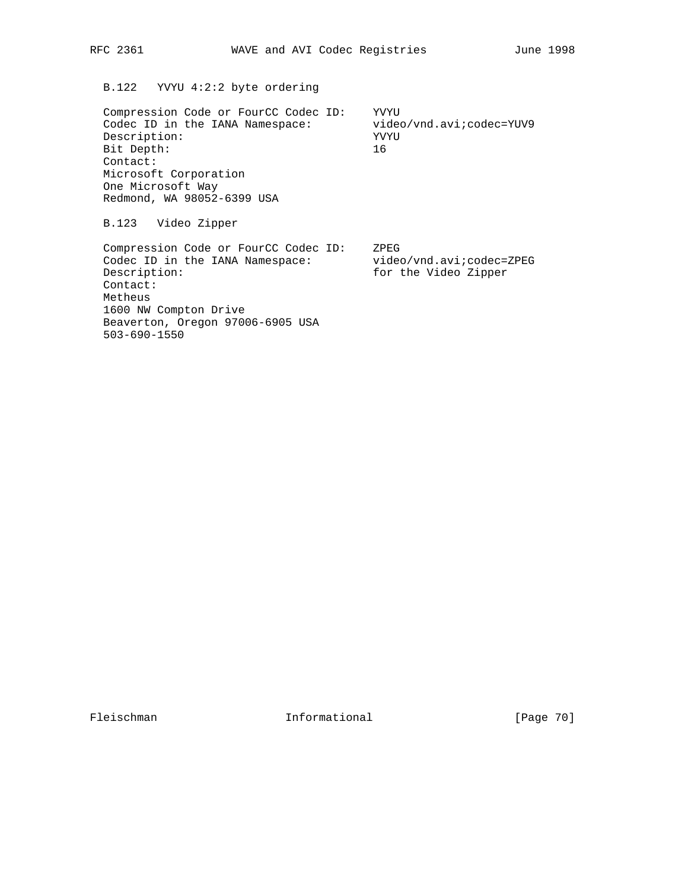### B.122 YVYU 4:2:2 byte ordering

```
Compression Code or FourCC Codec ID:    YVYU
Codec ID in the IANA Namespace:         video/vnd.avi;codec=YUV9
Description:                            YVYU
Bit Depth:                              16
Contact:
Microsoft Corporation
One Microsoft Way
Redmond, WA 98052-6399 USA
```

### B.123 Video Zipper

```
Compression Code or FourCC Codec ID:    ZPEG
Codec ID in the IANA Namespace:         video/vnd.avi;codec=ZPEG
Description:                            for the Video Zipper
Contact:
Metheus
1600 NW Compton Drive
Beaverton, Oregon 97006-6905 USA
503-690-1550
```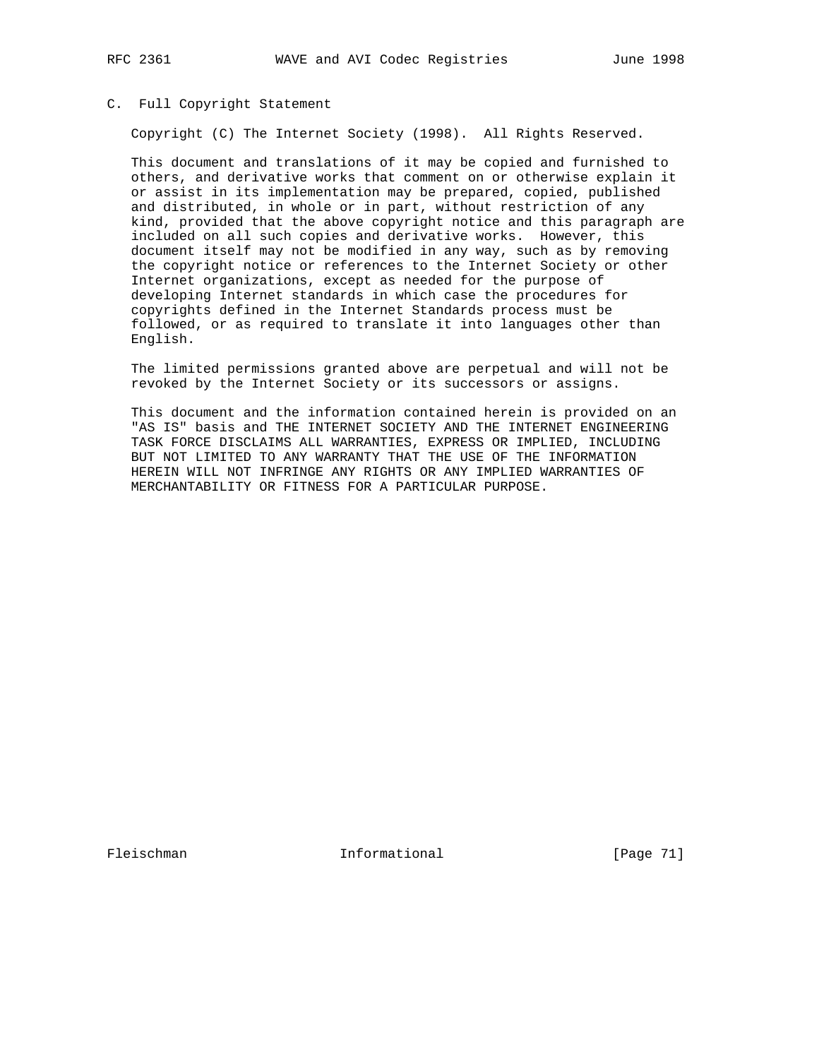## C. Full Copyright Statement

Copyright (C) The Internet Society (1998). All Rights Reserved.

This document and translations of it may be copied and furnished to others, and derivative works that comment on or otherwise explain it or assist in its implementation may be prepared, copied, published and distributed, in whole or in part, without restriction of any kind, provided that the above copyright notice and this paragraph are included on all such copies and derivative works. However, this document itself may not be modified in any way, such as by removing the copyright notice or references to the Internet Society or other Internet organizations, except as needed for the purpose of developing Internet standards in which case the procedures for copyrights defined in the Internet Standards process must be followed, or as required to translate it into languages other than English.

The limited permissions granted above are perpetual and will not be revoked by the Internet Society or its successors or assigns.

This document and the information contained herein is provided on an "AS IS" basis and THE INTERNET SOCIETY AND THE INTERNET ENGINEERING TASK FORCE DISCLAIMS ALL WARRANTIES, EXPRESS OR IMPLIED, INCLUDING BUT NOT LIMITED TO ANY WARRANTY THAT THE USE OF THE INFORMATION HEREIN WILL NOT INFRINGE ANY RIGHTS OR ANY IMPLIED WARRANTIES OF MERCHANTABILITY OR FITNESS FOR A PARTICULAR PURPOSE.